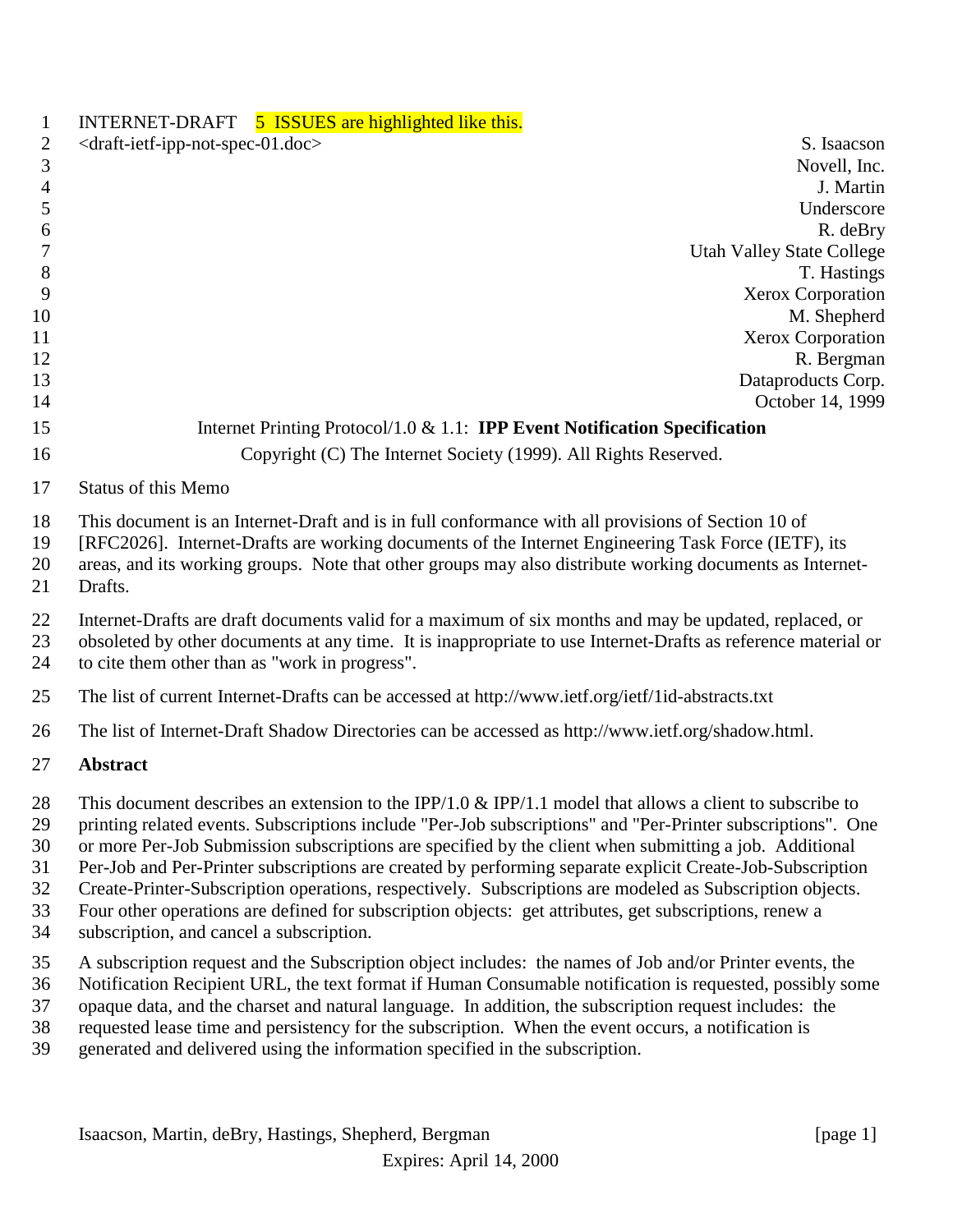INTERNET-DRAFT 5 ISSUES are highlighted like this.

<draft-ietf-ipp-not-spec-01.doc>

S. Isaacson
Novell, Inc.
J. Martin
Underscore
R. deBry
Utah Valley State College
T. Hastings
Xerox Corporation
M. Shepherd
Xerox Corporation
R. Bergman
Dataproducts Corp.
October 14, 1999

Internet Printing Protocol/1.0 & 1.1: **IPP Event Notification Specification**

Copyright (C) The Internet Society (1999). All Rights Reserved.

Status of this Memo

This document is an Internet-Draft and is in full conformance with all provisions of Section 10 of [RFC2026]. Internet-Drafts are working documents of the Internet Engineering Task Force (IETF), its areas, and its working groups. Note that other groups may also distribute working documents as Internet-Drafts.

Internet-Drafts are draft documents valid for a maximum of six months and may be updated, replaced, or obsoleted by other documents at any time. It is inappropriate to use Internet-Drafts as reference material or to cite them other than as "work in progress".

The list of current Internet-Drafts can be accessed at http://www.ietf.org/ietf/1id-abstracts.txt

The list of Internet-Draft Shadow Directories can be accessed as http://www.ietf.org/shadow.html.

**Abstract**

This document describes an extension to the IPP/1.0 & IPP/1.1 model that allows a client to subscribe to printing related events. Subscriptions include "Per-Job subscriptions" and "Per-Printer subscriptions". One or more Per-Job Submission subscriptions are specified by the client when submitting a job. Additional Per-Job and Per-Printer subscriptions are created by performing separate explicit Create-Job-Subscription Create-Printer-Subscription operations, respectively. Subscriptions are modeled as Subscription objects. Four other operations are defined for subscription objects: get attributes, get subscriptions, renew a subscription, and cancel a subscription.

A subscription request and the Subscription object includes: the names of Job and/or Printer events, the Notification Recipient URL, the text format if Human Consumable notification is requested, possibly some opaque data, and the charset and natural language. In addition, the subscription request includes: the requested lease time and persistency for the subscription. When the event occurs, a notification is generated and delivered using the information specified in the subscription.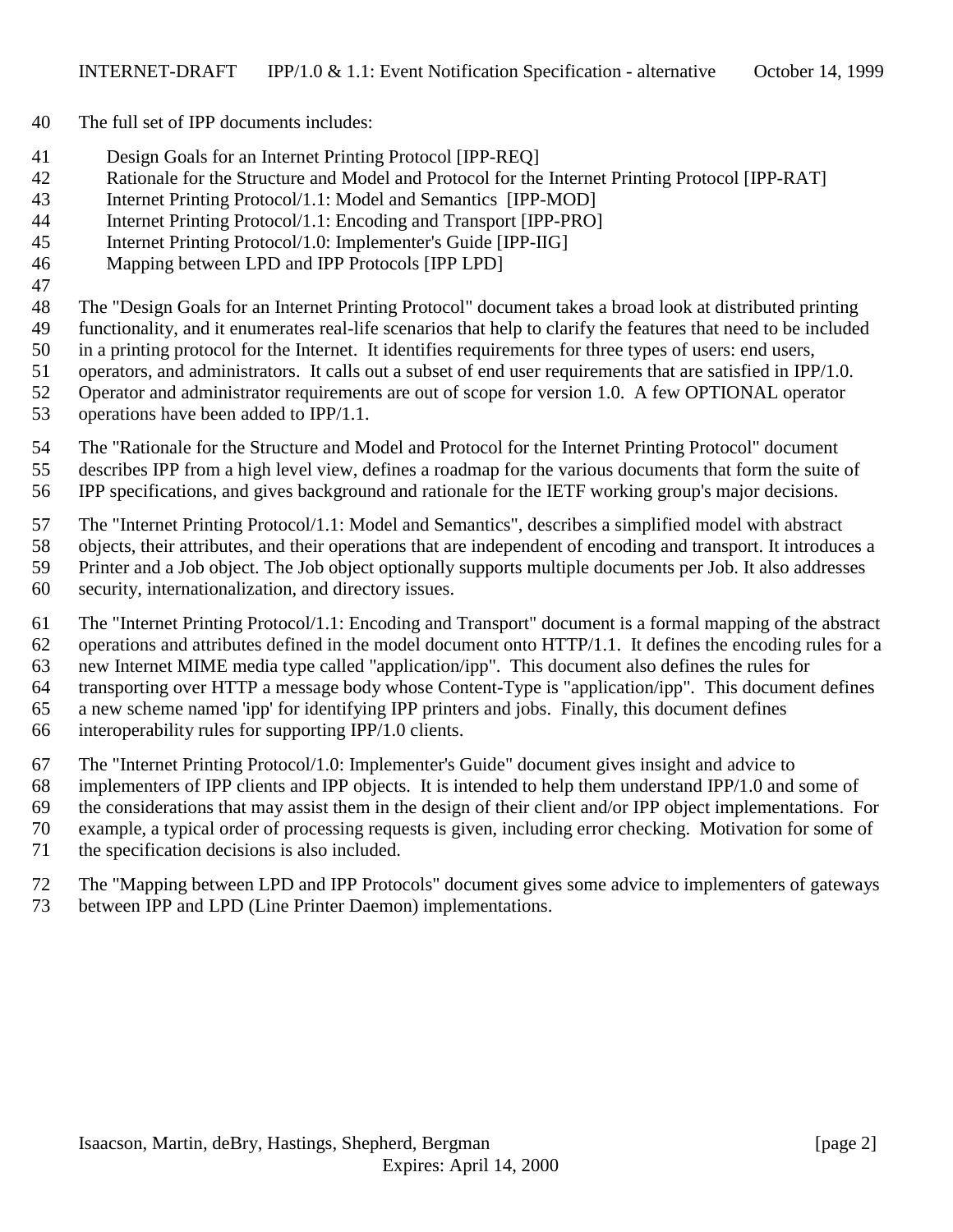The full set of IPP documents includes:

Design Goals for an Internet Printing Protocol [IPP-REQ]
Rationale for the Structure and Model and Protocol for the Internet Printing Protocol [IPP-RAT]
Internet Printing Protocol/1.1: Model and Semantics [IPP-MOD]
Internet Printing Protocol/1.1: Encoding and Transport [IPP-PRO]
Internet Printing Protocol/1.0: Implementer's Guide [IPP-IIG]
Mapping between LPD and IPP Protocols [IPP LPD]

The "Design Goals for an Internet Printing Protocol" document takes a broad look at distributed printing functionality, and it enumerates real-life scenarios that help to clarify the features that need to be included in a printing protocol for the Internet. It identifies requirements for three types of users: end users, operators, and administrators. It calls out a subset of end user requirements that are satisfied in IPP/1.0. Operator and administrator requirements are out of scope for version 1.0. A few OPTIONAL operator operations have been added to IPP/1.1.

The "Rationale for the Structure and Model and Protocol for the Internet Printing Protocol" document describes IPP from a high level view, defines a roadmap for the various documents that form the suite of IPP specifications, and gives background and rationale for the IETF working group's major decisions.

The "Internet Printing Protocol/1.1: Model and Semantics", describes a simplified model with abstract objects, their attributes, and their operations that are independent of encoding and transport. It introduces a Printer and a Job object. The Job object optionally supports multiple documents per Job. It also addresses security, internationalization, and directory issues.

The "Internet Printing Protocol/1.1: Encoding and Transport" document is a formal mapping of the abstract operations and attributes defined in the model document onto HTTP/1.1. It defines the encoding rules for a new Internet MIME media type called "application/ipp". This document also defines the rules for transporting over HTTP a message body whose Content-Type is "application/ipp". This document defines a new scheme named 'ipp' for identifying IPP printers and jobs. Finally, this document defines interoperability rules for supporting IPP/1.0 clients.

The "Internet Printing Protocol/1.0: Implementer's Guide" document gives insight and advice to implementers of IPP clients and IPP objects. It is intended to help them understand IPP/1.0 and some of the considerations that may assist them in the design of their client and/or IPP object implementations. For example, a typical order of processing requests is given, including error checking. Motivation for some of the specification decisions is also included.

The "Mapping between LPD and IPP Protocols" document gives some advice to implementers of gateways between IPP and LPD (Line Printer Daemon) implementations.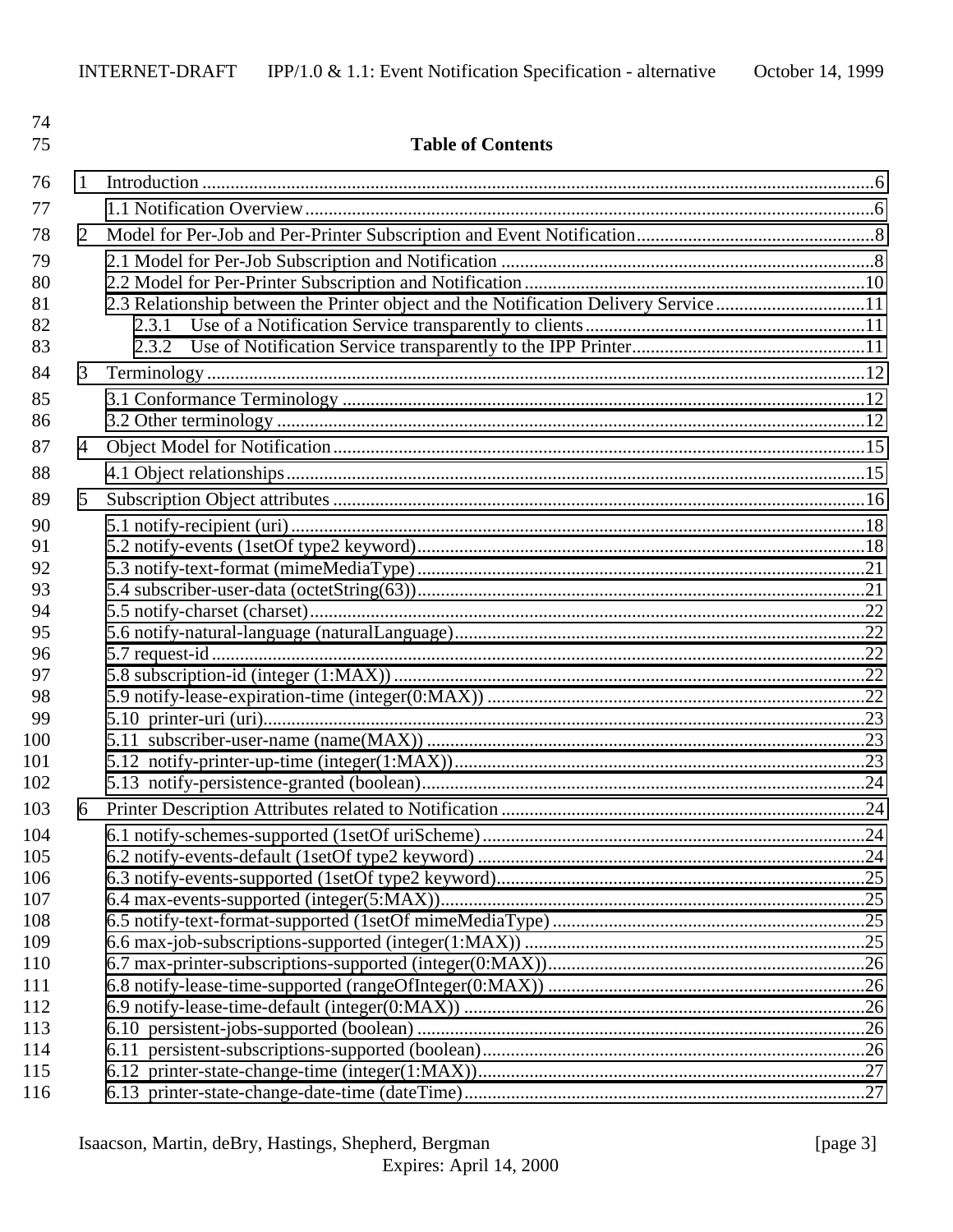**Table of Contents**

1 Introduction ....................................................6

1.1 Notification Overview ....................................................6

2 Model for Per-Job and Per-Printer Subscription and Event Notification ....................................................8

2.1 Model for Per-Job Subscription and Notification ....................................................8

2.2 Model for Per-Printer Subscription and Notification ....................................................10

2.3 Relationship between the Printer object and the Notification Delivery Service ....................................................11

2.3.1 Use of a Notification Service transparently to clients ....................................................11

2.3.2 Use of Notification Service transparently to the IPP Printer ....................................................11

3 Terminology ....................................................12

3.1 Conformance Terminology ....................................................12

3.2 Other terminology ....................................................12

4 Object Model for Notification ....................................................15

4.1 Object relationships ....................................................15

5 Subscription Object attributes ....................................................16

5.1 notify-recipient (uri) ....................................................18

5.2 notify-events (1setOf type2 keyword) ....................................................18

5.3 notify-text-format (mimeMediaType) ....................................................21

5.4 subscriber-user-data (octetString(63)) ....................................................21

5.5 notify-charset (charset) ....................................................22

5.6 notify-natural-language (naturalLanguage) ....................................................22

5.7 request-id ....................................................22

5.8 subscription-id (integer (1:MAX)) ....................................................22

5.9 notify-lease-expiration-time (integer(0:MAX)) ....................................................22

5.10 printer-uri (uri) ....................................................23

5.11 subscriber-user-name (name(MAX)) ....................................................23

5.12 notify-printer-up-time (integer(1:MAX)) ....................................................23

5.13 notify-persistence-granted (boolean) ....................................................24

6 Printer Description Attributes related to Notification ....................................................24

6.1 notify-schemes-supported (1setOf uriScheme) ....................................................24

6.2 notify-events-default (1setOf type2 keyword) ....................................................24

6.3 notify-events-supported (1setOf type2 keyword) ....................................................25

6.4 max-events-supported (integer(5:MAX)) ....................................................25

6.5 notify-text-format-supported (1setOf mimeMediaType) ....................................................25

6.6 max-job-subscriptions-supported (integer(1:MAX)) ....................................................25

6.7 max-printer-subscriptions-supported (integer(0:MAX)) ....................................................26

6.8 notify-lease-time-supported (rangeOfInteger(0:MAX)) ....................................................26

6.9 notify-lease-time-default (integer(0:MAX)) ....................................................26

6.10 persistent-jobs-supported (boolean) ....................................................26

6.11 persistent-subscriptions-supported (boolean) ....................................................26

6.12 printer-state-change-time (integer(1:MAX)) ....................................................27

6.13 printer-state-change-date-time (dateTime) ....................................................27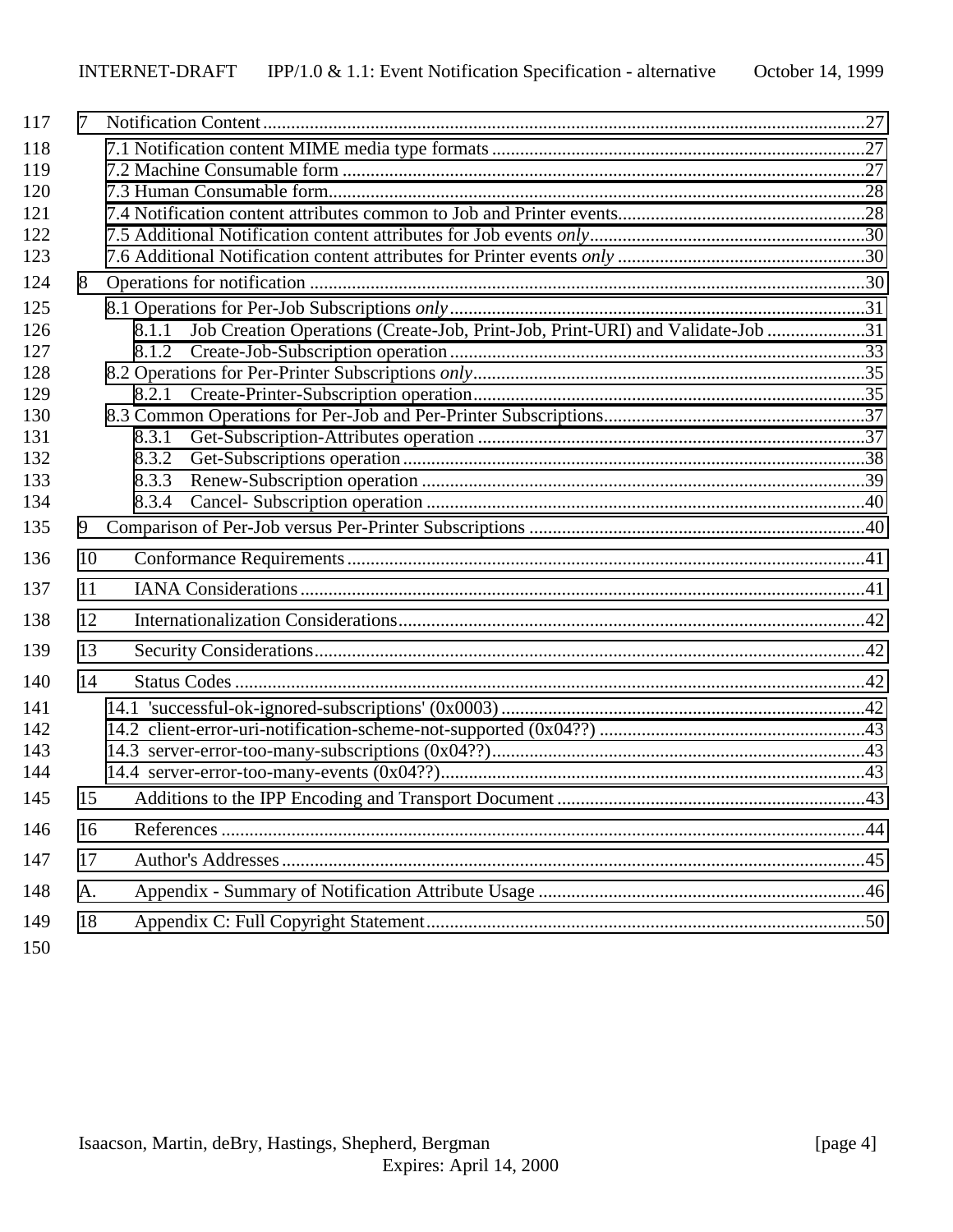7 Notification Content ......27

- 7.1 Notification content MIME media type formats ......27
- 7.2 Machine Consumable form ......27
- 7.3 Human Consumable form......28
- 7.4 Notification content attributes common to Job and Printer events......28
- 7.5 Additional Notification content attributes for Job events *only*......30
- 7.6 Additional Notification content attributes for Printer events *only* ......30

8 Operations for notification ......30

- 8.1 Operations for Per-Job Subscriptions *only*......31
  - 8.1.1 Job Creation Operations (Create-Job, Print-Job, Print-URI) and Validate-Job ......31
  - 8.1.2 Create-Job-Subscription operation ......33
- 8.2 Operations for Per-Printer Subscriptions *only*......35
  - 8.2.1 Create-Printer-Subscription operation......35
- 8.3 Common Operations for Per-Job and Per-Printer Subscriptions......37
  - 8.3.1 Get-Subscription-Attributes operation ......37
  - 8.3.2 Get-Subscriptions operation ......38
  - 8.3.3 Renew-Subscription operation ......39
  - 8.3.4 Cancel- Subscription operation ......40

9 Comparison of Per-Job versus Per-Printer Subscriptions ......40

10 Conformance Requirements......41

11 IANA Considerations......41

12 Internationalization Considerations......42

13 Security Considerations......42

14 Status Codes ......42

- 14.1 'successful-ok-ignored-subscriptions' (0x0003) ......42
- 14.2 client-error-uri-notification-scheme-not-supported (0x04??) ......43
- 14.3 server-error-too-many-subscriptions (0x04??)......43
- 14.4 server-error-too-many-events (0x04??)......43

15 Additions to the IPP Encoding and Transport Document ......43

16 References ......44

17 Author's Addresses......45

A. Appendix - Summary of Notification Attribute Usage ......46

18 Appendix C: Full Copyright Statement......50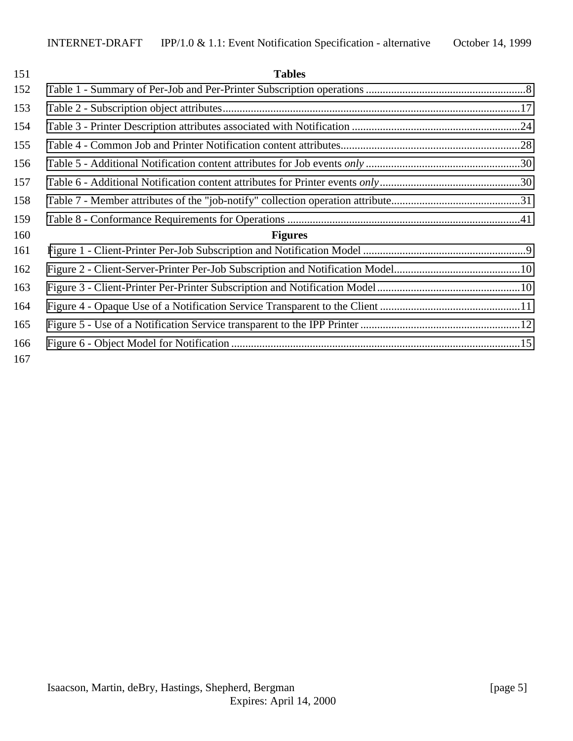**Tables**

Table 1 - Summary of Per-Job and Per-Printer Subscription operations ........................................................8

Table 2 - Subscription object attributes.......................................................................................................17

Table 3 - Printer Description attributes associated with Notification ..........................................................24

Table 4 - Common Job and Printer Notification content attributes..............................................................28

Table 5 - Additional Notification content attributes for Job events *only* .......................................................30

Table 6 - Additional Notification content attributes for Printer events *only*..................................................30

Table 7 - Member attributes of the "job-notify" collection operation attribute.............................................31

Table 8 - Conformance Requirements for Operations ..................................................................................41

**Figures**

Figure 1 - Client-Printer Per-Job Subscription and Notification Model ..........................................................9

Figure 2 - Client-Server-Printer Per-Job Subscription and Notification Model.............................................10

Figure 3 - Client-Printer Per-Printer Subscription and Notification Model...................................................10

Figure 4 - Opaque Use of a Notification Service Transparent to the Client ..................................................11

Figure 5 - Use of a Notification Service transparent to the IPP Printer .........................................................12

Figure 6 - Object Model for Notification.......................................................................................................15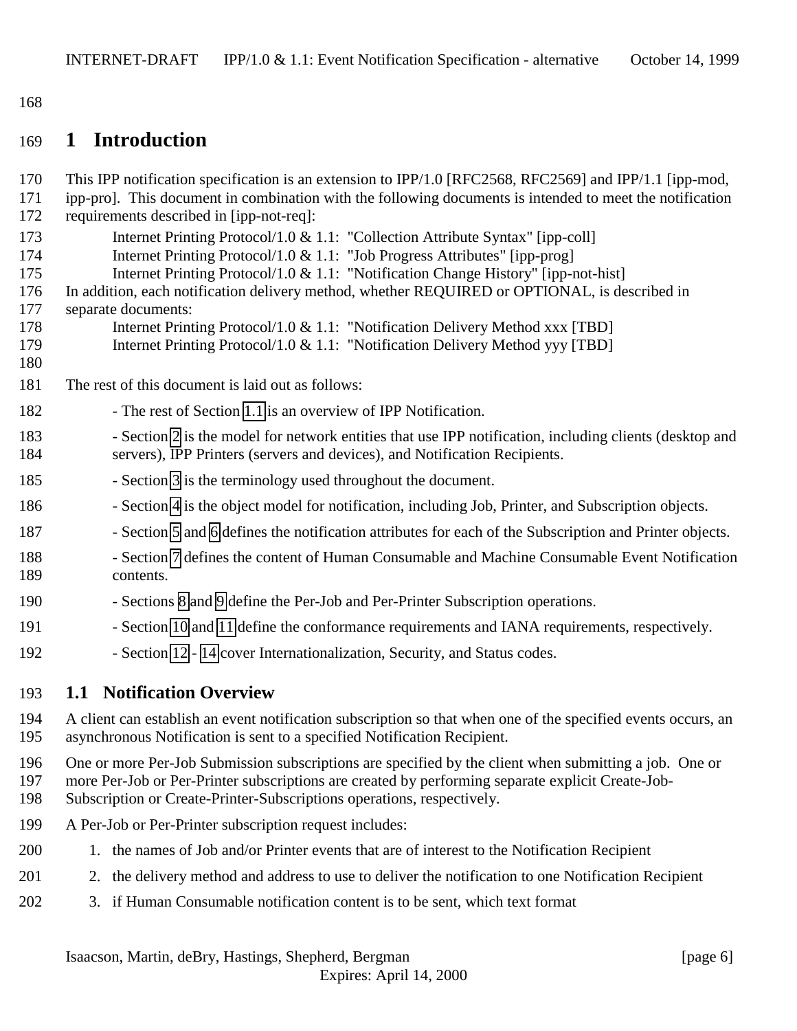# 1 Introduction

This IPP notification specification is an extension to IPP/1.0 [RFC2568, RFC2569] and IPP/1.1 [ipp-mod, ipp-pro]. This document in combination with the following documents is intended to meet the notification requirements described in [ipp-not-req]:

Internet Printing Protocol/1.0 & 1.1: "Collection Attribute Syntax" [ipp-coll]
Internet Printing Protocol/1.0 & 1.1: "Job Progress Attributes" [ipp-prog]
Internet Printing Protocol/1.0 & 1.1: "Notification Change History" [ipp-not-hist]

In addition, each notification delivery method, whether REQUIRED or OPTIONAL, is described in separate documents:

Internet Printing Protocol/1.0 & 1.1: "Notification Delivery Method xxx [TBD]
Internet Printing Protocol/1.0 & 1.1: "Notification Delivery Method yyy [TBD]

The rest of this document is laid out as follows:

- The rest of Section 1.1 is an overview of IPP Notification.
- Section 2 is the model for network entities that use IPP notification, including clients (desktop and servers), IPP Printers (servers and devices), and Notification Recipients.
- Section 3 is the terminology used throughout the document.
- Section 4 is the object model for notification, including Job, Printer, and Subscription objects.
- Section 5 and 6 defines the notification attributes for each of the Subscription and Printer objects.
- Section 7 defines the content of Human Consumable and Machine Consumable Event Notification contents.
- Sections 8 and 9 define the Per-Job and Per-Printer Subscription operations.
- Section 10 and 11 define the conformance requirements and IANA requirements, respectively.
- Section 12 - 14 cover Internationalization, Security, and Status codes.

## 1.1 Notification Overview

A client can establish an event notification subscription so that when one of the specified events occurs, an asynchronous Notification is sent to a specified Notification Recipient.

One or more Per-Job Submission subscriptions are specified by the client when submitting a job. One or more Per-Job or Per-Printer subscriptions are created by performing separate explicit Create-Job-Subscription or Create-Printer-Subscriptions operations, respectively.

A Per-Job or Per-Printer subscription request includes:

1. the names of Job and/or Printer events that are of interest to the Notification Recipient
2. the delivery method and address to use to deliver the notification to one Notification Recipient
3. if Human Consumable notification content is to be sent, which text format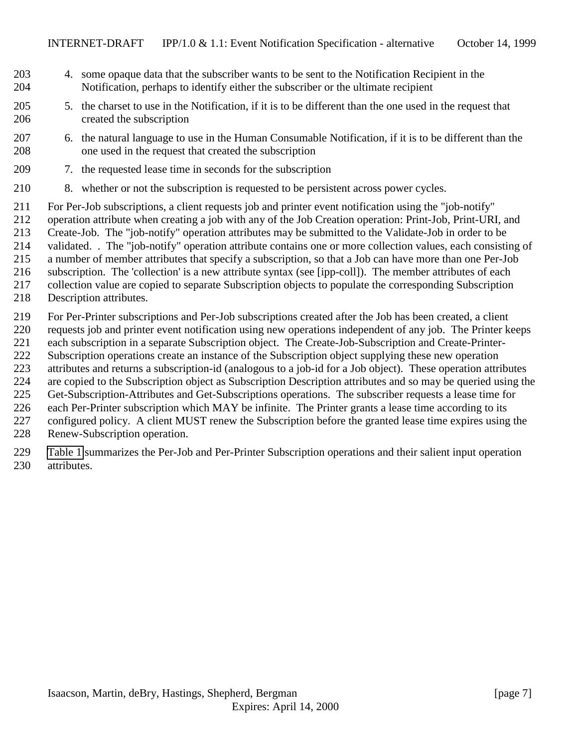4. some opaque data that the subscriber wants to be sent to the Notification Recipient in the Notification, perhaps to identify either the subscriber or the ultimate recipient

5. the charset to use in the Notification, if it is to be different than the one used in the request that created the subscription

6. the natural language to use in the Human Consumable Notification, if it is to be different than the one used in the request that created the subscription

7. the requested lease time in seconds for the subscription

8. whether or not the subscription is requested to be persistent across power cycles.

For Per-Job subscriptions, a client requests job and printer event notification using the "job-notify" operation attribute when creating a job with any of the Job Creation operation: Print-Job, Print-URI, and Create-Job. The "job-notify" operation attributes may be submitted to the Validate-Job in order to be validated. . The "job-notify" operation attribute contains one or more collection values, each consisting of a number of member attributes that specify a subscription, so that a Job can have more than one Per-Job subscription. The 'collection' is a new attribute syntax (see [ipp-coll]). The member attributes of each collection value are copied to separate Subscription objects to populate the corresponding Subscription Description attributes.

For Per-Printer subscriptions and Per-Job subscriptions created after the Job has been created, a client requests job and printer event notification using new operations independent of any job. The Printer keeps each subscription in a separate Subscription object. The Create-Job-Subscription and Create-Printer-Subscription operations create an instance of the Subscription object supplying these new operation attributes and returns a subscription-id (analogous to a job-id for a Job object). These operation attributes are copied to the Subscription object as Subscription Description attributes and so may be queried using the Get-Subscription-Attributes and Get-Subscriptions operations. The subscriber requests a lease time for each Per-Printer subscription which MAY be infinite. The Printer grants a lease time according to its configured policy. A client MUST renew the Subscription before the granted lease time expires using the Renew-Subscription operation.

Table 1 summarizes the Per-Job and Per-Printer Subscription operations and their salient input operation attributes.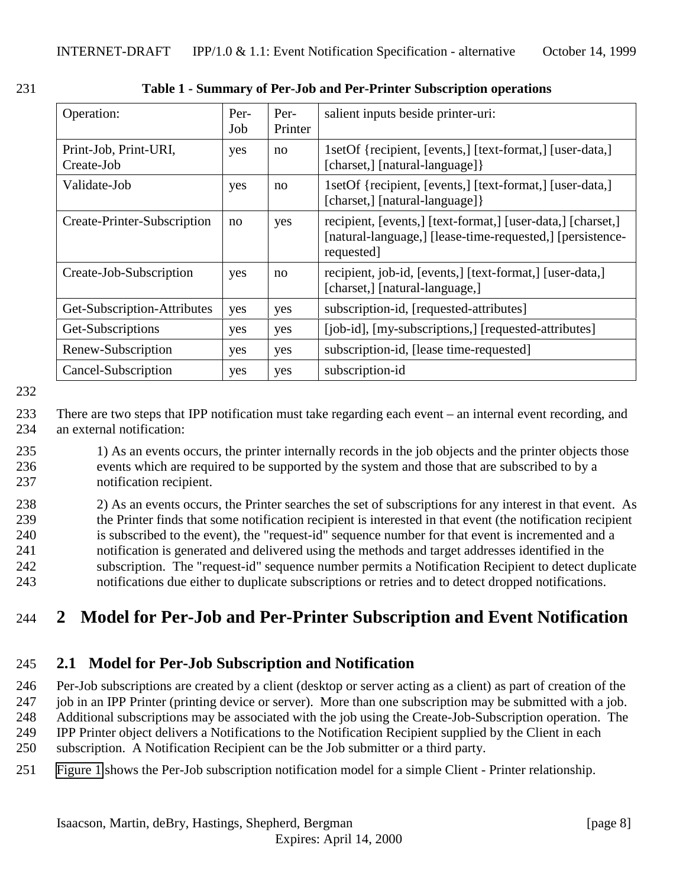**Table 1 - Summary of Per-Job and Per-Printer Subscription operations**

| Operation: | Per-Job | Per-Printer | salient inputs beside printer-uri: |
|---|---|---|---|
| Print-Job, Print-URI, Create-Job | yes | no | 1setOf {recipient, [events,] [text-format,] [user-data,] [charset,] [natural-language]} |
| Validate-Job | yes | no | 1setOf {recipient, [events,] [text-format,] [user-data,] [charset,] [natural-language]} |
| Create-Printer-Subscription | no | yes | recipient, [events,] [text-format,] [user-data,] [charset,] [natural-language,] [lease-time-requested,] [persistence-requested] |
| Create-Job-Subscription | yes | no | recipient, job-id, [events,] [text-format,] [user-data,] [charset,] [natural-language,] |
| Get-Subscription-Attributes | yes | yes | subscription-id, [requested-attributes] |
| Get-Subscriptions | yes | yes | [job-id], [my-subscriptions,] [requested-attributes] |
| Renew-Subscription | yes | yes | subscription-id, [lease time-requested] |
| Cancel-Subscription | yes | yes | subscription-id |

There are two steps that IPP notification must take regarding each event – an internal event recording, and an external notification:

1) As an events occurs, the printer internally records in the job objects and the printer objects those events which are required to be supported by the system and those that are subscribed to by a notification recipient.

2) As an events occurs, the Printer searches the set of subscriptions for any interest in that event. As the Printer finds that some notification recipient is interested in that event (the notification recipient is subscribed to the event), the "request-id" sequence number for that event is incremented and a notification is generated and delivered using the methods and target addresses identified in the subscription. The "request-id" sequence number permits a Notification Recipient to detect duplicate notifications due either to duplicate subscriptions or retries and to detect dropped notifications.

# 2 Model for Per-Job and Per-Printer Subscription and Event Notification

## 2.1 Model for Per-Job Subscription and Notification

Per-Job subscriptions are created by a client (desktop or server acting as a client) as part of creation of the job in an IPP Printer (printing device or server). More than one subscription may be submitted with a job. Additional subscriptions may be associated with the job using the Create-Job-Subscription operation. The IPP Printer object delivers a Notifications to the Notification Recipient supplied by the Client in each subscription. A Notification Recipient can be the Job submitter or a third party.

Figure 1 shows the Per-Job subscription notification model for a simple Client - Printer relationship.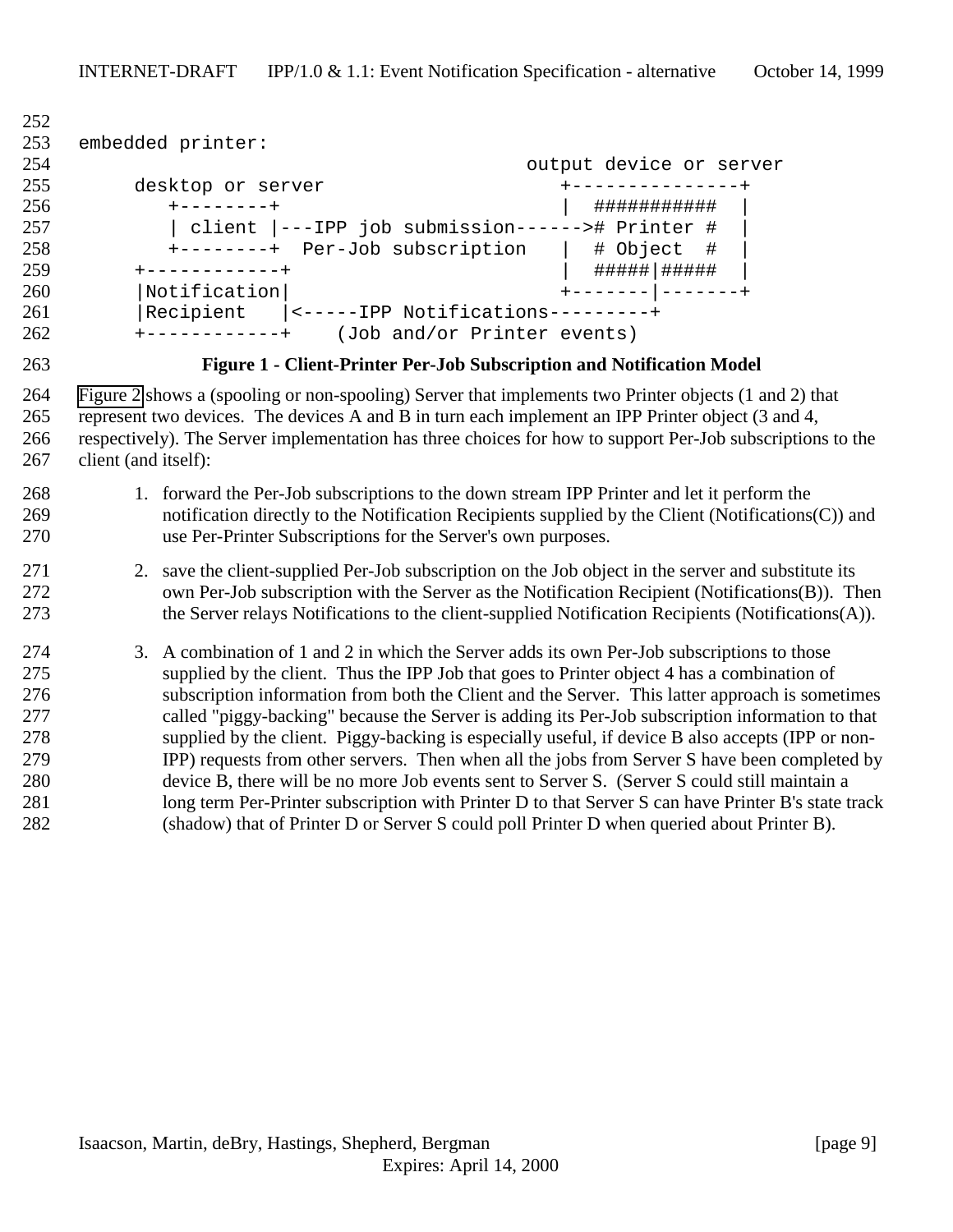```
embedded printer:
                                                     output device or server
      desktop or server                              +---------------+
         +--------+                                  |  ###########  |
         | client |---IPP job submission------># Printer #  |
         +--------+  Per-Job subscription        |  # Object  #  |
      +------------+                                 |  #####|#####  |
      |Notification|                                 +-------|-------+
      |Recipient   |<-----IPP Notifications---------+
      +------------+    (Job and/or Printer events)
```

**Figure 1 - Client-Printer Per-Job Subscription and Notification Model**

Figure 2 shows a (spooling or non-spooling) Server that implements two Printer objects (1 and 2) that represent two devices. The devices A and B in turn each implement an IPP Printer object (3 and 4, respectively). The Server implementation has three choices for how to support Per-Job subscriptions to the client (and itself):

1. forward the Per-Job subscriptions to the down stream IPP Printer and let it perform the notification directly to the Notification Recipients supplied by the Client (Notifications(C)) and use Per-Printer Subscriptions for the Server's own purposes.

2. save the client-supplied Per-Job subscription on the Job object in the server and substitute its own Per-Job subscription with the Server as the Notification Recipient (Notifications(B)). Then the Server relays Notifications to the client-supplied Notification Recipients (Notifications(A)).

3. A combination of 1 and 2 in which the Server adds its own Per-Job subscriptions to those supplied by the client. Thus the IPP Job that goes to Printer object 4 has a combination of subscription information from both the Client and the Server. This latter approach is sometimes called "piggy-backing" because the Server is adding its Per-Job subscription information to that supplied by the client. Piggy-backing is especially useful, if device B also accepts (IPP or non-IPP) requests from other servers. Then when all the jobs from Server S have been completed by device B, there will be no more Job events sent to Server S. (Server S could still maintain a long term Per-Printer subscription with Printer D to that Server S can have Printer B's state track (shadow) that of Printer D or Server S could poll Printer D when queried about Printer B).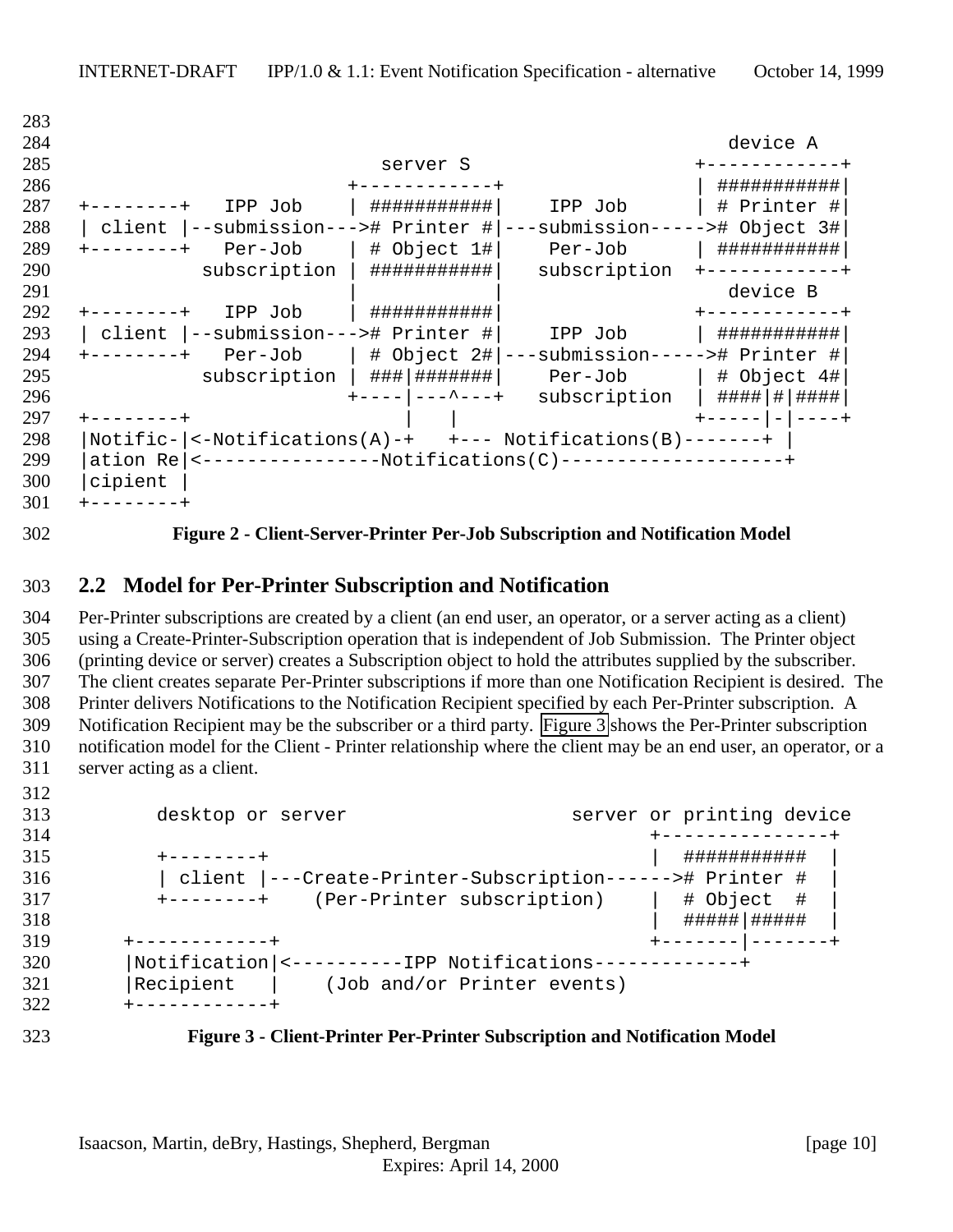```
                                                                  device A
                                   server S                    +------------+
                                +------------+                 | ###########|
+--------+   IPP Job            | ###########|    IPP Job      | # Printer #|
| client |--submission--->#     Printer #|---submission----->#  Object 3#|
+--------+   Per-Job            | # Object 1#|    Per-Job      | ###########|
           subscription         | ###########|   subscription  +------------+
                                |            |                    device B
+--------+   IPP Job            | ###########|                 +------------+
| client |--submission--->#     Printer #|    IPP Job        | ###########|
+--------+   Per-Job            | # Object 2#|---submission----->#  Printer #|
           subscription         | ###|#######|    Per-Job      | # Object 4#|
                                +----|---^---+   subscription  | ####|#|####|
+--------+                           |   |                     +-----|-|----+
|Notific-|<-Notifications(A)-+   +--- Notifications(B)-------+ |
|ation Re|<----------------Notifications(C)--------------------+
|cipient |
+--------+
```

**Figure 2 - Client-Server-Printer Per-Job Subscription and Notification Model**

## 2.2 Model for Per-Printer Subscription and Notification

Per-Printer subscriptions are created by a client (an end user, an operator, or a server acting as a client) using a Create-Printer-Subscription operation that is independent of Job Submission. The Printer object (printing device or server) creates a Subscription object to hold the attributes supplied by the subscriber. The client creates separate Per-Printer subscriptions if more than one Notification Recipient is desired. The Printer delivers Notifications to the Notification Recipient specified by each Per-Printer subscription. A Notification Recipient may be the subscriber or a third party. Figure 3 shows the Per-Printer subscription notification model for the Client - Printer relationship where the client may be an end user, an operator, or a server acting as a client.

```
        desktop or server                      server or printing device
                                                   +---------------+
        +--------+                                 |  ###########  |
        | client |---Create-Printer-Subscription------># Printer #  |
        +--------+    (Per-Printer subscription)   |  # Object  #  |
                                                   |  #####|#####  |
     +------------+                                +-------|-------+
     |Notification|<----------IPP Notifications-------------+
     |Recipient   |    (Job and/or Printer events)
     +------------+
```

**Figure 3 - Client-Printer Per-Printer Subscription and Notification Model**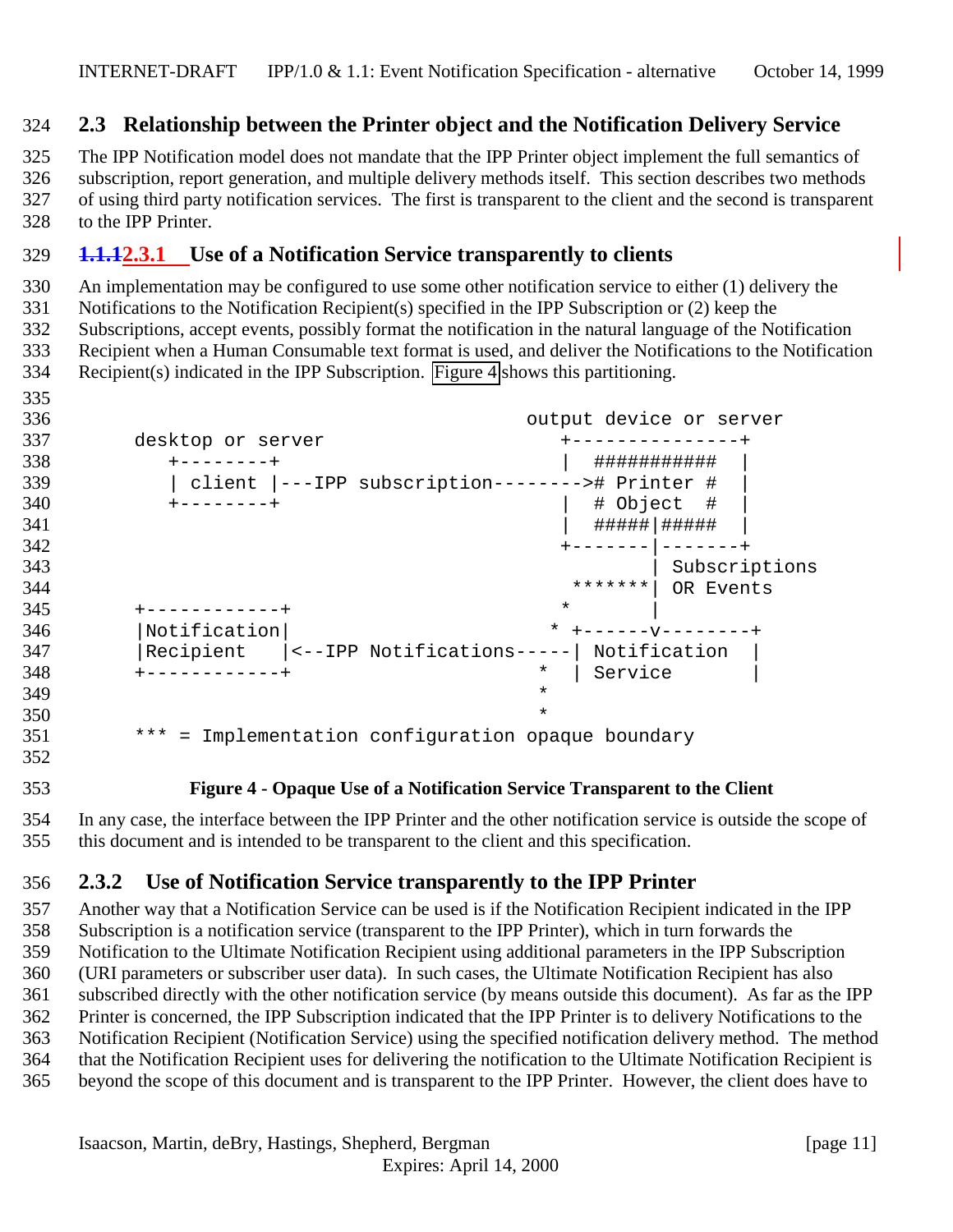## 2.3 Relationship between the Printer object and the Notification Delivery Service

The IPP Notification model does not mandate that the IPP Printer object implement the full semantics of subscription, report generation, and multiple delivery methods itself. This section describes two methods of using third party notification services. The first is transparent to the client and the second is transparent to the IPP Printer.

### ~~1.1.1~~2.3.1 Use of a Notification Service transparently to clients

An implementation may be configured to use some other notification service to either (1) delivery the Notifications to the Notification Recipient(s) specified in the IPP Subscription or (2) keep the Subscriptions, accept events, possibly format the notification in the natural language of the Notification Recipient when a Human Consumable text format is used, and deliver the Notifications to the Notification Recipient(s) indicated in the IPP Subscription. Figure 4 shows this partitioning.

```
                                             output device or server
     desktop or server                          +---------------+
        +--------+                              |  ###########  |
        | client |---IPP subscription-------->#  Printer #  |
        +--------+                              |  # Object  #  |
                                                |  #####|#####  |
                                                +-------|-------+
                                                        | Subscriptions
                                                 *******| OR Events
     +------------+                             *       |
     |Notification|                            * +------v--------+
     |Recipient   |<--IPP Notifications-----| Notification  |
     +------------+                          *  | Service       |
                                             *
                                             *
     *** = Implementation configuration opaque boundary
```

**Figure 4 - Opaque Use of a Notification Service Transparent to the Client**

In any case, the interface between the IPP Printer and the other notification service is outside the scope of this document and is intended to be transparent to the client and this specification.

### 2.3.2 Use of Notification Service transparently to the IPP Printer

Another way that a Notification Service can be used is if the Notification Recipient indicated in the IPP Subscription is a notification service (transparent to the IPP Printer), which in turn forwards the Notification to the Ultimate Notification Recipient using additional parameters in the IPP Subscription (URI parameters or subscriber user data). In such cases, the Ultimate Notification Recipient has also subscribed directly with the other notification service (by means outside this document). As far as the IPP Printer is concerned, the IPP Subscription indicated that the IPP Printer is to delivery Notifications to the Notification Recipient (Notification Service) using the specified notification delivery method. The method that the Notification Recipient uses for delivering the notification to the Ultimate Notification Recipient is beyond the scope of this document and is transparent to the IPP Printer. However, the client does have to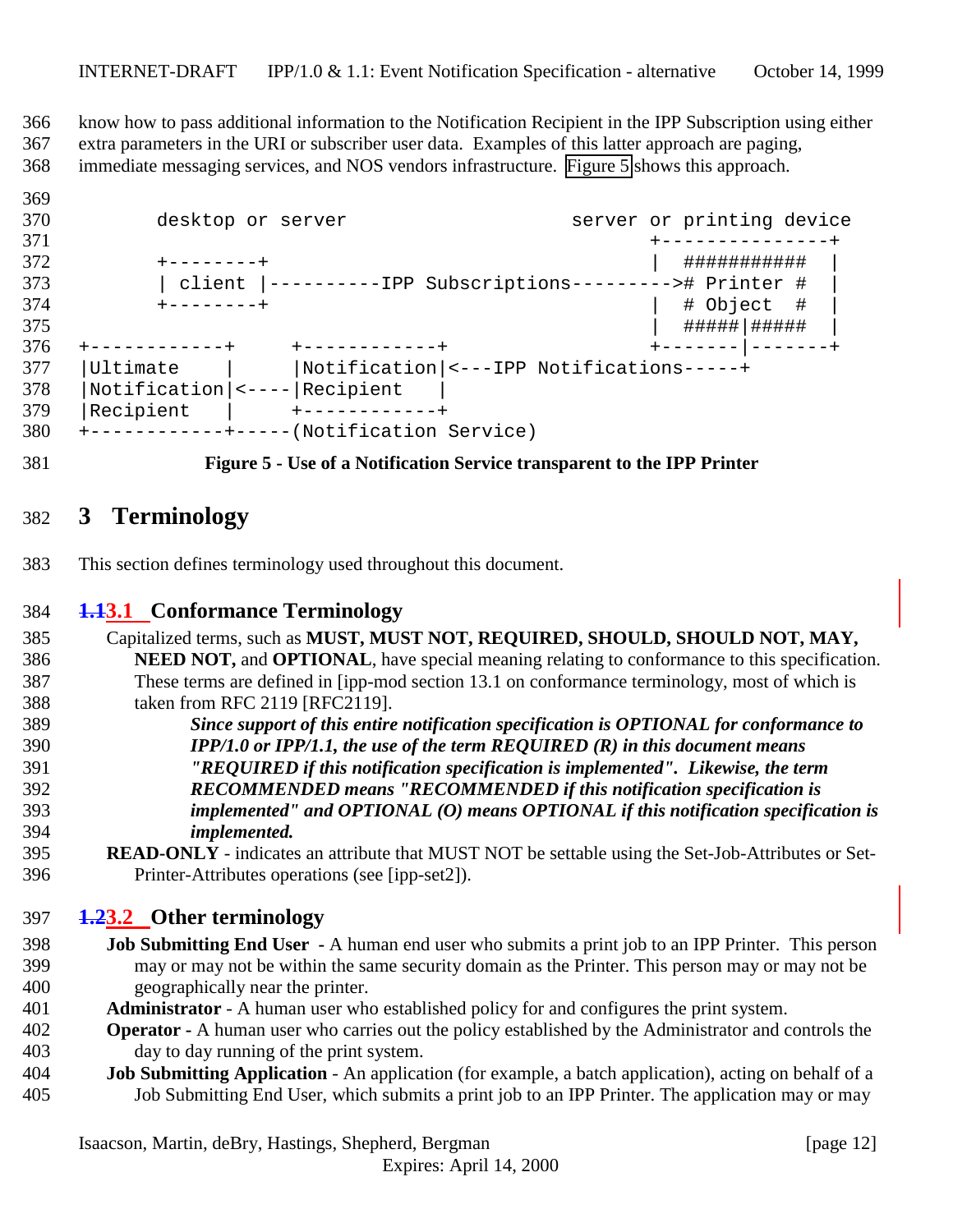know how to pass additional information to the Notification Recipient in the IPP Subscription using either extra parameters in the URI or subscriber user data. Examples of this latter approach are paging, immediate messaging services, and NOS vendors infrastructure. Figure 5 shows this approach.

```
       desktop or server                     server or printing device
                                                    +---------------+
       +--------+                                   |  ###########  |
       | client |----------IPP Subscriptions--------># Printer #  |
       +--------+                                   |  # Object  #  |
                                                    |  #####|#####  |
+------------+     +------------+                   +-------|-------+
|Ultimate    |     |Notification|<---IPP Notifications-----+
|Notification|<----|Recipient   |
|Recipient   |     +------------+
+------------+-----(Notification Service)
```

**Figure 5 - Use of a Notification Service transparent to the IPP Printer**

# 3 Terminology

This section defines terminology used throughout this document.

## ~~1.1~~3.1 Conformance Terminology

Capitalized terms, such as **MUST, MUST NOT, REQUIRED, SHOULD, SHOULD NOT, MAY, NEED NOT,** and **OPTIONAL**, have special meaning relating to conformance to this specification. These terms are defined in [ipp-mod section 13.1 on conformance terminology, most of which is taken from RFC 2119 [RFC2119].

***Since support of this entire notification specification is OPTIONAL for conformance to IPP/1.0 or IPP/1.1, the use of the term REQUIRED (R) in this document means "REQUIRED if this notification specification is implemented". Likewise, the term RECOMMENDED means "RECOMMENDED if this notification specification is implemented" and OPTIONAL (O) means OPTIONAL if this notification specification is implemented.***

**READ-ONLY** - indicates an attribute that MUST NOT be settable using the Set-Job-Attributes or Set-Printer-Attributes operations (see [ipp-set2]).

## ~~1.2~~3.2 Other terminology

**Job Submitting End User** - A human end user who submits a print job to an IPP Printer. This person may or may not be within the same security domain as the Printer. This person may or may not be geographically near the printer.

**Administrator** - A human user who established policy for and configures the print system.

**Operator** - A human user who carries out the policy established by the Administrator and controls the day to day running of the print system.

**Job Submitting Application** - An application (for example, a batch application), acting on behalf of a Job Submitting End User, which submits a print job to an IPP Printer. The application may or may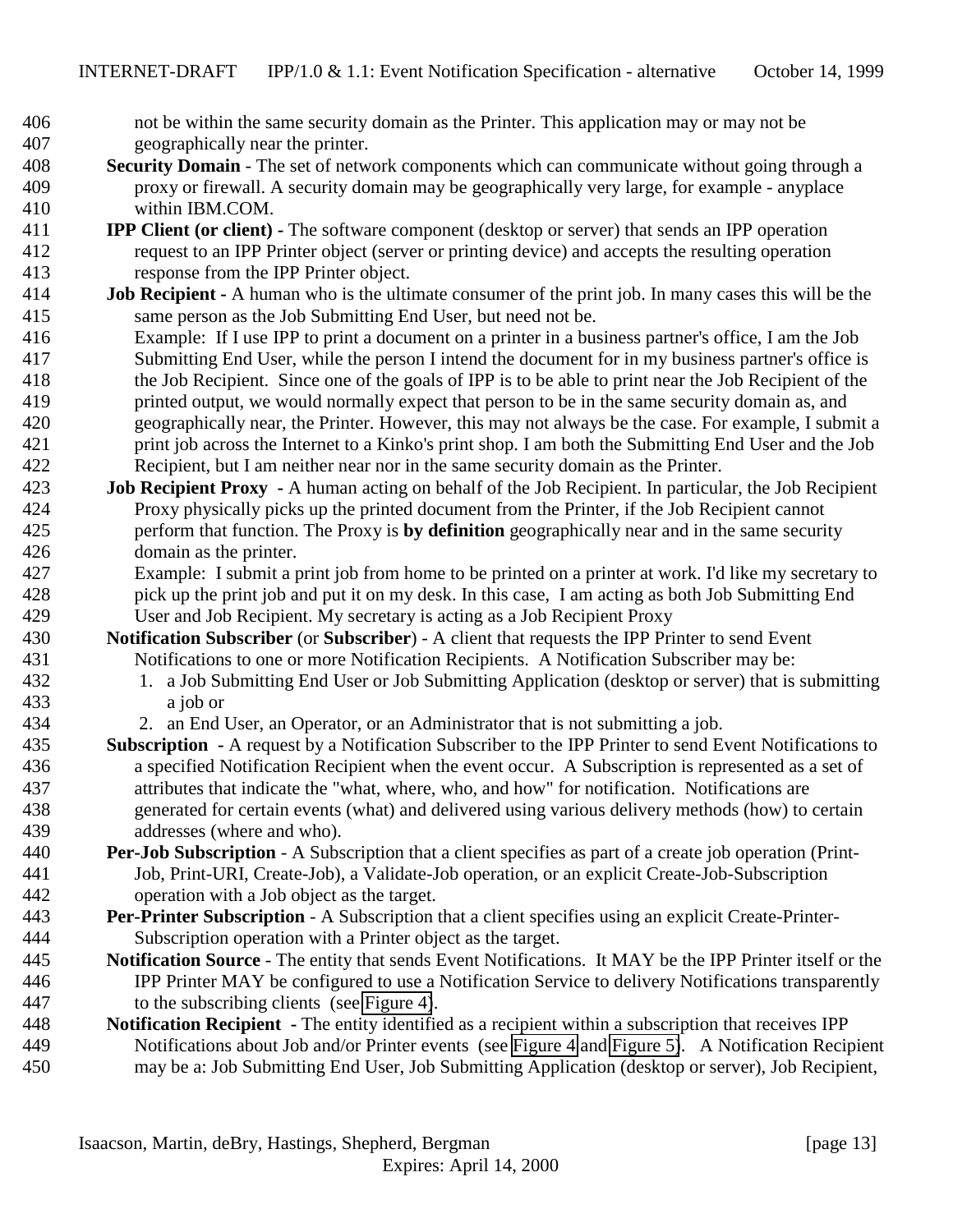not be within the same security domain as the Printer. This application may or may not be geographically near the printer.

**Security Domain** - The set of network components which can communicate without going through a proxy or firewall. A security domain may be geographically very large, for example - anyplace within IBM.COM.

**IPP Client (or client) -** The software component (desktop or server) that sends an IPP operation request to an IPP Printer object (server or printing device) and accepts the resulting operation response from the IPP Printer object.

**Job Recipient -** A human who is the ultimate consumer of the print job. In many cases this will be the same person as the Job Submitting End User, but need not be.
Example: If I use IPP to print a document on a printer in a business partner's office, I am the Job Submitting End User, while the person I intend the document for in my business partner's office is the Job Recipient. Since one of the goals of IPP is to be able to print near the Job Recipient of the printed output, we would normally expect that person to be in the same security domain as, and geographically near, the Printer. However, this may not always be the case. For example, I submit a print job across the Internet to a Kinko's print shop. I am both the Submitting End User and the Job Recipient, but I am neither near nor in the same security domain as the Printer.

**Job Recipient Proxy -** A human acting on behalf of the Job Recipient. In particular, the Job Recipient Proxy physically picks up the printed document from the Printer, if the Job Recipient cannot perform that function. The Proxy is **by definition** geographically near and in the same security domain as the printer.
Example: I submit a print job from home to be printed on a printer at work. I'd like my secretary to pick up the print job and put it on my desk. In this case, I am acting as both Job Submitting End User and Job Recipient. My secretary is acting as a Job Recipient Proxy

**Notification Subscriber** (or **Subscriber**) - A client that requests the IPP Printer to send Event Notifications to one or more Notification Recipients. A Notification Subscriber may be:

1. a Job Submitting End User or Job Submitting Application (desktop or server) that is submitting a job or
2. an End User, an Operator, or an Administrator that is not submitting a job.

**Subscription -** A request by a Notification Subscriber to the IPP Printer to send Event Notifications to a specified Notification Recipient when the event occur. A Subscription is represented as a set of attributes that indicate the "what, where, who, and how" for notification. Notifications are generated for certain events (what) and delivered using various delivery methods (how) to certain addresses (where and who).

**Per-Job Subscription** - A Subscription that a client specifies as part of a create job operation (Print-Job, Print-URI, Create-Job), a Validate-Job operation, or an explicit Create-Job-Subscription operation with a Job object as the target.

**Per-Printer Subscription** - A Subscription that a client specifies using an explicit Create-Printer-Subscription operation with a Printer object as the target.

**Notification Source** - The entity that sends Event Notifications. It MAY be the IPP Printer itself or the IPP Printer MAY be configured to use a Notification Service to delivery Notifications transparently to the subscribing clients (see Figure 4).

**Notification Recipient -** The entity identified as a recipient within a subscription that receives IPP Notifications about Job and/or Printer events (see Figure 4 and Figure 5). A Notification Recipient may be a: Job Submitting End User, Job Submitting Application (desktop or server), Job Recipient,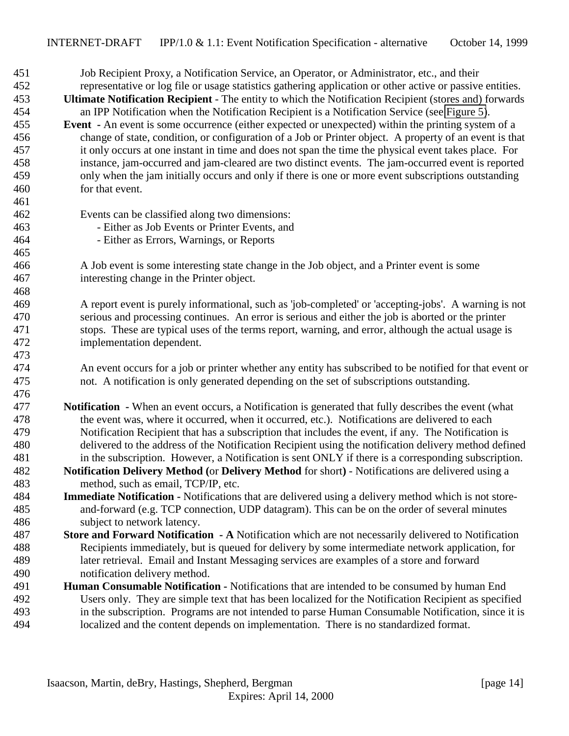Job Recipient Proxy, a Notification Service, an Operator, or Administrator, etc., and their representative or log file or usage statistics gathering application or other active or passive entities.

**Ultimate Notification Recipient** - The entity to which the Notification Recipient (stores and) forwards an IPP Notification when the Notification Recipient is a Notification Service (see Figure 5).

**Event** - An event is some occurrence (either expected or unexpected) within the printing system of a change of state, condition, or configuration of a Job or Printer object. A property of an event is that it only occurs at one instant in time and does not span the time the physical event takes place. For instance, jam-occurred and jam-cleared are two distinct events. The jam-occurred event is reported only when the jam initially occurs and only if there is one or more event subscriptions outstanding for that event.

Events can be classified along two dimensions:
- Either as Job Events or Printer Events, and
- Either as Errors, Warnings, or Reports

A Job event is some interesting state change in the Job object, and a Printer event is some interesting change in the Printer object.

A report event is purely informational, such as 'job-completed' or 'accepting-jobs'. A warning is not serious and processing continues. An error is serious and either the job is aborted or the printer stops. These are typical uses of the terms report, warning, and error, although the actual usage is implementation dependent.

An event occurs for a job or printer whether any entity has subscribed to be notified for that event or not. A notification is only generated depending on the set of subscriptions outstanding.

**Notification** - When an event occurs, a Notification is generated that fully describes the event (what the event was, where it occurred, when it occurred, etc.). Notifications are delivered to each Notification Recipient that has a subscription that includes the event, if any. The Notification is delivered to the address of the Notification Recipient using the notification delivery method defined in the subscription. However, a Notification is sent ONLY if there is a corresponding subscription.

**Notification Delivery Method (**or **Delivery Method** for short**)** - Notifications are delivered using a method, such as email, TCP/IP, etc.

**Immediate Notification** - Notifications that are delivered using a delivery method which is not store-and-forward (e.g. TCP connection, UDP datagram). This can be on the order of several minutes subject to network latency.

**Store and Forward Notification - A** Notification which are not necessarily delivered to Notification Recipients immediately, but is queued for delivery by some intermediate network application, for later retrieval. Email and Instant Messaging services are examples of a store and forward notification delivery method.

**Human Consumable Notification** - Notifications that are intended to be consumed by human End Users only. They are simple text that has been localized for the Notification Recipient as specified in the subscription. Programs are not intended to parse Human Consumable Notification, since it is localized and the content depends on implementation. There is no standardized format.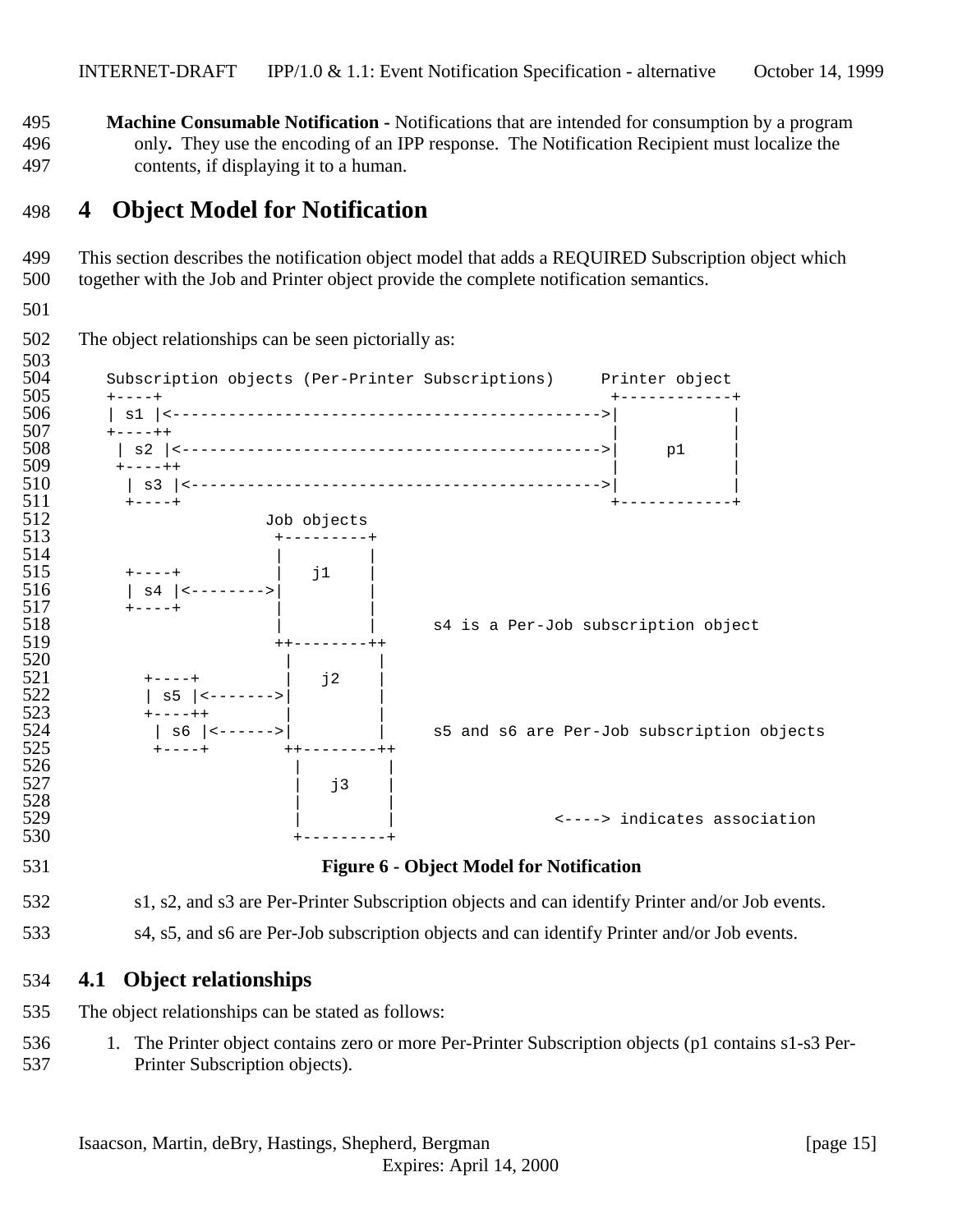**Machine Consumable Notification -** Notifications that are intended for consumption by a program only**.** They use the encoding of an IPP response. The Notification Recipient must localize the contents, if displaying it to a human.

# 4 Object Model for Notification

This section describes the notification object model that adds a REQUIRED Subscription object which together with the Job and Printer object provide the complete notification semantics.

The object relationships can be seen pictorially as:

```
   Subscription objects (Per-Printer Subscriptions)     Printer object
   +----+                                                +------------+
   | s1 |<---------------------------------------------->|            |
   +----++                                               |            |
    | s2 |<--------------------------------------------->|     p1     |
    +----++                                              |            |
     | s3 |<-------------------------------------------->|            |
     +----+                                              +------------+
                    Job objects
                     +---------+
                     |         |
     +----+          |   j1    |
     | s4 |<-------->|         |
     +----+          |         |
                     |         |      s4 is a Per-Job subscription object
                     ++--------++
                      |         |
        +----+        |   j2    |
        | s5 |<------>|         |
        +----++       |         |
         | s6 |<----->|         |     s5 and s6 are Per-Job subscription objects
         +----+       ++--------++
                       |         |
                       |   j3    |
                       |         |
                       |         |                 <----> indicates association
                       +---------+
```

**Figure 6 - Object Model for Notification**

s1, s2, and s3 are Per-Printer Subscription objects and can identify Printer and/or Job events.

s4, s5, and s6 are Per-Job subscription objects and can identify Printer and/or Job events.

## 4.1 Object relationships

The object relationships can be stated as follows:

1. The Printer object contains zero or more Per-Printer Subscription objects (p1 contains s1-s3 Per-Printer Subscription objects).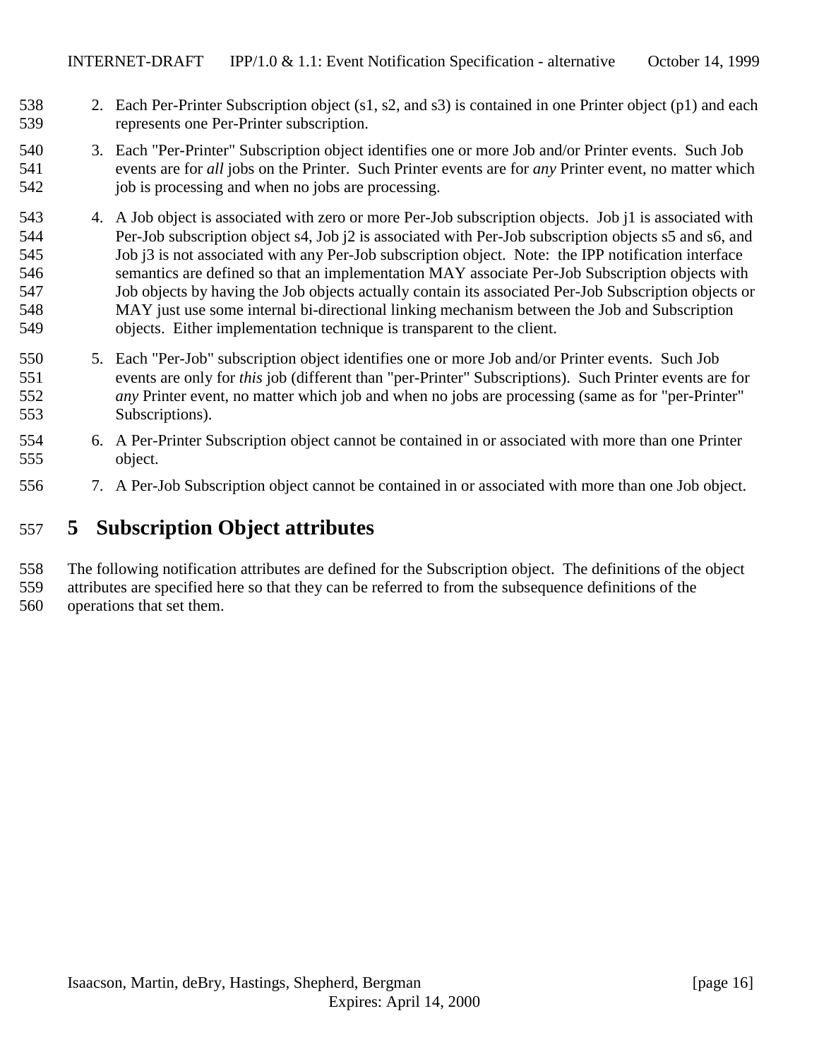2. Each Per-Printer Subscription object (s1, s2, and s3) is contained in one Printer object (p1) and each represents one Per-Printer subscription.

3. Each "Per-Printer" Subscription object identifies one or more Job and/or Printer events. Such Job events are for *all* jobs on the Printer. Such Printer events are for *any* Printer event, no matter which job is processing and when no jobs are processing.

4. A Job object is associated with zero or more Per-Job subscription objects. Job j1 is associated with Per-Job subscription object s4, Job j2 is associated with Per-Job subscription objects s5 and s6, and Job j3 is not associated with any Per-Job subscription object. Note: the IPP notification interface semantics are defined so that an implementation MAY associate Per-Job Subscription objects with Job objects by having the Job objects actually contain its associated Per-Job Subscription objects or MAY just use some internal bi-directional linking mechanism between the Job and Subscription objects. Either implementation technique is transparent to the client.

5. Each "Per-Job" subscription object identifies one or more Job and/or Printer events. Such Job events are only for *this* job (different than "per-Printer" Subscriptions). Such Printer events are for *any* Printer event, no matter which job and when no jobs are processing (same as for "per-Printer" Subscriptions).

6. A Per-Printer Subscription object cannot be contained in or associated with more than one Printer object.

7. A Per-Job Subscription object cannot be contained in or associated with more than one Job object.

# 5 Subscription Object attributes

The following notification attributes are defined for the Subscription object. The definitions of the object attributes are specified here so that they can be referred to from the subsequence definitions of the operations that set them.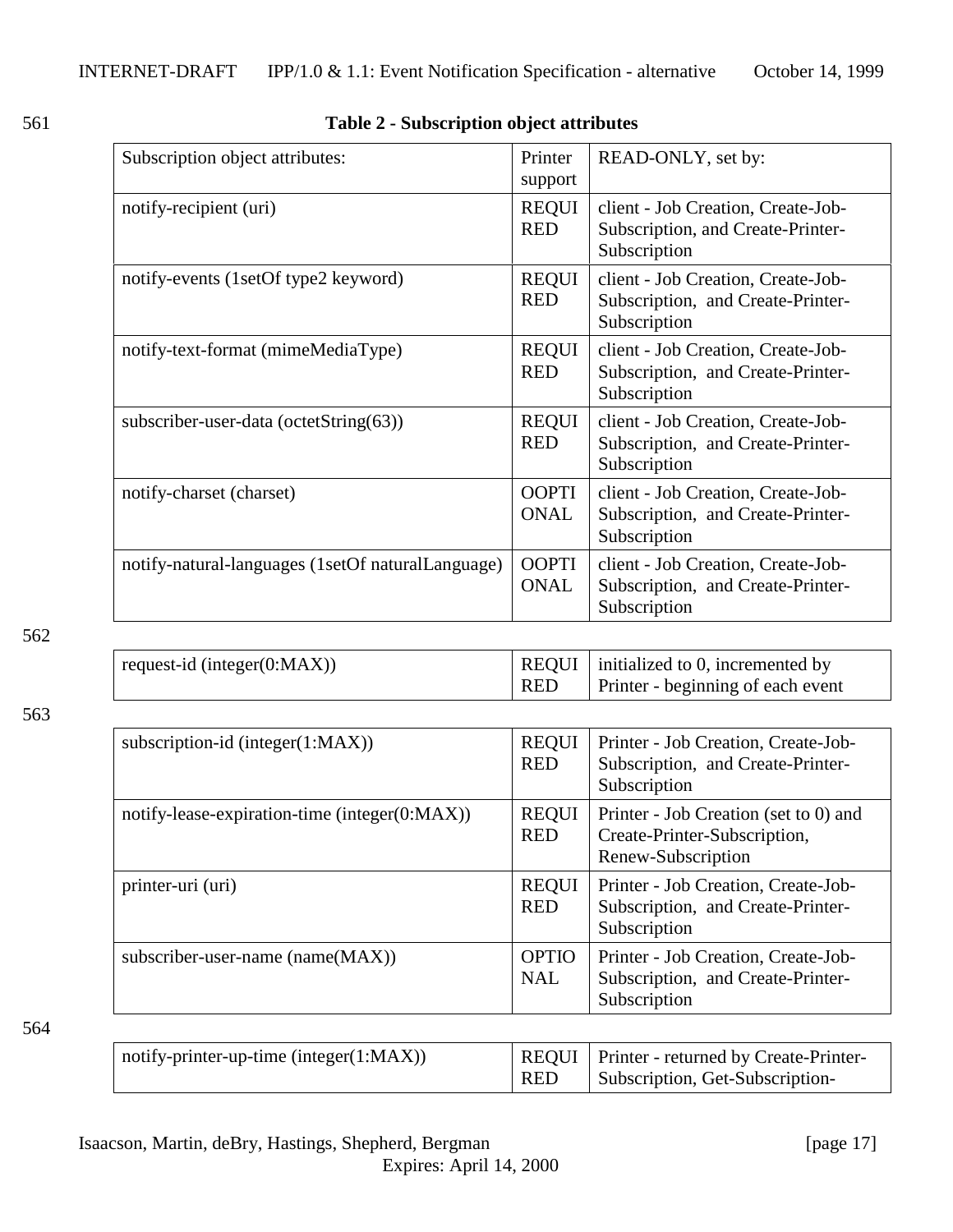**Table 2 - Subscription object attributes**

| Subscription object attributes: | Printer support | READ-ONLY, set by: |
|---|---|---|
| notify-recipient (uri) | REQUIRED | client - Job Creation, Create-Job-Subscription, and Create-Printer-Subscription |
| notify-events (1setOf type2 keyword) | REQUIRED | client - Job Creation, Create-Job-Subscription, and Create-Printer-Subscription |
| notify-text-format (mimeMediaType) | REQUIRED | client - Job Creation, Create-Job-Subscription, and Create-Printer-Subscription |
| subscriber-user-data (octetString(63)) | REQUIRED | client - Job Creation, Create-Job-Subscription, and Create-Printer-Subscription |
| notify-charset (charset) | OOPTIONAL | client - Job Creation, Create-Job-Subscription, and Create-Printer-Subscription |
| notify-natural-languages (1setOf naturalLanguage) | OOPTIONAL | client - Job Creation, Create-Job-Subscription, and Create-Printer-Subscription |
| request-id (integer(0:MAX)) | REQUIRED | initialized to 0, incremented by Printer - beginning of each event |
| subscription-id (integer(1:MAX)) | REQUIRED | Printer - Job Creation, Create-Job-Subscription, and Create-Printer-Subscription |
| notify-lease-expiration-time (integer(0:MAX)) | REQUIRED | Printer - Job Creation (set to 0) and Create-Printer-Subscription, Renew-Subscription |
| printer-uri (uri) | REQUIRED | Printer - Job Creation, Create-Job-Subscription, and Create-Printer-Subscription |
| subscriber-user-name (name(MAX)) | OPTIONAL | Printer - Job Creation, Create-Job-Subscription, and Create-Printer-Subscription |
| notify-printer-up-time (integer(1:MAX)) | REQUIRED | Printer - returned by Create-Printer-Subscription, Get-Subscription- |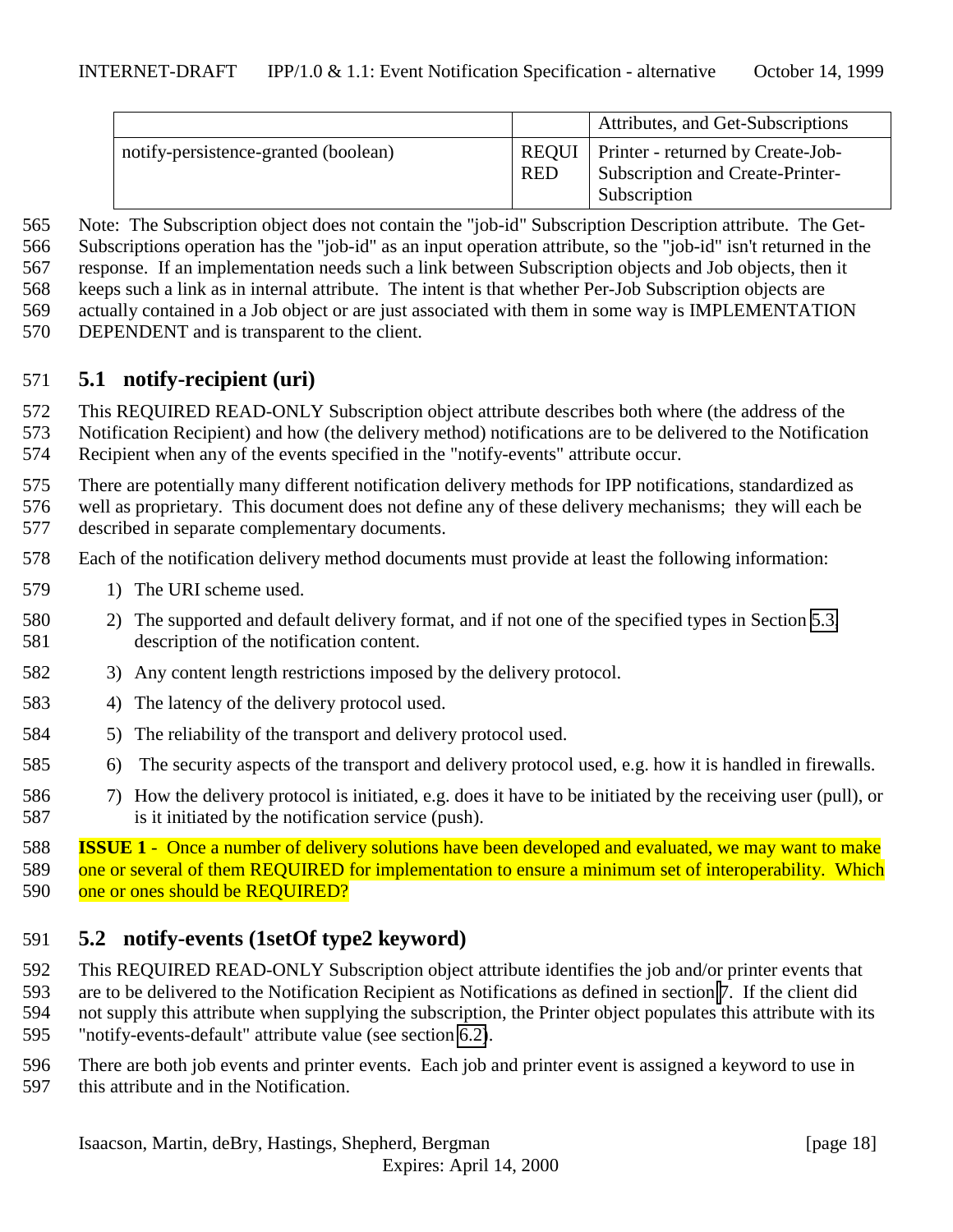| | | Attributes, and Get-Subscriptions |
|---|---|---|
| notify-persistence-granted (boolean) | REQUIRED | Printer - returned by Create-Job-Subscription and Create-Printer-Subscription |

Note: The Subscription object does not contain the "job-id" Subscription Description attribute. The Get-Subscriptions operation has the "job-id" as an input operation attribute, so the "job-id" isn't returned in the response. If an implementation needs such a link between Subscription objects and Job objects, then it keeps such a link as in internal attribute. The intent is that whether Per-Job Subscription objects are actually contained in a Job object or are just associated with them in some way is IMPLEMENTATION DEPENDENT and is transparent to the client.

## 5.1 notify-recipient (uri)

This REQUIRED READ-ONLY Subscription object attribute describes both where (the address of the Notification Recipient) and how (the delivery method) notifications are to be delivered to the Notification Recipient when any of the events specified in the "notify-events" attribute occur.

There are potentially many different notification delivery methods for IPP notifications, standardized as well as proprietary. This document does not define any of these delivery mechanisms; they will each be described in separate complementary documents.

Each of the notification delivery method documents must provide at least the following information:

1) The URI scheme used.
2) The supported and default delivery format, and if not one of the specified types in Section 5.3, description of the notification content.
3) Any content length restrictions imposed by the delivery protocol.
4) The latency of the delivery protocol used.
5) The reliability of the transport and delivery protocol used.
6) The security aspects of the transport and delivery protocol used, e.g. how it is handled in firewalls.
7) How the delivery protocol is initiated, e.g. does it have to be initiated by the receiving user (pull), or is it initiated by the notification service (push).

**ISSUE 1** - Once a number of delivery solutions have been developed and evaluated, we may want to make one or several of them REQUIRED for implementation to ensure a minimum set of interoperability. Which one or ones should be REQUIRED?

## 5.2 notify-events (1setOf type2 keyword)

This REQUIRED READ-ONLY Subscription object attribute identifies the job and/or printer events that are to be delivered to the Notification Recipient as Notifications as defined in section 7. If the client did not supply this attribute when supplying the subscription, the Printer object populates this attribute with its "notify-events-default" attribute value (see section 6.2).

There are both job events and printer events. Each job and printer event is assigned a keyword to use in this attribute and in the Notification.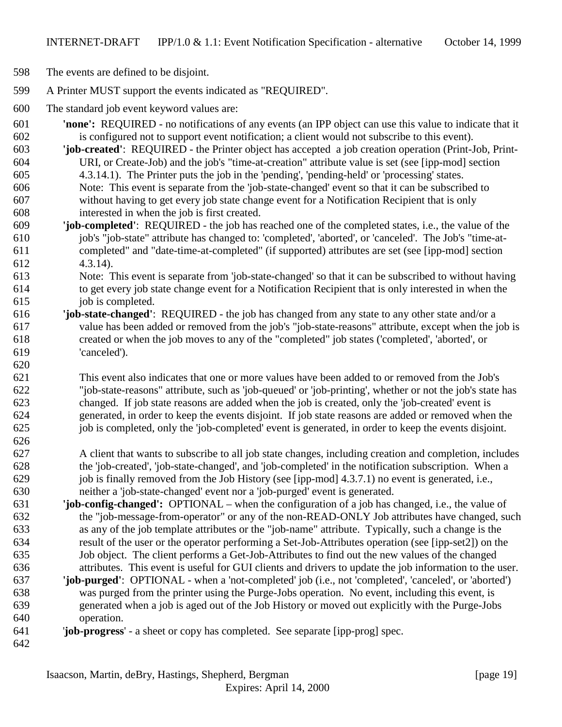The events are defined to be disjoint.

A Printer MUST support the events indicated as "REQUIRED".

The standard job event keyword values are:

**'none':** REQUIRED - no notifications of any events (an IPP object can use this value to indicate that it is configured not to support event notification; a client would not subscribe to this event).

**'job-created'**: REQUIRED - the Printer object has accepted a job creation operation (Print-Job, Print-URI, or Create-Job) and the job's "time-at-creation" attribute value is set (see [ipp-mod] section 4.3.14.1). The Printer puts the job in the 'pending', 'pending-held' or 'processing' states. Note: This event is separate from the 'job-state-changed' event so that it can be subscribed to without having to get every job state change event for a Notification Recipient that is only interested in when the job is first created.

**'job-completed'**: REQUIRED - the job has reached one of the completed states, i.e., the value of the job's "job-state" attribute has changed to: 'completed', 'aborted', or 'canceled'. The Job's "time-at-completed" and "date-time-at-completed" (if supported) attributes are set (see [ipp-mod] section 4.3.14).
Note: This event is separate from 'job-state-changed' so that it can be subscribed to without having to get every job state change event for a Notification Recipient that is only interested in when the job is completed.

**'job-state-changed'**: REQUIRED - the job has changed from any state to any other state and/or a value has been added or removed from the job's "job-state-reasons" attribute, except when the job is created or when the job moves to any of the "completed" job states ('completed', 'aborted', or 'canceled').

This event also indicates that one or more values have been added to or removed from the Job's "job-state-reasons" attribute, such as 'job-queued' or 'job-printing', whether or not the job's state has changed. If job state reasons are added when the job is created, only the 'job-created' event is generated, in order to keep the events disjoint. If job state reasons are added or removed when the job is completed, only the 'job-completed' event is generated, in order to keep the events disjoint.

A client that wants to subscribe to all job state changes, including creation and completion, includes the 'job-created', 'job-state-changed', and 'job-completed' in the notification subscription. When a job is finally removed from the Job History (see [ipp-mod] 4.3.7.1) no event is generated, i.e., neither a 'job-state-changed' event nor a 'job-purged' event is generated.

**'job-config-changed':** OPTIONAL – when the configuration of a job has changed, i.e., the value of the "job-message-from-operator" or any of the non-READ-ONLY Job attributes have changed, such as any of the job template attributes or the "job-name" attribute. Typically, such a change is the result of the user or the operator performing a Set-Job-Attributes operation (see [ipp-set2]) on the Job object. The client performs a Get-Job-Attributes to find out the new values of the changed attributes. This event is useful for GUI clients and drivers to update the job information to the user.

**'job-purged'**: OPTIONAL - when a 'not-completed' job (i.e., not 'completed', 'canceled', or 'aborted') was purged from the printer using the Purge-Jobs operation. No event, including this event, is generated when a job is aged out of the Job History or moved out explicitly with the Purge-Jobs operation.

'**job-progress**' - a sheet or copy has completed. See separate [ipp-prog] spec.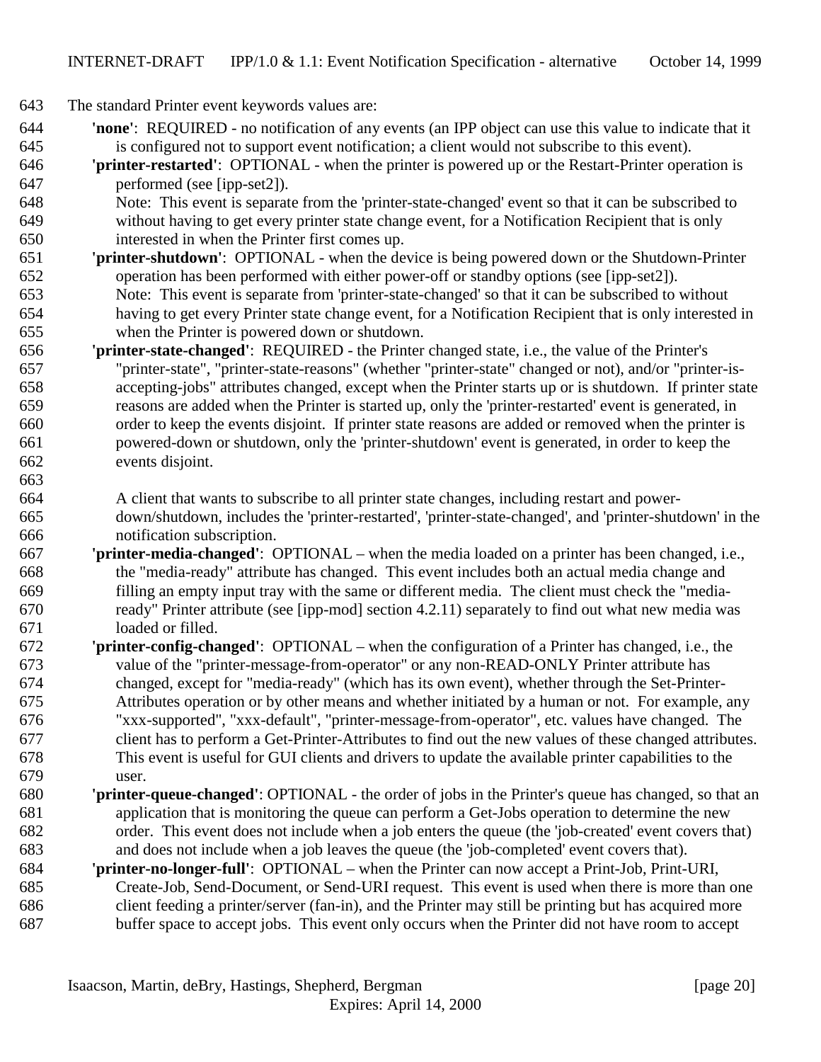The standard Printer event keywords values are:

- **'none'**: REQUIRED - no notification of any events (an IPP object can use this value to indicate that it is configured not to support event notification; a client would not subscribe to this event).
- **'printer-restarted'**: OPTIONAL - when the printer is powered up or the Restart-Printer operation is performed (see [ipp-set2]).
  Note: This event is separate from the 'printer-state-changed' event so that it can be subscribed to without having to get every printer state change event, for a Notification Recipient that is only interested in when the Printer first comes up.
- **'printer-shutdown'**: OPTIONAL - when the device is being powered down or the Shutdown-Printer operation has been performed with either power-off or standby options (see [ipp-set2]).
  Note: This event is separate from 'printer-state-changed' so that it can be subscribed to without having to get every Printer state change event, for a Notification Recipient that is only interested in when the Printer is powered down or shutdown.
- **'printer-state-changed'**: REQUIRED - the Printer changed state, i.e., the value of the Printer's "printer-state", "printer-state-reasons" (whether "printer-state" changed or not), and/or "printer-is-accepting-jobs" attributes changed, except when the Printer starts up or is shutdown. If printer state reasons are added when the Printer is started up, only the 'printer-restarted' event is generated, in order to keep the events disjoint. If printer state reasons are added or removed when the printer is powered-down or shutdown, only the 'printer-shutdown' event is generated, in order to keep the events disjoint.

  A client that wants to subscribe to all printer state changes, including restart and power-down/shutdown, includes the 'printer-restarted', 'printer-state-changed', and 'printer-shutdown' in the notification subscription.
- **'printer-media-changed'**: OPTIONAL – when the media loaded on a printer has been changed, i.e., the "media-ready" attribute has changed. This event includes both an actual media change and filling an empty input tray with the same or different media. The client must check the "media-ready" Printer attribute (see [ipp-mod] section 4.2.11) separately to find out what new media was loaded or filled.
- **'printer-config-changed'**: OPTIONAL – when the configuration of a Printer has changed, i.e., the value of the "printer-message-from-operator" or any non-READ-ONLY Printer attribute has changed, except for "media-ready" (which has its own event), whether through the Set-Printer-Attributes operation or by other means and whether initiated by a human or not. For example, any "xxx-supported", "xxx-default", "printer-message-from-operator", etc. values have changed. The client has to perform a Get-Printer-Attributes to find out the new values of these changed attributes. This event is useful for GUI clients and drivers to update the available printer capabilities to the user.
- **'printer-queue-changed'**: OPTIONAL - the order of jobs in the Printer's queue has changed, so that an application that is monitoring the queue can perform a Get-Jobs operation to determine the new order. This event does not include when a job enters the queue (the 'job-created' event covers that) and does not include when a job leaves the queue (the 'job-completed' event covers that).
- **'printer-no-longer-full'**: OPTIONAL – when the Printer can now accept a Print-Job, Print-URI, Create-Job, Send-Document, or Send-URI request. This event is used when there is more than one client feeding a printer/server (fan-in), and the Printer may still be printing but has acquired more buffer space to accept jobs. This event only occurs when the Printer did not have room to accept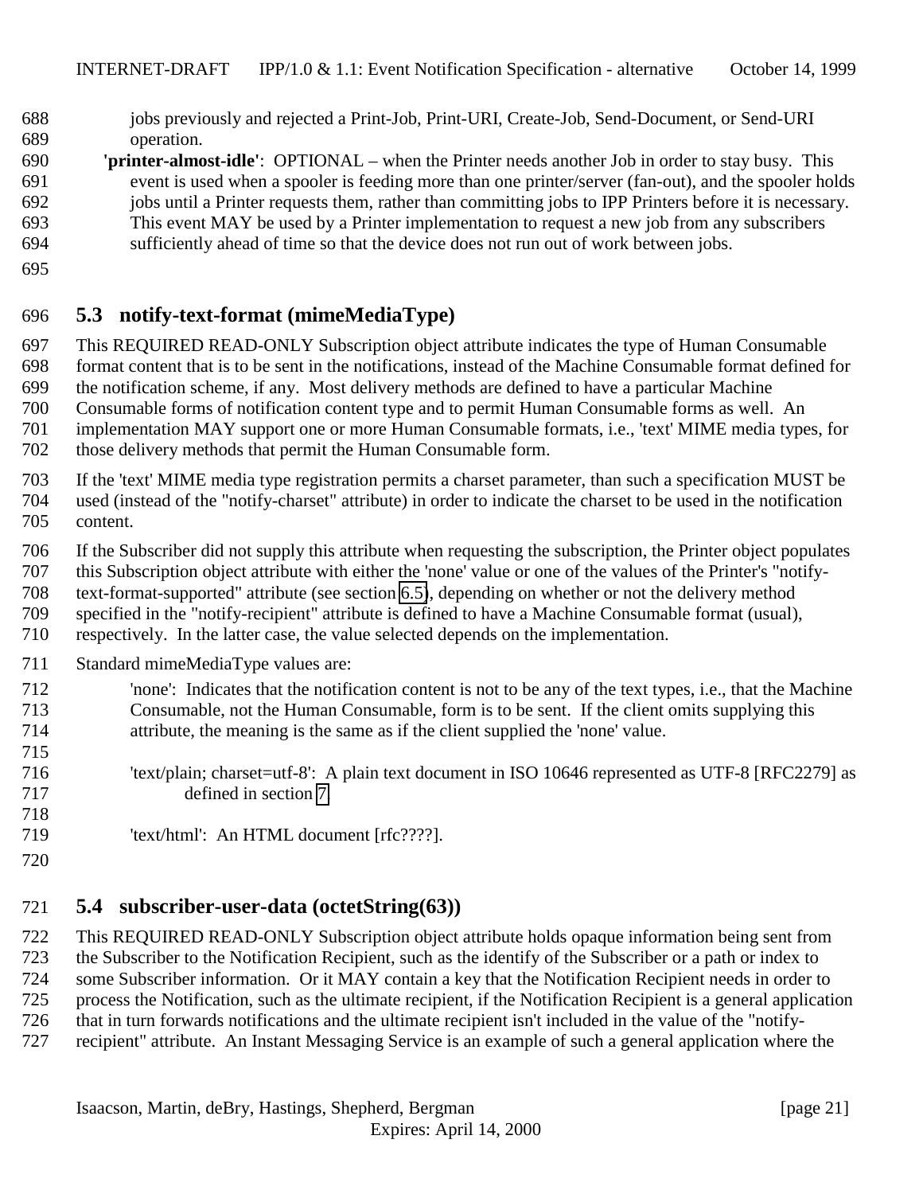jobs previously and rejected a Print-Job, Print-URI, Create-Job, Send-Document, or Send-URI operation.

**'printer-almost-idle'**: OPTIONAL – when the Printer needs another Job in order to stay busy. This event is used when a spooler is feeding more than one printer/server (fan-out), and the spooler holds jobs until a Printer requests them, rather than committing jobs to IPP Printers before it is necessary. This event MAY be used by a Printer implementation to request a new job from any subscribers sufficiently ahead of time so that the device does not run out of work between jobs.

## 5.3 notify-text-format (mimeMediaType)

This REQUIRED READ-ONLY Subscription object attribute indicates the type of Human Consumable format content that is to be sent in the notifications, instead of the Machine Consumable format defined for the notification scheme, if any. Most delivery methods are defined to have a particular Machine Consumable forms of notification content type and to permit Human Consumable forms as well. An implementation MAY support one or more Human Consumable formats, i.e., 'text' MIME media types, for those delivery methods that permit the Human Consumable form.

If the 'text' MIME media type registration permits a charset parameter, than such a specification MUST be used (instead of the "notify-charset" attribute) in order to indicate the charset to be used in the notification content.

If the Subscriber did not supply this attribute when requesting the subscription, the Printer object populates this Subscription object attribute with either the 'none' value or one of the values of the Printer's "notify-text-format-supported" attribute (see section 6.5), depending on whether or not the delivery method specified in the "notify-recipient" attribute is defined to have a Machine Consumable format (usual), respectively. In the latter case, the value selected depends on the implementation.

Standard mimeMediaType values are:

'none': Indicates that the notification content is not to be any of the text types, i.e., that the Machine Consumable, not the Human Consumable, form is to be sent. If the client omits supplying this attribute, the meaning is the same as if the client supplied the 'none' value.

'text/plain; charset=utf-8': A plain text document in ISO 10646 represented as UTF-8 [RFC2279] as defined in section 7

'text/html': An HTML document [rfc????].

## 5.4 subscriber-user-data (octetString(63))

This REQUIRED READ-ONLY Subscription object attribute holds opaque information being sent from the Subscriber to the Notification Recipient, such as the identify of the Subscriber or a path or index to some Subscriber information. Or it MAY contain a key that the Notification Recipient needs in order to process the Notification, such as the ultimate recipient, if the Notification Recipient is a general application that in turn forwards notifications and the ultimate recipient isn't included in the value of the "notify-recipient" attribute. An Instant Messaging Service is an example of such a general application where the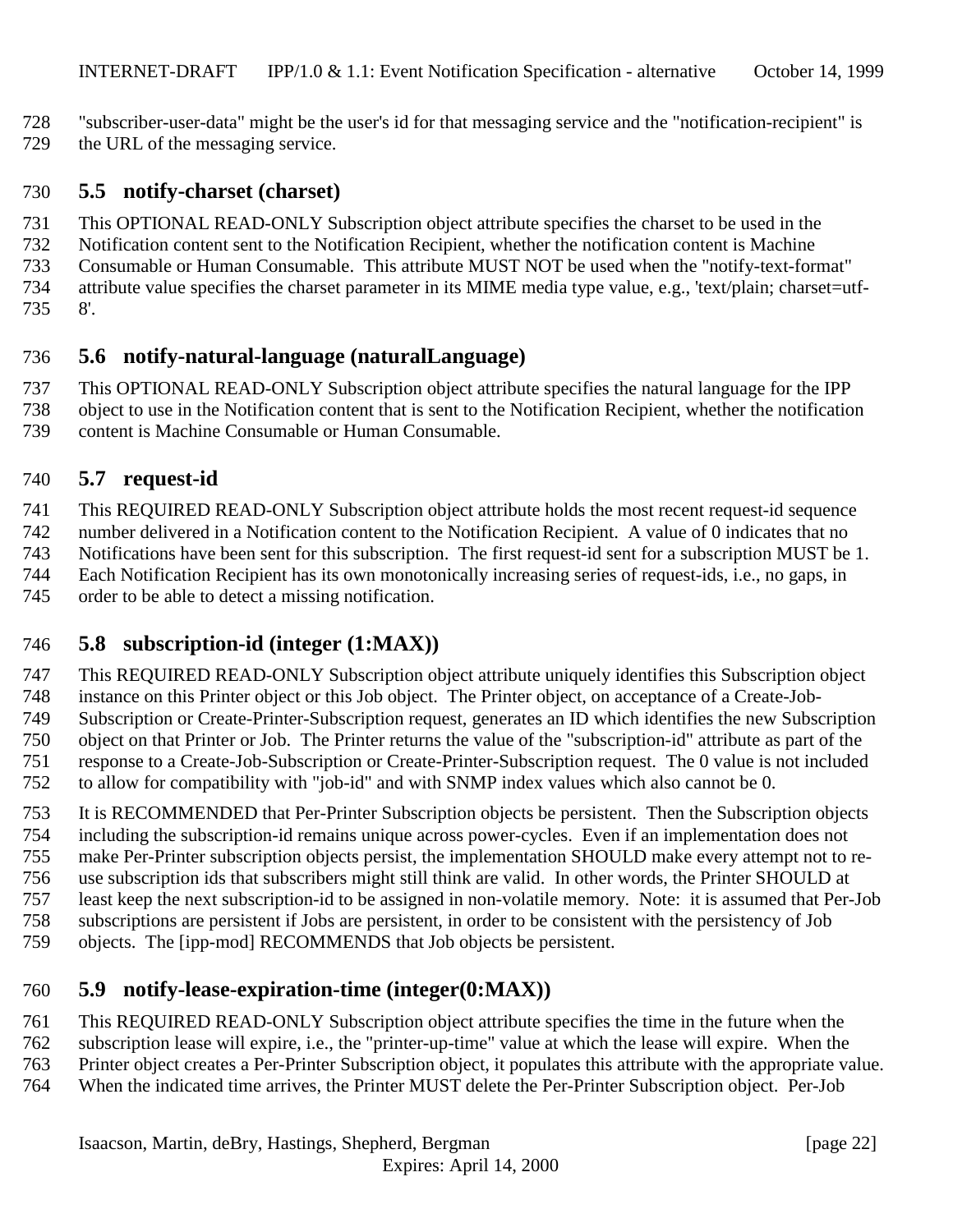"subscriber-user-data" might be the user's id for that messaging service and the "notification-recipient" is the URL of the messaging service.

### 5.5 notify-charset (charset)

This OPTIONAL READ-ONLY Subscription object attribute specifies the charset to be used in the Notification content sent to the Notification Recipient, whether the notification content is Machine Consumable or Human Consumable. This attribute MUST NOT be used when the "notify-text-format" attribute value specifies the charset parameter in its MIME media type value, e.g., 'text/plain; charset=utf-8'.

### 5.6 notify-natural-language (naturalLanguage)

This OPTIONAL READ-ONLY Subscription object attribute specifies the natural language for the IPP object to use in the Notification content that is sent to the Notification Recipient, whether the notification content is Machine Consumable or Human Consumable.

### 5.7 request-id

This REQUIRED READ-ONLY Subscription object attribute holds the most recent request-id sequence number delivered in a Notification content to the Notification Recipient. A value of 0 indicates that no Notifications have been sent for this subscription. The first request-id sent for a subscription MUST be 1. Each Notification Recipient has its own monotonically increasing series of request-ids, i.e., no gaps, in order to be able to detect a missing notification.

### 5.8 subscription-id (integer (1:MAX))

This REQUIRED READ-ONLY Subscription object attribute uniquely identifies this Subscription object instance on this Printer object or this Job object. The Printer object, on acceptance of a Create-Job-Subscription or Create-Printer-Subscription request, generates an ID which identifies the new Subscription object on that Printer or Job. The Printer returns the value of the "subscription-id" attribute as part of the response to a Create-Job-Subscription or Create-Printer-Subscription request. The 0 value is not included to allow for compatibility with "job-id" and with SNMP index values which also cannot be 0.

It is RECOMMENDED that Per-Printer Subscription objects be persistent. Then the Subscription objects including the subscription-id remains unique across power-cycles. Even if an implementation does not make Per-Printer subscription objects persist, the implementation SHOULD make every attempt not to re-use subscription ids that subscribers might still think are valid. In other words, the Printer SHOULD at least keep the next subscription-id to be assigned in non-volatile memory. Note: it is assumed that Per-Job subscriptions are persistent if Jobs are persistent, in order to be consistent with the persistency of Job objects. The [ipp-mod] RECOMMENDS that Job objects be persistent.

### 5.9 notify-lease-expiration-time (integer(0:MAX))

This REQUIRED READ-ONLY Subscription object attribute specifies the time in the future when the subscription lease will expire, i.e., the "printer-up-time" value at which the lease will expire. When the Printer object creates a Per-Printer Subscription object, it populates this attribute with the appropriate value. When the indicated time arrives, the Printer MUST delete the Per-Printer Subscription object. Per-Job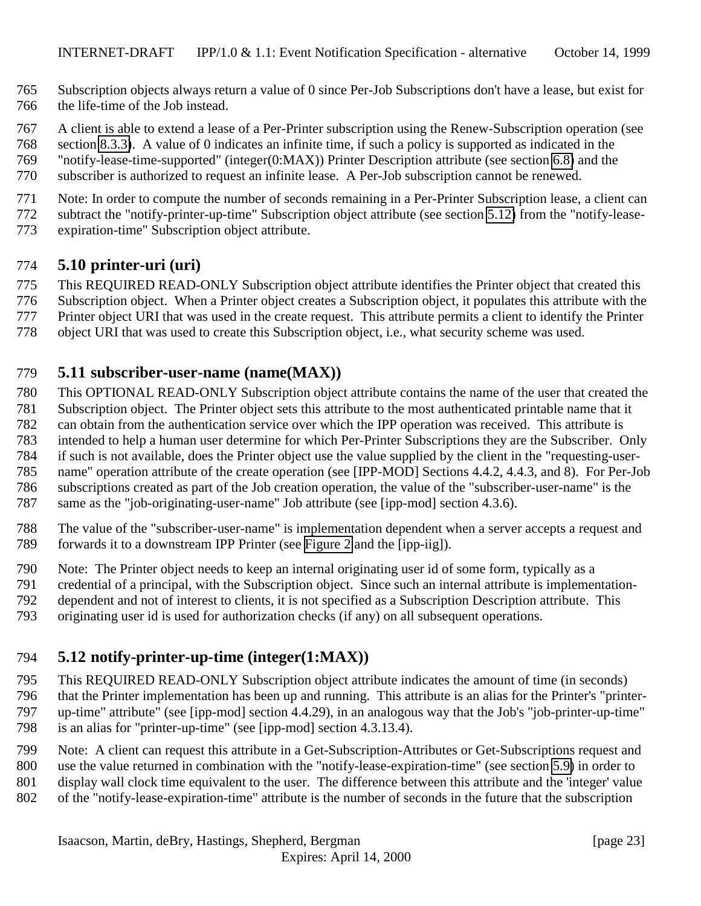Subscription objects always return a value of 0 since Per-Job Subscriptions don't have a lease, but exist for the life-time of the Job instead.

A client is able to extend a lease of a Per-Printer subscription using the Renew-Subscription operation (see section 8.3.3). A value of 0 indicates an infinite time, if such a policy is supported as indicated in the "notify-lease-time-supported" (integer(0:MAX)) Printer Description attribute (see section 6.8) and the subscriber is authorized to request an infinite lease. A Per-Job subscription cannot be renewed.

Note: In order to compute the number of seconds remaining in a Per-Printer Subscription lease, a client can subtract the "notify-printer-up-time" Subscription object attribute (see section 5.12) from the "notify-lease-expiration-time" Subscription object attribute.

## 5.10 printer-uri (uri)

This REQUIRED READ-ONLY Subscription object attribute identifies the Printer object that created this Subscription object. When a Printer object creates a Subscription object, it populates this attribute with the Printer object URI that was used in the create request. This attribute permits a client to identify the Printer object URI that was used to create this Subscription object, i.e., what security scheme was used.

## 5.11 subscriber-user-name (name(MAX))

This OPTIONAL READ-ONLY Subscription object attribute contains the name of the user that created the Subscription object. The Printer object sets this attribute to the most authenticated printable name that it can obtain from the authentication service over which the IPP operation was received. This attribute is intended to help a human user determine for which Per-Printer Subscriptions they are the Subscriber. Only if such is not available, does the Printer object use the value supplied by the client in the "requesting-user-name" operation attribute of the create operation (see [IPP-MOD] Sections 4.4.2, 4.4.3, and 8). For Per-Job subscriptions created as part of the Job creation operation, the value of the "subscriber-user-name" is the same as the "job-originating-user-name" Job attribute (see [ipp-mod] section 4.3.6).

The value of the "subscriber-user-name" is implementation dependent when a server accepts a request and forwards it to a downstream IPP Printer (see Figure 2 and the [ipp-iig]).

Note: The Printer object needs to keep an internal originating user id of some form, typically as a credential of a principal, with the Subscription object. Since such an internal attribute is implementation-dependent and not of interest to clients, it is not specified as a Subscription Description attribute. This originating user id is used for authorization checks (if any) on all subsequent operations.

## 5.12 notify-printer-up-time (integer(1:MAX))

This REQUIRED READ-ONLY Subscription object attribute indicates the amount of time (in seconds) that the Printer implementation has been up and running. This attribute is an alias for the Printer's "printer-up-time" attribute" (see [ipp-mod] section 4.4.29), in an analogous way that the Job's "job-printer-up-time" is an alias for "printer-up-time" (see [ipp-mod] section 4.3.13.4).

Note: A client can request this attribute in a Get-Subscription-Attributes or Get-Subscriptions request and use the value returned in combination with the "notify-lease-expiration-time" (see section 5.9) in order to display wall clock time equivalent to the user. The difference between this attribute and the 'integer' value of the "notify-lease-expiration-time" attribute is the number of seconds in the future that the subscription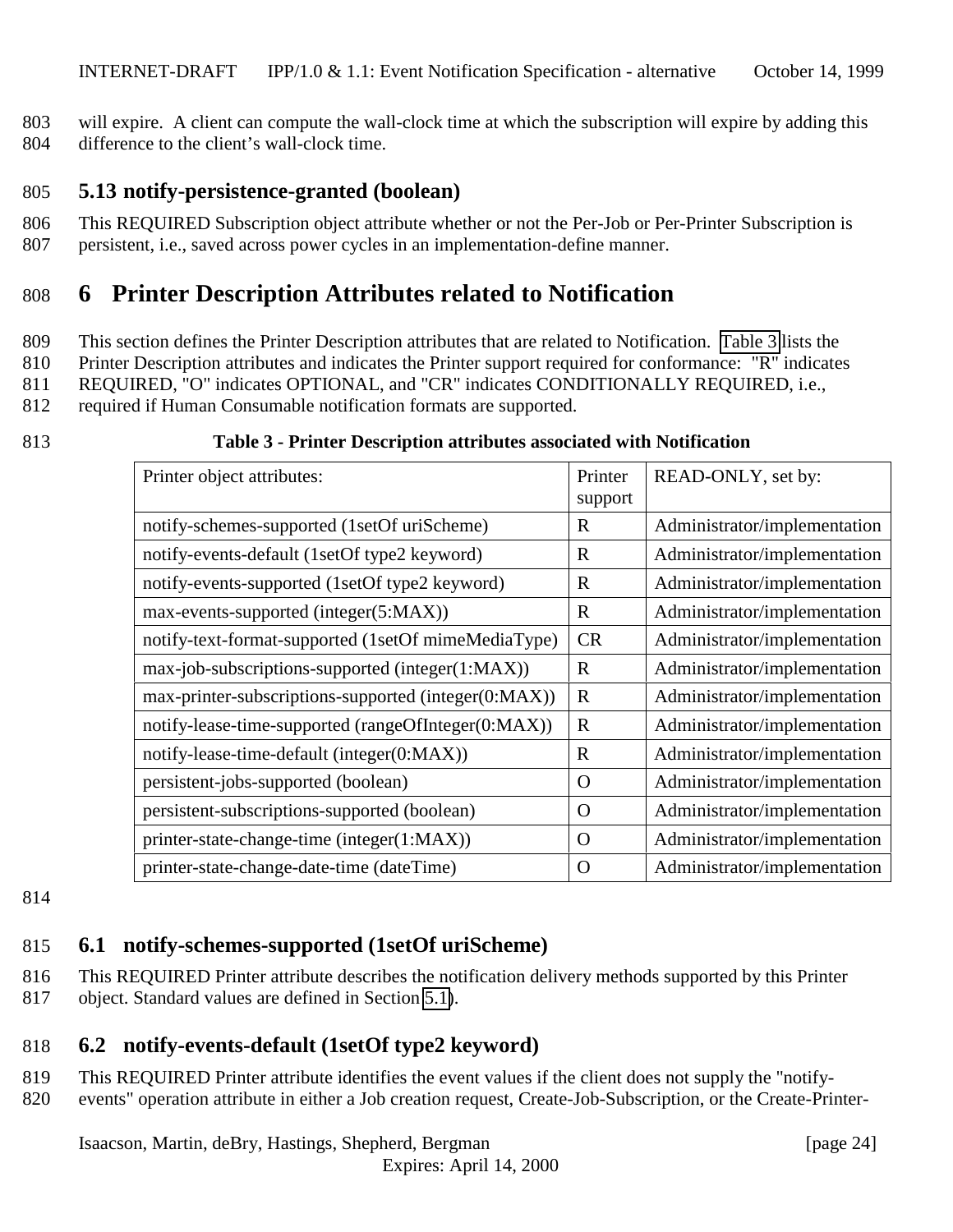will expire. A client can compute the wall-clock time at which the subscription will expire by adding this difference to the client's wall-clock time.

### 5.13 notify-persistence-granted (boolean)

This REQUIRED Subscription object attribute whether or not the Per-Job or Per-Printer Subscription is persistent, i.e., saved across power cycles in an implementation-define manner.

# 6 Printer Description Attributes related to Notification

This section defines the Printer Description attributes that are related to Notification. Table 3 lists the Printer Description attributes and indicates the Printer support required for conformance: "R" indicates REQUIRED, "O" indicates OPTIONAL, and "CR" indicates CONDITIONALLY REQUIRED, i.e., required if Human Consumable notification formats are supported.

**Table 3 - Printer Description attributes associated with Notification**

| Printer object attributes: | Printer support | READ-ONLY, set by: |
|---|---|---|
| notify-schemes-supported (1setOf uriScheme) | R | Administrator/implementation |
| notify-events-default (1setOf type2 keyword) | R | Administrator/implementation |
| notify-events-supported (1setOf type2 keyword) | R | Administrator/implementation |
| max-events-supported (integer(5:MAX)) | R | Administrator/implementation |
| notify-text-format-supported (1setOf mimeMediaType) | CR | Administrator/implementation |
| max-job-subscriptions-supported (integer(1:MAX)) | R | Administrator/implementation |
| max-printer-subscriptions-supported (integer(0:MAX)) | R | Administrator/implementation |
| notify-lease-time-supported (rangeOfInteger(0:MAX)) | R | Administrator/implementation |
| notify-lease-time-default (integer(0:MAX)) | R | Administrator/implementation |
| persistent-jobs-supported (boolean) | O | Administrator/implementation |
| persistent-subscriptions-supported (boolean) | O | Administrator/implementation |
| printer-state-change-time (integer(1:MAX)) | O | Administrator/implementation |
| printer-state-change-date-time (dateTime) | O | Administrator/implementation |

## 6.1 notify-schemes-supported (1setOf uriScheme)

This REQUIRED Printer attribute describes the notification delivery methods supported by this Printer object. Standard values are defined in Section 5.1).

## 6.2 notify-events-default (1setOf type2 keyword)

This REQUIRED Printer attribute identifies the event values if the client does not supply the "notify-events" operation attribute in either a Job creation request, Create-Job-Subscription, or the Create-Printer-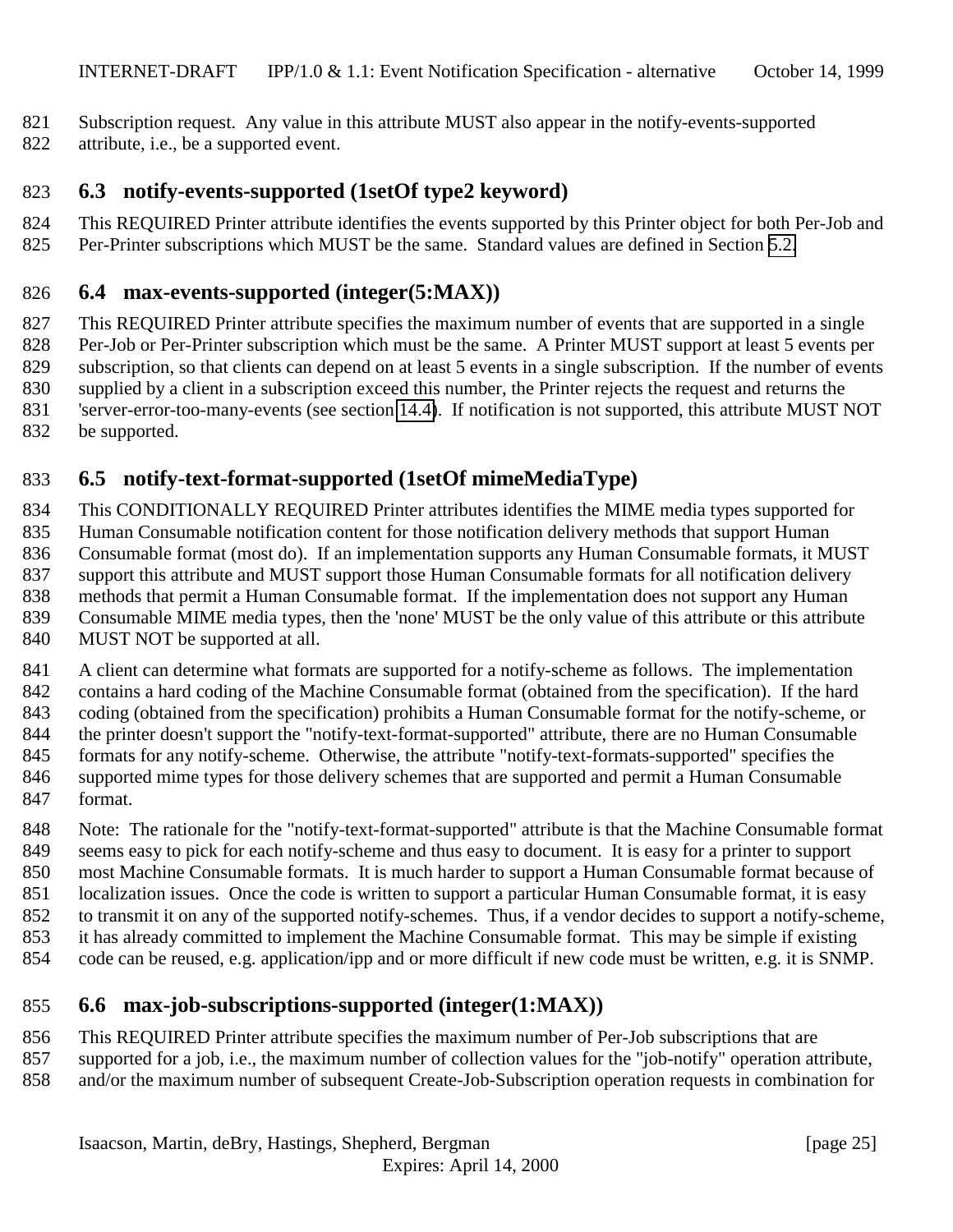Subscription request. Any value in this attribute MUST also appear in the notify-events-supported attribute, i.e., be a supported event.

### 6.3 notify-events-supported (1setOf type2 keyword)

This REQUIRED Printer attribute identifies the events supported by this Printer object for both Per-Job and Per-Printer subscriptions which MUST be the same. Standard values are defined in Section 5.2.

### 6.4 max-events-supported (integer(5:MAX))

This REQUIRED Printer attribute specifies the maximum number of events that are supported in a single Per-Job or Per-Printer subscription which must be the same. A Printer MUST support at least 5 events per subscription, so that clients can depend on at least 5 events in a single subscription. If the number of events supplied by a client in a subscription exceed this number, the Printer rejects the request and returns the 'server-error-too-many-events (see section 14.4). If notification is not supported, this attribute MUST NOT be supported.

### 6.5 notify-text-format-supported (1setOf mimeMediaType)

This CONDITIONALLY REQUIRED Printer attributes identifies the MIME media types supported for Human Consumable notification content for those notification delivery methods that support Human Consumable format (most do). If an implementation supports any Human Consumable formats, it MUST support this attribute and MUST support those Human Consumable formats for all notification delivery methods that permit a Human Consumable format. If the implementation does not support any Human Consumable MIME media types, then the 'none' MUST be the only value of this attribute or this attribute MUST NOT be supported at all.

A client can determine what formats are supported for a notify-scheme as follows. The implementation contains a hard coding of the Machine Consumable format (obtained from the specification). If the hard coding (obtained from the specification) prohibits a Human Consumable format for the notify-scheme, or the printer doesn't support the "notify-text-format-supported" attribute, there are no Human Consumable formats for any notify-scheme. Otherwise, the attribute "notify-text-formats-supported" specifies the supported mime types for those delivery schemes that are supported and permit a Human Consumable format.

Note: The rationale for the "notify-text-format-supported" attribute is that the Machine Consumable format seems easy to pick for each notify-scheme and thus easy to document. It is easy for a printer to support most Machine Consumable formats. It is much harder to support a Human Consumable format because of localization issues. Once the code is written to support a particular Human Consumable format, it is easy to transmit it on any of the supported notify-schemes. Thus, if a vendor decides to support a notify-scheme, it has already committed to implement the Machine Consumable format. This may be simple if existing code can be reused, e.g. application/ipp and or more difficult if new code must be written, e.g. it is SNMP.

### 6.6 max-job-subscriptions-supported (integer(1:MAX))

This REQUIRED Printer attribute specifies the maximum number of Per-Job subscriptions that are supported for a job, i.e., the maximum number of collection values for the "job-notify" operation attribute, and/or the maximum number of subsequent Create-Job-Subscription operation requests in combination for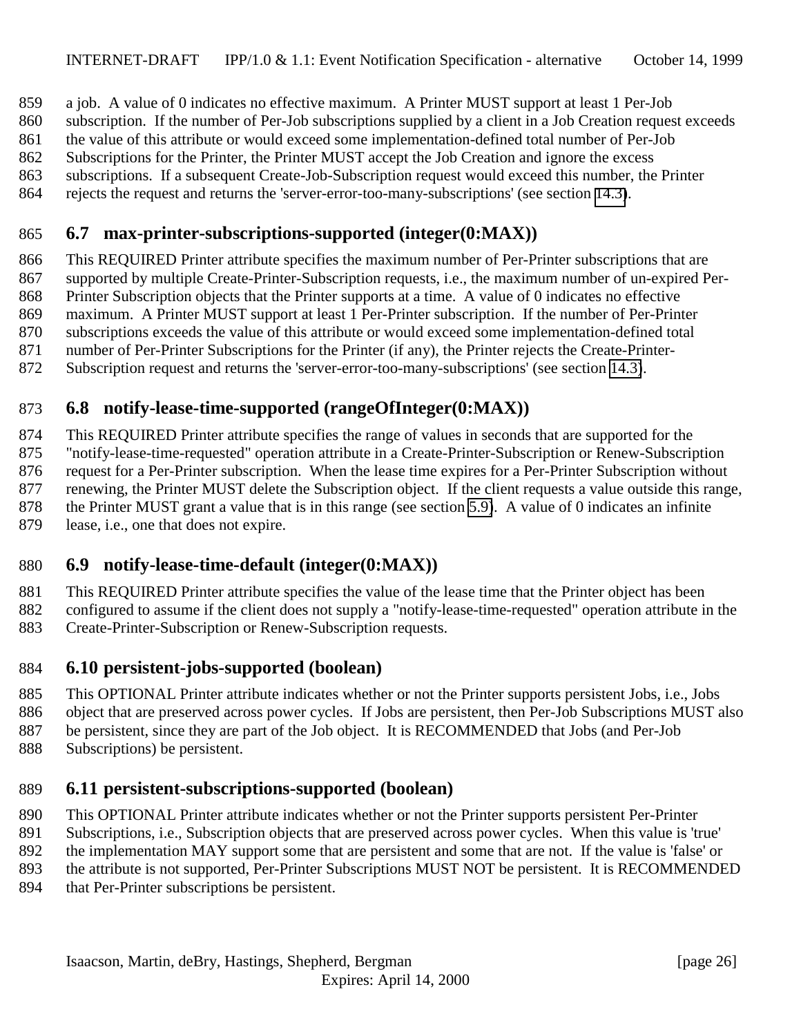a job. A value of 0 indicates no effective maximum. A Printer MUST support at least 1 Per-Job subscription. If the number of Per-Job subscriptions supplied by a client in a Job Creation request exceeds the value of this attribute or would exceed some implementation-defined total number of Per-Job Subscriptions for the Printer, the Printer MUST accept the Job Creation and ignore the excess subscriptions. If a subsequent Create-Job-Subscription request would exceed this number, the Printer rejects the request and returns the 'server-error-too-many-subscriptions' (see section 14.3).

## 6.7 max-printer-subscriptions-supported (integer(0:MAX))

This REQUIRED Printer attribute specifies the maximum number of Per-Printer subscriptions that are supported by multiple Create-Printer-Subscription requests, i.e., the maximum number of un-expired Per-Printer Subscription objects that the Printer supports at a time. A value of 0 indicates no effective maximum. A Printer MUST support at least 1 Per-Printer subscription. If the number of Per-Printer subscriptions exceeds the value of this attribute or would exceed some implementation-defined total number of Per-Printer Subscriptions for the Printer (if any), the Printer rejects the Create-Printer-Subscription request and returns the 'server-error-too-many-subscriptions' (see section 14.3).

## 6.8 notify-lease-time-supported (rangeOfInteger(0:MAX))

This REQUIRED Printer attribute specifies the range of values in seconds that are supported for the "notify-lease-time-requested" operation attribute in a Create-Printer-Subscription or Renew-Subscription request for a Per-Printer subscription. When the lease time expires for a Per-Printer Subscription without renewing, the Printer MUST delete the Subscription object. If the client requests a value outside this range, the Printer MUST grant a value that is in this range (see section 5.9). A value of 0 indicates an infinite lease, i.e., one that does not expire.

## 6.9 notify-lease-time-default (integer(0:MAX))

This REQUIRED Printer attribute specifies the value of the lease time that the Printer object has been configured to assume if the client does not supply a "notify-lease-time-requested" operation attribute in the Create-Printer-Subscription or Renew-Subscription requests.

## 6.10 persistent-jobs-supported (boolean)

This OPTIONAL Printer attribute indicates whether or not the Printer supports persistent Jobs, i.e., Jobs object that are preserved across power cycles. If Jobs are persistent, then Per-Job Subscriptions MUST also be persistent, since they are part of the Job object. It is RECOMMENDED that Jobs (and Per-Job Subscriptions) be persistent.

## 6.11 persistent-subscriptions-supported (boolean)

This OPTIONAL Printer attribute indicates whether or not the Printer supports persistent Per-Printer Subscriptions, i.e., Subscription objects that are preserved across power cycles. When this value is 'true' the implementation MAY support some that are persistent and some that are not. If the value is 'false' or the attribute is not supported, Per-Printer Subscriptions MUST NOT be persistent. It is RECOMMENDED that Per-Printer subscriptions be persistent.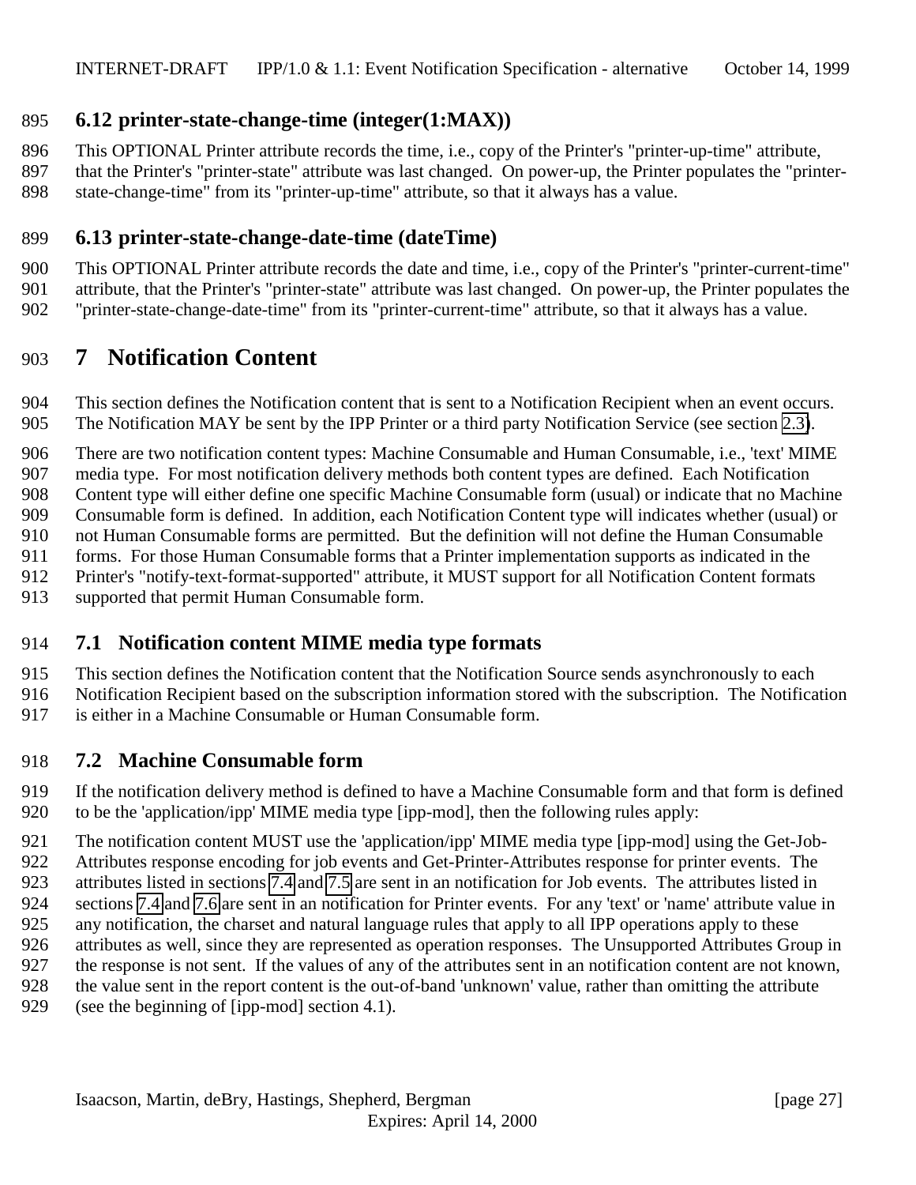### 6.12 printer-state-change-time (integer(1:MAX))

This OPTIONAL Printer attribute records the time, i.e., copy of the Printer's "printer-up-time" attribute, that the Printer's "printer-state" attribute was last changed. On power-up, the Printer populates the "printer-state-change-time" from its "printer-up-time" attribute, so that it always has a value.

### 6.13 printer-state-change-date-time (dateTime)

This OPTIONAL Printer attribute records the date and time, i.e., copy of the Printer's "printer-current-time" attribute, that the Printer's "printer-state" attribute was last changed. On power-up, the Printer populates the "printer-state-change-date-time" from its "printer-current-time" attribute, so that it always has a value.

## 7 Notification Content

This section defines the Notification content that is sent to a Notification Recipient when an event occurs. The Notification MAY be sent by the IPP Printer or a third party Notification Service (see section 2.3).

There are two notification content types: Machine Consumable and Human Consumable, i.e., 'text' MIME media type. For most notification delivery methods both content types are defined. Each Notification Content type will either define one specific Machine Consumable form (usual) or indicate that no Machine Consumable form is defined. In addition, each Notification Content type will indicates whether (usual) or not Human Consumable forms are permitted. But the definition will not define the Human Consumable forms. For those Human Consumable forms that a Printer implementation supports as indicated in the Printer's "notify-text-format-supported" attribute, it MUST support for all Notification Content formats supported that permit Human Consumable form.

### 7.1 Notification content MIME media type formats

This section defines the Notification content that the Notification Source sends asynchronously to each Notification Recipient based on the subscription information stored with the subscription. The Notification is either in a Machine Consumable or Human Consumable form.

### 7.2 Machine Consumable form

If the notification delivery method is defined to have a Machine Consumable form and that form is defined to be the 'application/ipp' MIME media type [ipp-mod], then the following rules apply:

The notification content MUST use the 'application/ipp' MIME media type [ipp-mod] using the Get-Job-Attributes response encoding for job events and Get-Printer-Attributes response for printer events. The attributes listed in sections 7.4 and 7.5 are sent in an notification for Job events. The attributes listed in sections 7.4 and 7.6 are sent in an notification for Printer events. For any 'text' or 'name' attribute value in any notification, the charset and natural language rules that apply to all IPP operations apply to these attributes as well, since they are represented as operation responses. The Unsupported Attributes Group in the response is not sent. If the values of any of the attributes sent in an notification content are not known, the value sent in the report content is the out-of-band 'unknown' value, rather than omitting the attribute (see the beginning of [ipp-mod] section 4.1).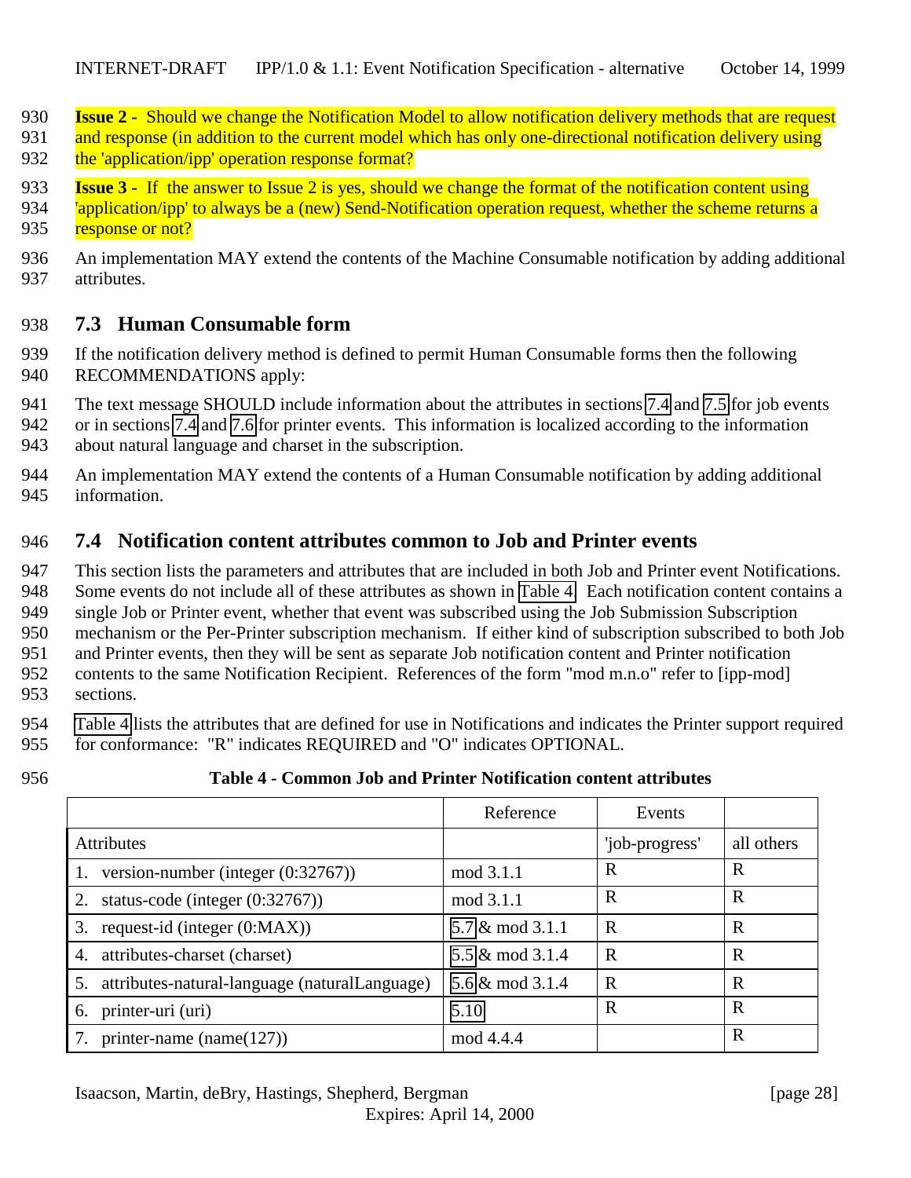**Issue 2 -** Should we change the Notification Model to allow notification delivery methods that are request and response (in addition to the current model which has only one-directional notification delivery using the 'application/ipp' operation response format?

**Issue 3 -** If the answer to Issue 2 is yes, should we change the format of the notification content using 'application/ipp' to always be a (new) Send-Notification operation request, whether the scheme returns a response or not?

An implementation MAY extend the contents of the Machine Consumable notification by adding additional attributes.

## 7.3 Human Consumable form

If the notification delivery method is defined to permit Human Consumable forms then the following RECOMMENDATIONS apply:

The text message SHOULD include information about the attributes in sections 7.4 and 7.5 for job events or in sections 7.4 and 7.6 for printer events. This information is localized according to the information about natural language and charset in the subscription.

An implementation MAY extend the contents of a Human Consumable notification by adding additional information.

## 7.4 Notification content attributes common to Job and Printer events

This section lists the parameters and attributes that are included in both Job and Printer event Notifications. Some events do not include all of these attributes as shown in Table 4. Each notification content contains a single Job or Printer event, whether that event was subscribed using the Job Submission Subscription mechanism or the Per-Printer subscription mechanism. If either kind of subscription subscribed to both Job and Printer events, then they will be sent as separate Job notification content and Printer notification contents to the same Notification Recipient. References of the form "mod m.n.o" refer to [ipp-mod] sections.

Table 4 lists the attributes that are defined for use in Notifications and indicates the Printer support required for conformance: "R" indicates REQUIRED and "O" indicates OPTIONAL.

**Table 4 - Common Job and Printer Notification content attributes**

| | Reference | Events | |
|---|---|---|---|
| Attributes | | 'job-progress' | all others |
| 1. version-number (integer (0:32767)) | mod 3.1.1 | R | R |
| 2. status-code (integer (0:32767)) | mod 3.1.1 | R | R |
| 3. request-id (integer (0:MAX)) | 5.7 & mod 3.1.1 | R | R |
| 4. attributes-charset (charset) | 5.5 & mod 3.1.4 | R | R |
| 5. attributes-natural-language (naturalLanguage) | 5.6 & mod 3.1.4 | R | R |
| 6. printer-uri (uri) | 5.10 | R | R |
| 7. printer-name (name(127)) | mod 4.4.4 | | R |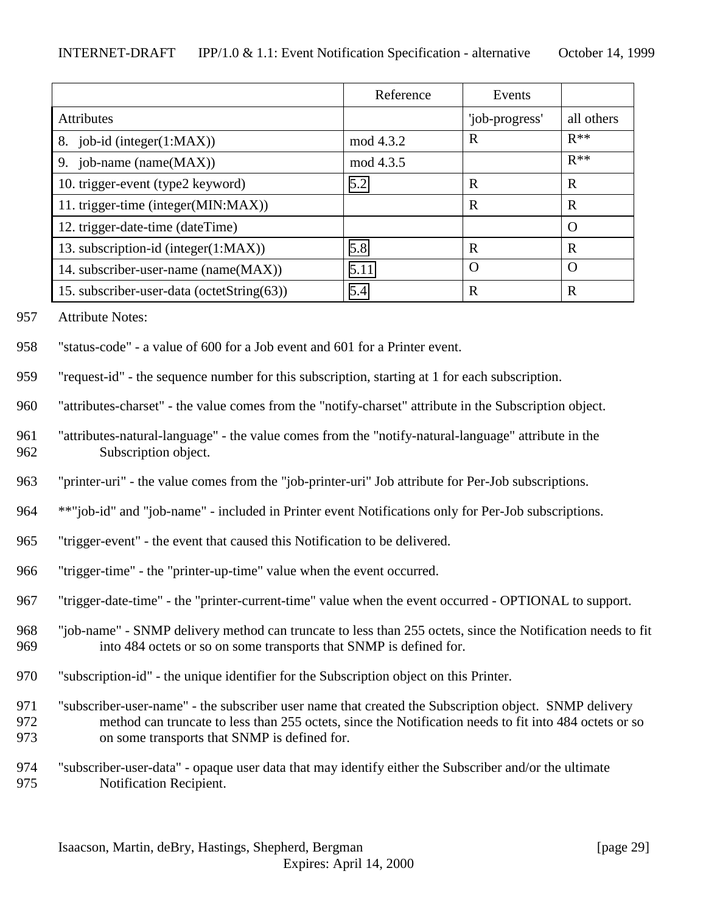| | Reference | Events | |
|---|---|---|---|
| Attributes | | 'job-progress' | all others |
| 8. job-id (integer(1:MAX)) | mod 4.3.2 | R | R** |
| 9. job-name (name(MAX)) | mod 4.3.5 | | R** |
| 10. trigger-event (type2 keyword) | 5.2 | R | R |
| 11. trigger-time (integer(MIN:MAX)) | | R | R |
| 12. trigger-date-time (dateTime) | | | O |
| 13. subscription-id (integer(1:MAX)) | 5.8 | R | R |
| 14. subscriber-user-name (name(MAX)) | 5.11 | O | O |
| 15. subscriber-user-data (octetString(63)) | 5.4 | R | R |

957 Attribute Notes:

958 "status-code" - a value of 600 for a Job event and 601 for a Printer event.

959 "request-id" - the sequence number for this subscription, starting at 1 for each subscription.

960 "attributes-charset" - the value comes from the "notify-charset" attribute in the Subscription object.

961 "attributes-natural-language" - the value comes from the "notify-natural-language" attribute in the
962 Subscription object.

963 "printer-uri" - the value comes from the "job-printer-uri" Job attribute for Per-Job subscriptions.

964 **"job-id" and "job-name" - included in Printer event Notifications only for Per-Job subscriptions.

965 "trigger-event" - the event that caused this Notification to be delivered.

966 "trigger-time" - the "printer-up-time" value when the event occurred.

967 "trigger-date-time" - the "printer-current-time" value when the event occurred - OPTIONAL to support.

968 "job-name" - SNMP delivery method can truncate to less than 255 octets, since the Notification needs to fit
969 into 484 octets or so on some transports that SNMP is defined for.

970 "subscription-id" - the unique identifier for the Subscription object on this Printer.

971 "subscriber-user-name" - the subscriber user name that created the Subscription object. SNMP delivery
972 method can truncate to less than 255 octets, since the Notification needs to fit into 484 octets or so
973 on some transports that SNMP is defined for.

974 "subscriber-user-data" - opaque user data that may identify either the Subscriber and/or the ultimate
975 Notification Recipient.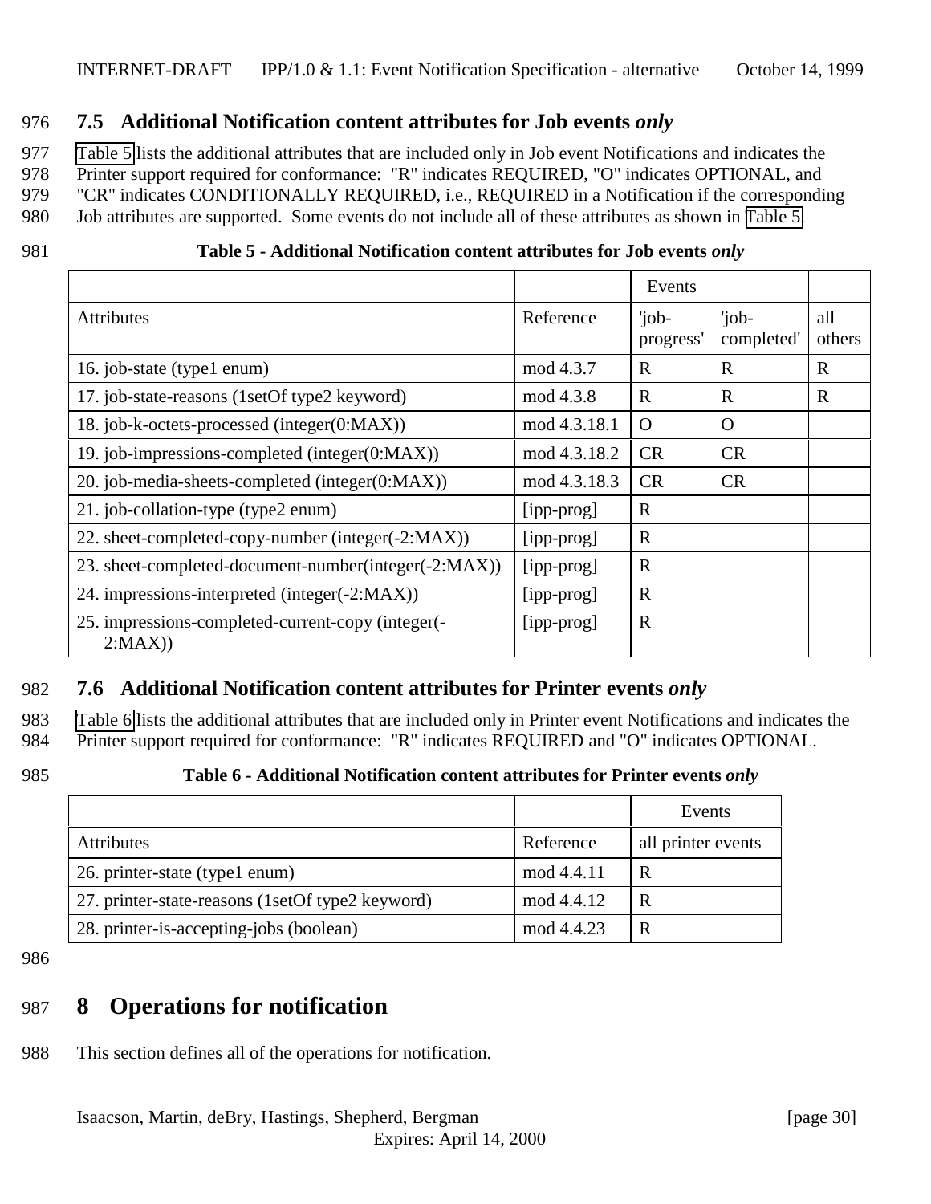## 7.5 Additional Notification content attributes for Job events *only*

Table 5 lists the additional attributes that are included only in Job event Notifications and indicates the Printer support required for conformance: "R" indicates REQUIRED, "O" indicates OPTIONAL, and "CR" indicates CONDITIONALLY REQUIRED, i.e., REQUIRED in a Notification if the corresponding Job attributes are supported. Some events do not include all of these attributes as shown in Table 5.

**Table 5 - Additional Notification content attributes for Job events *only***

| | | Events | | |
|---|---|---|---|---|
| Attributes | Reference | 'job-progress' | 'job-completed' | all others |
| 16. job-state (type1 enum) | mod 4.3.7 | R | R | R |
| 17. job-state-reasons (1setOf type2 keyword) | mod 4.3.8 | R | R | R |
| 18. job-k-octets-processed (integer(0:MAX)) | mod 4.3.18.1 | O | O | |
| 19. job-impressions-completed (integer(0:MAX)) | mod 4.3.18.2 | CR | CR | |
| 20. job-media-sheets-completed (integer(0:MAX)) | mod 4.3.18.3 | CR | CR | |
| 21. job-collation-type (type2 enum) | [ipp-prog] | R | | |
| 22. sheet-completed-copy-number (integer(-2:MAX)) | [ipp-prog] | R | | |
| 23. sheet-completed-document-number(integer(-2:MAX)) | [ipp-prog] | R | | |
| 24. impressions-interpreted (integer(-2:MAX)) | [ipp-prog] | R | | |
| 25. impressions-completed-current-copy (integer(-2:MAX)) | [ipp-prog] | R | | |

## 7.6 Additional Notification content attributes for Printer events *only*

Table 6 lists the additional attributes that are included only in Printer event Notifications and indicates the Printer support required for conformance: "R" indicates REQUIRED and "O" indicates OPTIONAL.

**Table 6 - Additional Notification content attributes for Printer events *only***

| | | Events |
|---|---|---|
| Attributes | Reference | all printer events |
| 26. printer-state (type1 enum) | mod 4.4.11 | R |
| 27. printer-state-reasons (1setOf type2 keyword) | mod 4.4.12 | R |
| 28. printer-is-accepting-jobs (boolean) | mod 4.4.23 | R |

# 8 Operations for notification

This section defines all of the operations for notification.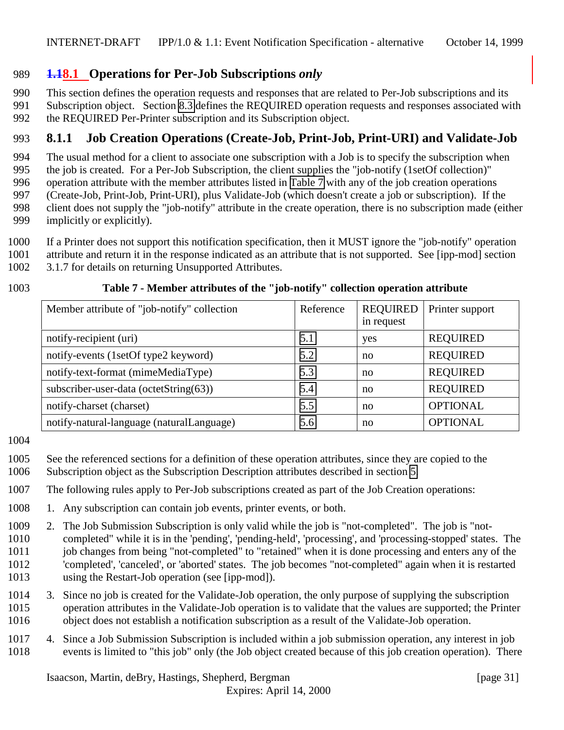## 8.1 Operations for Per-Job Subscriptions *only*

This section defines the operation requests and responses that are related to Per-Job subscriptions and its Subscription object. Section 8.3 defines the REQUIRED operation requests and responses associated with the REQUIRED Per-Printer subscription and its Subscription object.

### 8.1.1 Job Creation Operations (Create-Job, Print-Job, Print-URI) and Validate-Job

The usual method for a client to associate one subscription with a Job is to specify the subscription when the job is created. For a Per-Job Subscription, the client supplies the "job-notify (1setOf collection)" operation attribute with the member attributes listed in Table 7 with any of the job creation operations (Create-Job, Print-Job, Print-URI), plus Validate-Job (which doesn't create a job or subscription). If the client does not supply the "job-notify" attribute in the create operation, there is no subscription made (either implicitly or explicitly).

If a Printer does not support this notification specification, then it MUST ignore the "job-notify" operation attribute and return it in the response indicated as an attribute that is not supported. See [ipp-mod] section 3.1.7 for details on returning Unsupported Attributes.

**Table 7 - Member attributes of the "job-notify" collection operation attribute**

| Member attribute of "job-notify" collection | Reference | REQUIRED in request | Printer support |
|---|---|---|---|
| notify-recipient (uri) | 5.1 | yes | REQUIRED |
| notify-events (1setOf type2 keyword) | 5.2 | no | REQUIRED |
| notify-text-format (mimeMediaType) | 5.3 | no | REQUIRED |
| subscriber-user-data (octetString(63)) | 5.4 | no | REQUIRED |
| notify-charset (charset) | 5.5 | no | OPTIONAL |
| notify-natural-language (naturalLanguage) | 5.6 | no | OPTIONAL |

See the referenced sections for a definition of these operation attributes, since they are copied to the Subscription object as the Subscription Description attributes described in section 5.

The following rules apply to Per-Job subscriptions created as part of the Job Creation operations:

1. Any subscription can contain job events, printer events, or both.
2. The Job Submission Subscription is only valid while the job is "not-completed". The job is "not-completed" while it is in the 'pending', 'pending-held', 'processing', and 'processing-stopped' states. The job changes from being "not-completed" to "retained" when it is done processing and enters any of the 'completed', 'canceled', or 'aborted' states. The job becomes "not-completed" again when it is restarted using the Restart-Job operation (see [ipp-mod]).
3. Since no job is created for the Validate-Job operation, the only purpose of supplying the subscription operation attributes in the Validate-Job operation is to validate that the values are supported; the Printer object does not establish a notification subscription as a result of the Validate-Job operation.
4. Since a Job Submission Subscription is included within a job submission operation, any interest in job events is limited to "this job" only (the Job object created because of this job creation operation). There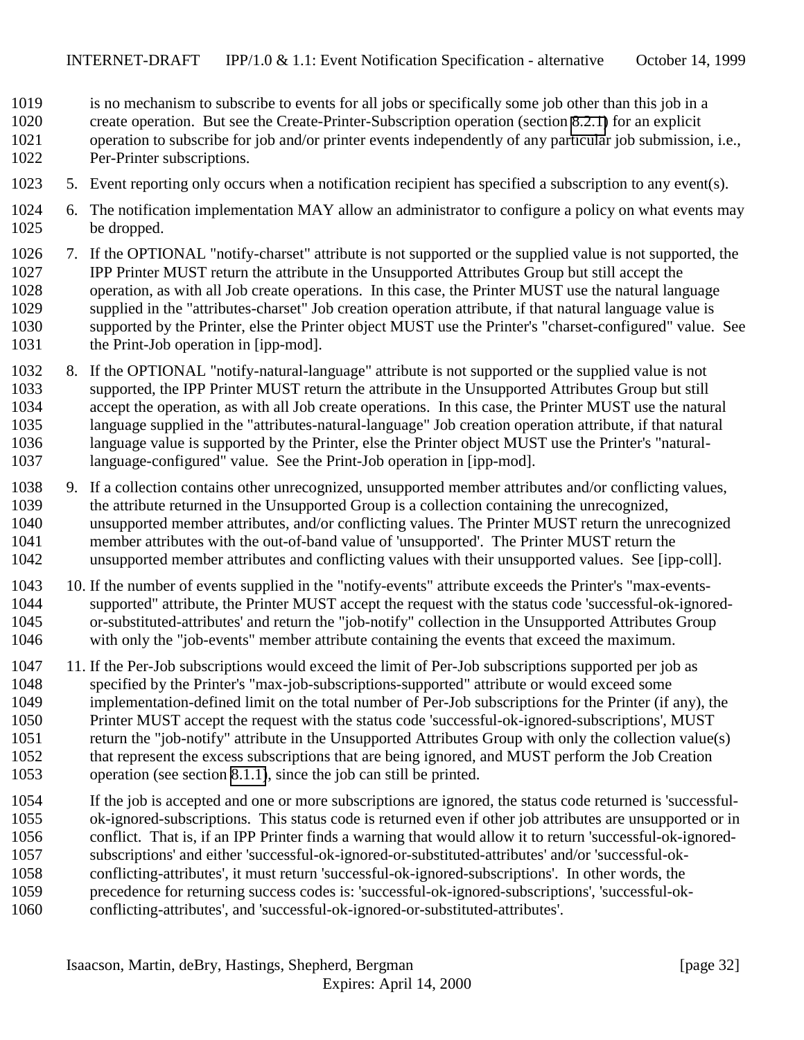is no mechanism to subscribe to events for all jobs or specifically some job other than this job in a create operation. But see the Create-Printer-Subscription operation (section 8.2.1) for an explicit operation to subscribe for job and/or printer events independently of any particular job submission, i.e., Per-Printer subscriptions.

5. Event reporting only occurs when a notification recipient has specified a subscription to any event(s).

6. The notification implementation MAY allow an administrator to configure a policy on what events may be dropped.

7. If the OPTIONAL "notify-charset" attribute is not supported or the supplied value is not supported, the IPP Printer MUST return the attribute in the Unsupported Attributes Group but still accept the operation, as with all Job create operations. In this case, the Printer MUST use the natural language supplied in the "attributes-charset" Job creation operation attribute, if that natural language value is supported by the Printer, else the Printer object MUST use the Printer's "charset-configured" value. See the Print-Job operation in [ipp-mod].

8. If the OPTIONAL "notify-natural-language" attribute is not supported or the supplied value is not supported, the IPP Printer MUST return the attribute in the Unsupported Attributes Group but still accept the operation, as with all Job create operations. In this case, the Printer MUST use the natural language supplied in the "attributes-natural-language" Job creation operation attribute, if that natural language value is supported by the Printer, else the Printer object MUST use the Printer's "natural-language-configured" value. See the Print-Job operation in [ipp-mod].

9. If a collection contains other unrecognized, unsupported member attributes and/or conflicting values, the attribute returned in the Unsupported Group is a collection containing the unrecognized, unsupported member attributes, and/or conflicting values. The Printer MUST return the unrecognized member attributes with the out-of-band value of 'unsupported'. The Printer MUST return the unsupported member attributes and conflicting values with their unsupported values. See [ipp-coll].

10. If the number of events supplied in the "notify-events" attribute exceeds the Printer's "max-events-supported" attribute, the Printer MUST accept the request with the status code 'successful-ok-ignored-or-substituted-attributes' and return the "job-notify" collection in the Unsupported Attributes Group with only the "job-events" member attribute containing the events that exceed the maximum.

11. If the Per-Job subscriptions would exceed the limit of Per-Job subscriptions supported per job as specified by the Printer's "max-job-subscriptions-supported" attribute or would exceed some implementation-defined limit on the total number of Per-Job subscriptions for the Printer (if any), the Printer MUST accept the request with the status code 'successful-ok-ignored-subscriptions', MUST return the "job-notify" attribute in the Unsupported Attributes Group with only the collection value(s) that represent the excess subscriptions that are being ignored, and MUST perform the Job Creation operation (see section 8.1.1), since the job can still be printed.

    If the job is accepted and one or more subscriptions are ignored, the status code returned is 'successful-ok-ignored-subscriptions. This status code is returned even if other job attributes are unsupported or in conflict. That is, if an IPP Printer finds a warning that would allow it to return 'successful-ok-ignored-subscriptions' and either 'successful-ok-ignored-or-substituted-attributes' and/or 'successful-ok-conflicting-attributes', it must return 'successful-ok-ignored-subscriptions'. In other words, the precedence for returning success codes is: 'successful-ok-ignored-subscriptions', 'successful-ok-conflicting-attributes', and 'successful-ok-ignored-or-substituted-attributes'.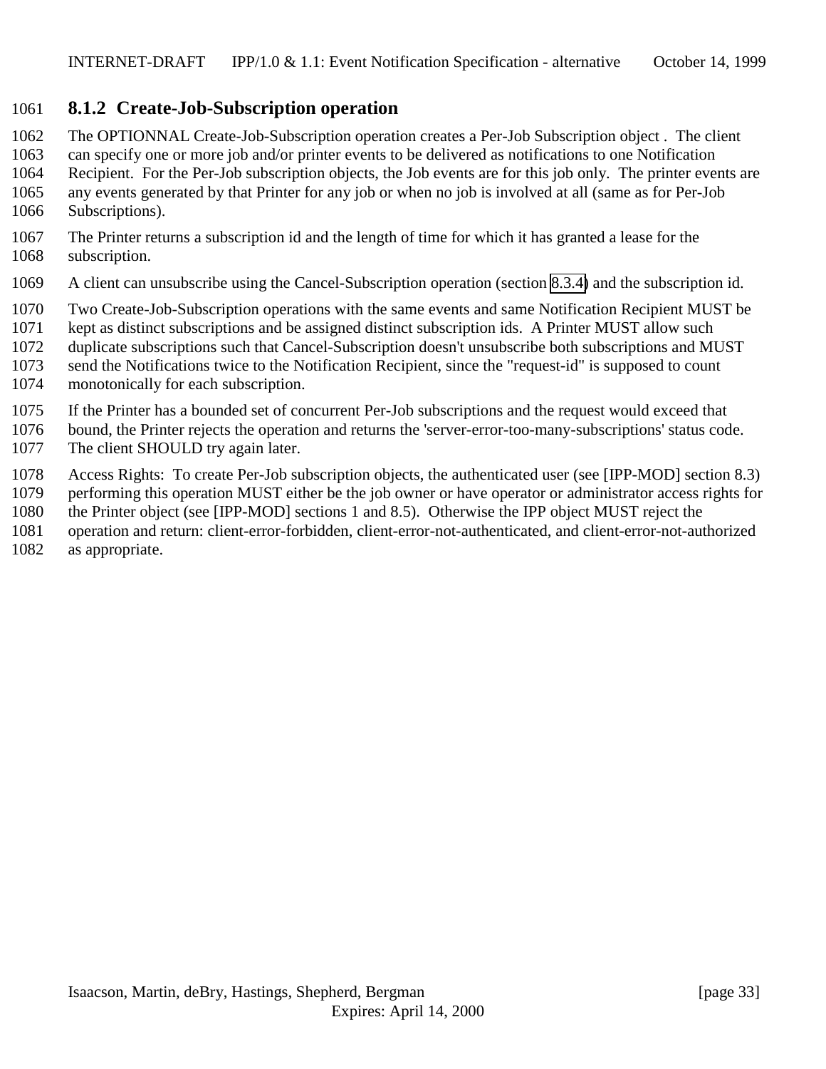### 8.1.2 Create-Job-Subscription operation

The OPTIONNAL Create-Job-Subscription operation creates a Per-Job Subscription object . The client can specify one or more job and/or printer events to be delivered as notifications to one Notification Recipient. For the Per-Job subscription objects, the Job events are for this job only. The printer events are any events generated by that Printer for any job or when no job is involved at all (same as for Per-Job Subscriptions).

The Printer returns a subscription id and the length of time for which it has granted a lease for the subscription.

A client can unsubscribe using the Cancel-Subscription operation (section 8.3.4) and the subscription id.

Two Create-Job-Subscription operations with the same events and same Notification Recipient MUST be kept as distinct subscriptions and be assigned distinct subscription ids. A Printer MUST allow such duplicate subscriptions such that Cancel-Subscription doesn't unsubscribe both subscriptions and MUST send the Notifications twice to the Notification Recipient, since the "request-id" is supposed to count monotonically for each subscription.

If the Printer has a bounded set of concurrent Per-Job subscriptions and the request would exceed that bound, the Printer rejects the operation and returns the 'server-error-too-many-subscriptions' status code. The client SHOULD try again later.

Access Rights: To create Per-Job subscription objects, the authenticated user (see [IPP-MOD] section 8.3) performing this operation MUST either be the job owner or have operator or administrator access rights for the Printer object (see [IPP-MOD] sections 1 and 8.5). Otherwise the IPP object MUST reject the operation and return: client-error-forbidden, client-error-not-authenticated, and client-error-not-authorized as appropriate.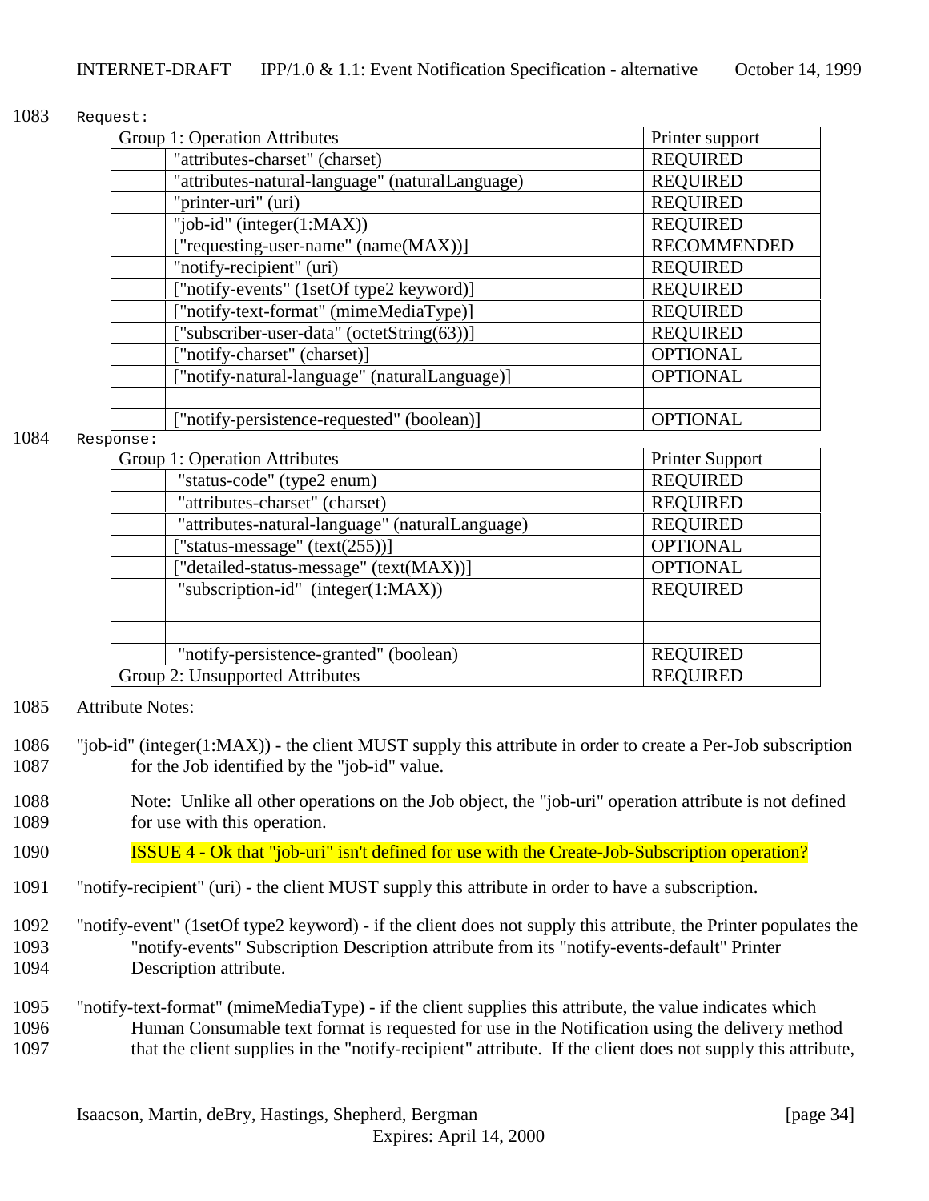Request:

| Group 1: Operation Attributes | | Printer support |
|---|---|---|
| | "attributes-charset" (charset) | REQUIRED |
| | "attributes-natural-language" (naturalLanguage) | REQUIRED |
| | "printer-uri" (uri) | REQUIRED |
| | "job-id" (integer(1:MAX)) | REQUIRED |
| | ["requesting-user-name" (name(MAX))] | RECOMMENDED |
| | "notify-recipient" (uri) | REQUIRED |
| | ["notify-events" (1setOf type2 keyword)] | REQUIRED |
| | ["notify-text-format" (mimeMediaType)] | REQUIRED |
| | ["subscriber-user-data" (octetString(63))] | REQUIRED |
| | ["notify-charset" (charset)] | OPTIONAL |
| | ["notify-natural-language" (naturalLanguage)] | OPTIONAL |
| | | |
| | ["notify-persistence-requested" (boolean)] | OPTIONAL |

Response:

| Group 1: Operation Attributes | | Printer Support |
|---|---|---|
| | "status-code" (type2 enum) | REQUIRED |
| | "attributes-charset" (charset) | REQUIRED |
| | "attributes-natural-language" (naturalLanguage) | REQUIRED |
| | ["status-message" (text(255))] | OPTIONAL |
| | ["detailed-status-message" (text(MAX))] | OPTIONAL |
| | "subscription-id" (integer(1:MAX)) | REQUIRED |
| | | |
| | | |
| | "notify-persistence-granted" (boolean) | REQUIRED |
| Group 2: Unsupported Attributes | | REQUIRED |

Attribute Notes:

"job-id" (integer(1:MAX)) - the client MUST supply this attribute in order to create a Per-Job subscription for the Job identified by the "job-id" value.

Note: Unlike all other operations on the Job object, the "job-uri" operation attribute is not defined for use with this operation.

ISSUE 4 - Ok that "job-uri" isn't defined for use with the Create-Job-Subscription operation?

"notify-recipient" (uri) - the client MUST supply this attribute in order to have a subscription.

"notify-event" (1setOf type2 keyword) - if the client does not supply this attribute, the Printer populates the "notify-events" Subscription Description attribute from its "notify-events-default" Printer Description attribute.

"notify-text-format" (mimeMediaType) - if the client supplies this attribute, the value indicates which Human Consumable text format is requested for use in the Notification using the delivery method that the client supplies in the "notify-recipient" attribute. If the client does not supply this attribute,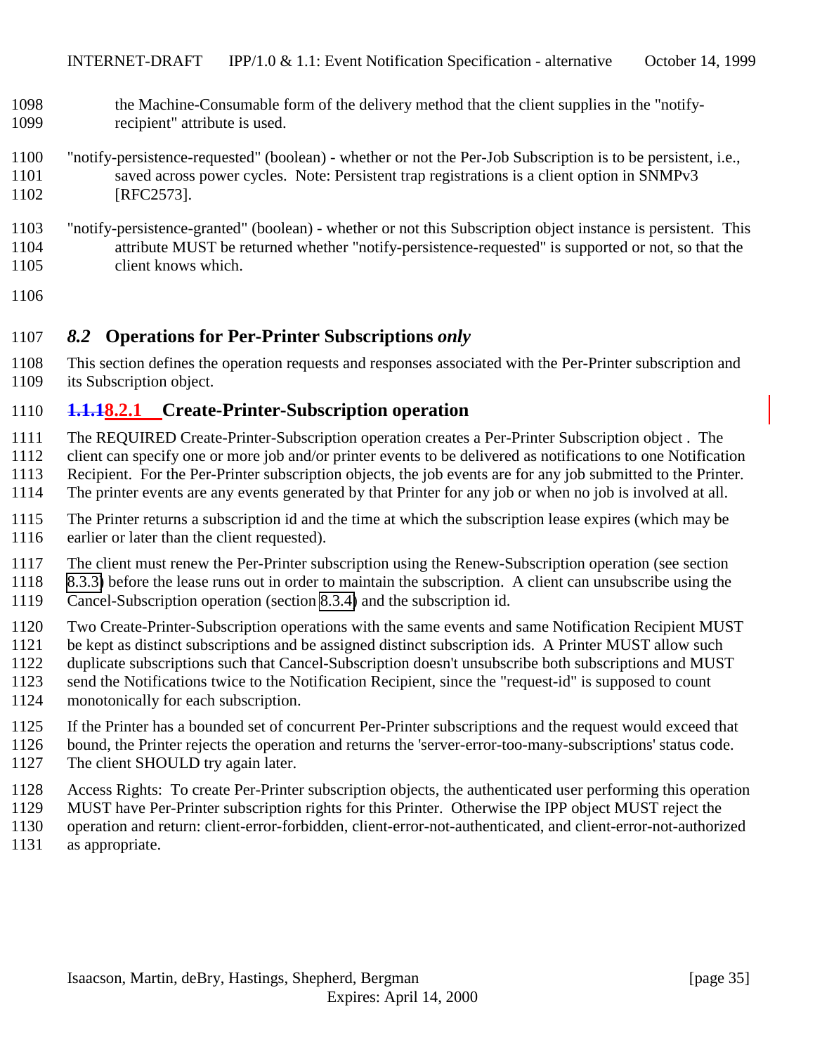the Machine-Consumable form of the delivery method that the client supplies in the "notify-recipient" attribute is used.

"notify-persistence-requested" (boolean) - whether or not the Per-Job Subscription is to be persistent, i.e., saved across power cycles. Note: Persistent trap registrations is a client option in SNMPv3 [RFC2573].

"notify-persistence-granted" (boolean) - whether or not this Subscription object instance is persistent. This attribute MUST be returned whether "notify-persistence-requested" is supported or not, so that the client knows which.

## *8.2* Operations for Per-Printer Subscriptions *only*

This section defines the operation requests and responses associated with the Per-Printer subscription and its Subscription object.

### ~~1.1.1~~8.2.1 Create-Printer-Subscription operation

The REQUIRED Create-Printer-Subscription operation creates a Per-Printer Subscription object . The client can specify one or more job and/or printer events to be delivered as notifications to one Notification Recipient. For the Per-Printer subscription objects, the job events are for any job submitted to the Printer. The printer events are any events generated by that Printer for any job or when no job is involved at all.

The Printer returns a subscription id and the time at which the subscription lease expires (which may be earlier or later than the client requested).

The client must renew the Per-Printer subscription using the Renew-Subscription operation (see section 8.3.3) before the lease runs out in order to maintain the subscription. A client can unsubscribe using the Cancel-Subscription operation (section 8.3.4) and the subscription id.

Two Create-Printer-Subscription operations with the same events and same Notification Recipient MUST be kept as distinct subscriptions and be assigned distinct subscription ids. A Printer MUST allow such duplicate subscriptions such that Cancel-Subscription doesn't unsubscribe both subscriptions and MUST send the Notifications twice to the Notification Recipient, since the "request-id" is supposed to count monotonically for each subscription.

If the Printer has a bounded set of concurrent Per-Printer subscriptions and the request would exceed that bound, the Printer rejects the operation and returns the 'server-error-too-many-subscriptions' status code. The client SHOULD try again later.

Access Rights: To create Per-Printer subscription objects, the authenticated user performing this operation MUST have Per-Printer subscription rights for this Printer. Otherwise the IPP object MUST reject the operation and return: client-error-forbidden, client-error-not-authenticated, and client-error-not-authorized as appropriate.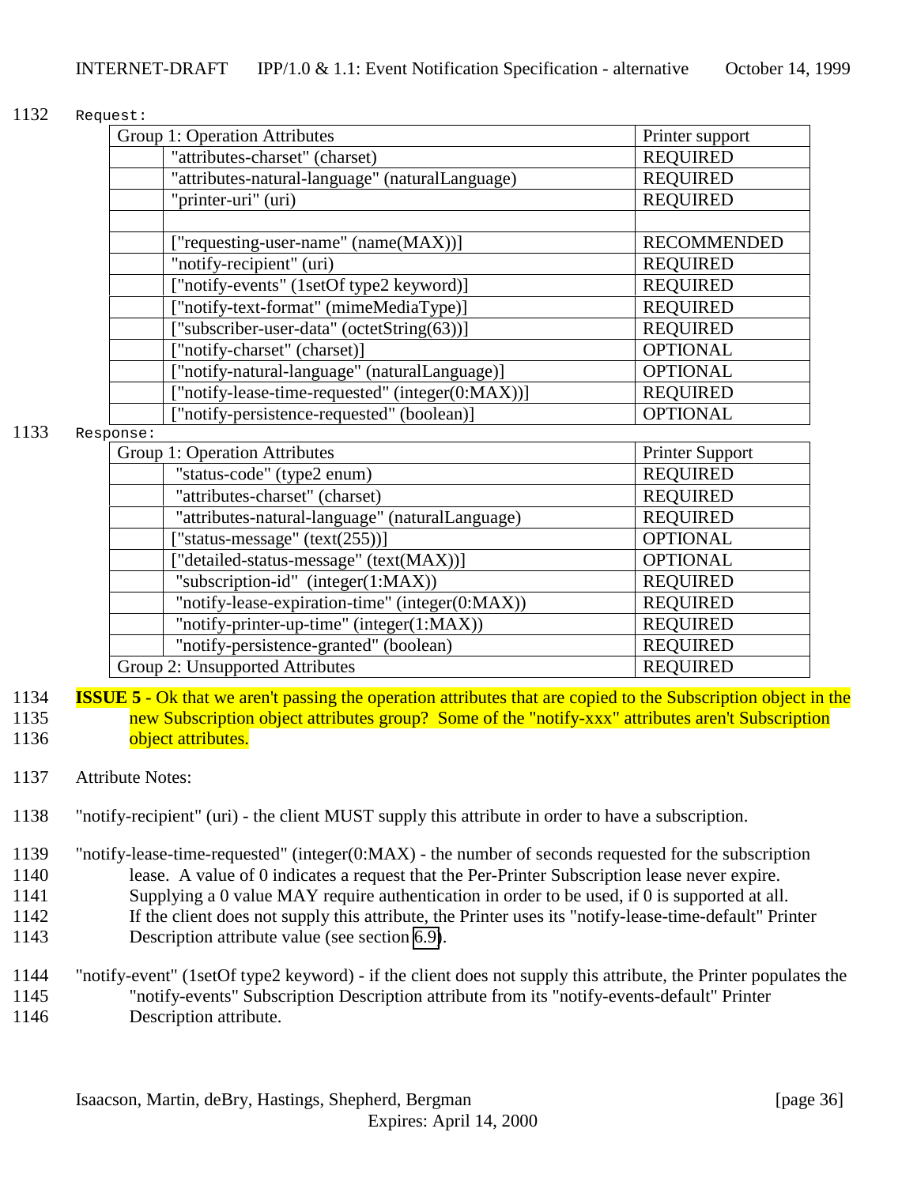1132 Request:

| Group 1: Operation Attributes | | Printer support |
|---|---|---|
| | "attributes-charset" (charset) | REQUIRED |
| | "attributes-natural-language" (naturalLanguage) | REQUIRED |
| | "printer-uri" (uri) | REQUIRED |
| | | |
| | ["requesting-user-name" (name(MAX))] | RECOMMENDED |
| | "notify-recipient" (uri) | REQUIRED |
| | ["notify-events" (1setOf type2 keyword)] | REQUIRED |
| | ["notify-text-format" (mimeMediaType)] | REQUIRED |
| | ["subscriber-user-data" (octetString(63))] | REQUIRED |
| | ["notify-charset" (charset)] | OPTIONAL |
| | ["notify-natural-language" (naturalLanguage)] | OPTIONAL |
| | ["notify-lease-time-requested" (integer(0:MAX))] | REQUIRED |
| | ["notify-persistence-requested" (boolean)] | OPTIONAL |

1133 Response:

| Group 1: Operation Attributes | | Printer Support |
|---|---|---|
| | "status-code" (type2 enum) | REQUIRED |
| | "attributes-charset" (charset) | REQUIRED |
| | "attributes-natural-language" (naturalLanguage) | REQUIRED |
| | ["status-message" (text(255))] | OPTIONAL |
| | ["detailed-status-message" (text(MAX))] | OPTIONAL |
| | "subscription-id" (integer(1:MAX)) | REQUIRED |
| | "notify-lease-expiration-time" (integer(0:MAX)) | REQUIRED |
| | "notify-printer-up-time" (integer(1:MAX)) | REQUIRED |
| | "notify-persistence-granted" (boolean) | REQUIRED |
| Group 2: Unsupported Attributes | | REQUIRED |

1134 **ISSUE 5** - Ok that we aren't passing the operation attributes that are copied to the Subscription object in the
1135 new Subscription object attributes group? Some of the "notify-xxx" attributes aren't Subscription
1136 object attributes.

1137 Attribute Notes:

1138 "notify-recipient" (uri) - the client MUST supply this attribute in order to have a subscription.

1139 "notify-lease-time-requested" (integer(0:MAX) - the number of seconds requested for the subscription
1140 lease. A value of 0 indicates a request that the Per-Printer Subscription lease never expire.
1141 Supplying a 0 value MAY require authentication in order to be used, if 0 is supported at all.
1142 If the client does not supply this attribute, the Printer uses its "notify-lease-time-default" Printer
1143 Description attribute value (see section 6.9).

1144 "notify-event" (1setOf type2 keyword) - if the client does not supply this attribute, the Printer populates the
1145 "notify-events" Subscription Description attribute from its "notify-events-default" Printer
1146 Description attribute.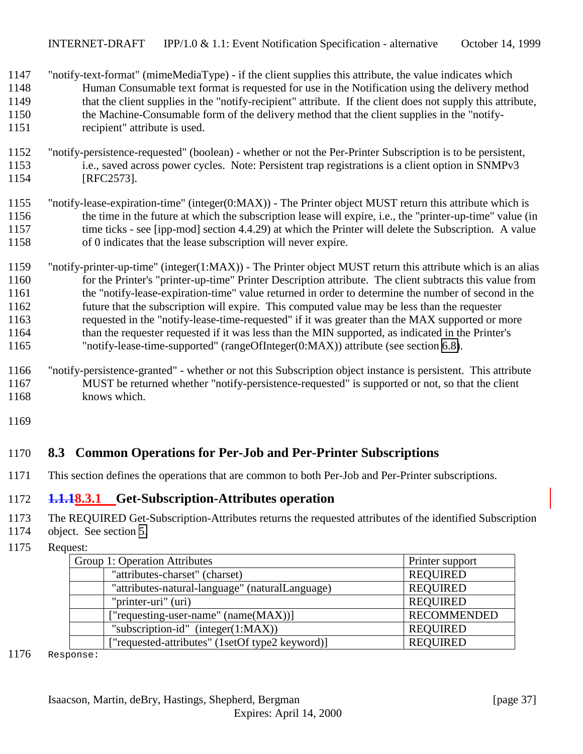"notify-text-format" (mimeMediaType) - if the client supplies this attribute, the value indicates which Human Consumable text format is requested for use in the Notification using the delivery method that the client supplies in the "notify-recipient" attribute. If the client does not supply this attribute, the Machine-Consumable form of the delivery method that the client supplies in the "notify-recipient" attribute is used.

"notify-persistence-requested" (boolean) - whether or not the Per-Printer Subscription is to be persistent, i.e., saved across power cycles. Note: Persistent trap registrations is a client option in SNMPv3 [RFC2573].

"notify-lease-expiration-time" (integer(0:MAX)) - The Printer object MUST return this attribute which is the time in the future at which the subscription lease will expire, i.e., the "printer-up-time" value (in time ticks - see [ipp-mod] section 4.4.29) at which the Printer will delete the Subscription. A value of 0 indicates that the lease subscription will never expire.

"notify-printer-up-time" (integer(1:MAX)) - The Printer object MUST return this attribute which is an alias for the Printer's "printer-up-time" Printer Description attribute. The client subtracts this value from the "notify-lease-expiration-time" value returned in order to determine the number of second in the future that the subscription will expire. This computed value may be less than the requester requested in the "notify-lease-time-requested" if it was greater than the MAX supported or more than the requester requested if it was less than the MIN supported, as indicated in the Printer's "notify-lease-time-supported" (rangeOfInteger(0:MAX)) attribute (see section 6.8).

"notify-persistence-granted" - whether or not this Subscription object instance is persistent. This attribute MUST be returned whether "notify-persistence-requested" is supported or not, so that the client knows which.

## 8.3 Common Operations for Per-Job and Per-Printer Subscriptions

This section defines the operations that are common to both Per-Job and Per-Printer subscriptions.

### ~~1.1.1~~8.3.1 Get-Subscription-Attributes operation

The REQUIRED Get-Subscription-Attributes returns the requested attributes of the identified Subscription object. See section 5.

Request:

| Group 1: Operation Attributes | | Printer support |
|---|---|---|
| | "attributes-charset" (charset) | REQUIRED |
| | "attributes-natural-language" (naturalLanguage) | REQUIRED |
| | "printer-uri" (uri) | REQUIRED |
| | ["requesting-user-name" (name(MAX))] | RECOMMENDED |
| | "subscription-id" (integer(1:MAX)) | REQUIRED |
| | ["requested-attributes" (1setOf type2 keyword)] | REQUIRED |

Response: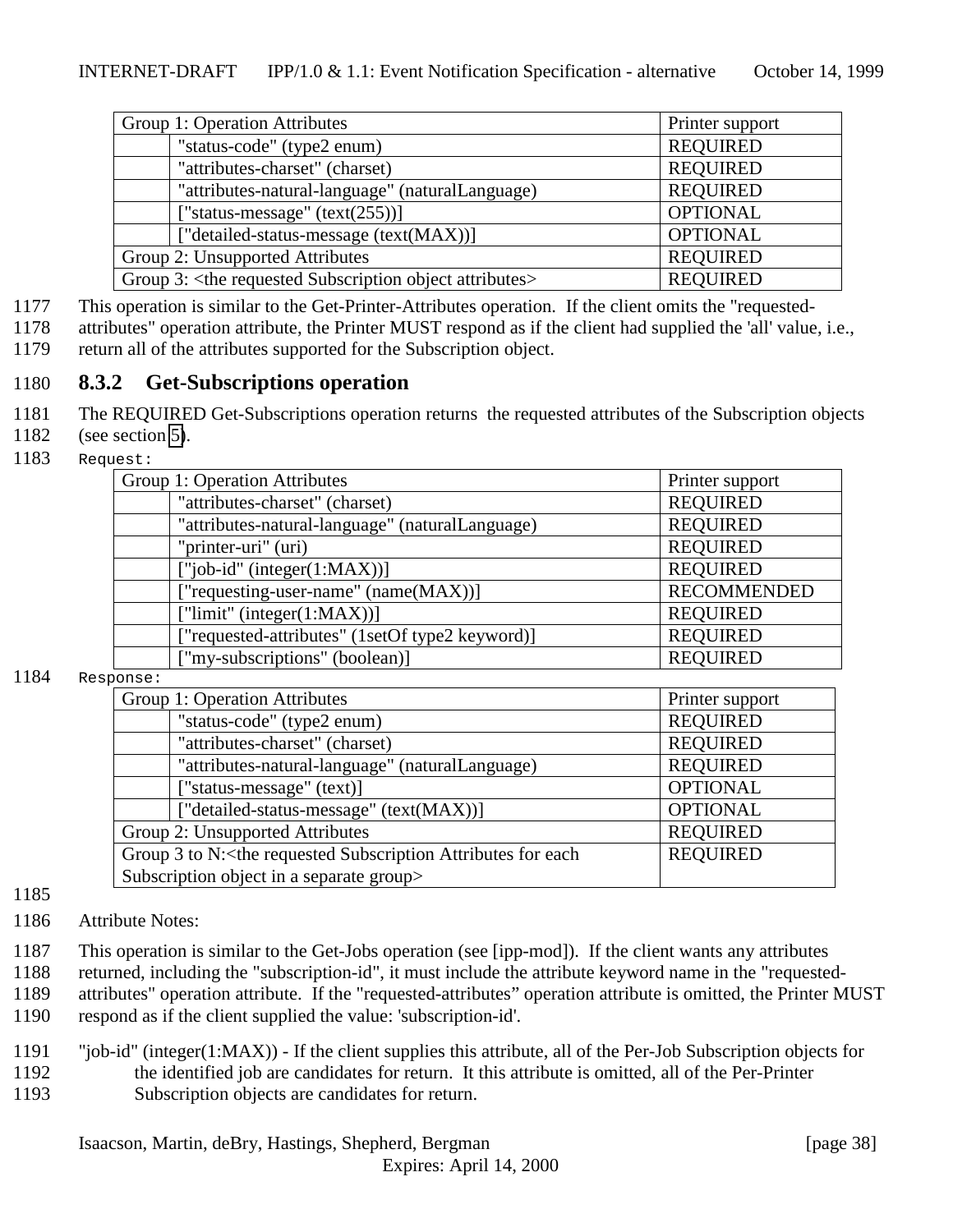| Group 1: Operation Attributes | | Printer support |
|---|---|---|
| | "status-code" (type2 enum) | REQUIRED |
| | "attributes-charset" (charset) | REQUIRED |
| | "attributes-natural-language" (naturalLanguage) | REQUIRED |
| | ["status-message" (text(255))] | OPTIONAL |
| | ["detailed-status-message (text(MAX))] | OPTIONAL |
| Group 2: Unsupported Attributes | | REQUIRED |
| Group 3: <the requested Subscription object attributes> | | REQUIRED |

1177 This operation is similar to the Get-Printer-Attributes operation. If the client omits the "requested-
1178 attributes" operation attribute, the Printer MUST respond as if the client had supplied the 'all' value, i.e.,
1179 return all of the attributes supported for the Subscription object.

### 1180 8.3.2 Get-Subscriptions operation

1181 The REQUIRED Get-Subscriptions operation returns the requested attributes of the Subscription objects
1182 (see section 5).

1183 Request:

| Group 1: Operation Attributes | | Printer support |
|---|---|---|
| | "attributes-charset" (charset) | REQUIRED |
| | "attributes-natural-language" (naturalLanguage) | REQUIRED |
| | "printer-uri" (uri) | REQUIRED |
| | ["job-id" (integer(1:MAX))] | REQUIRED |
| | ["requesting-user-name" (name(MAX))] | RECOMMENDED |
| | ["limit" (integer(1:MAX))] | REQUIRED |
| | ["requested-attributes" (1setOf type2 keyword)] | REQUIRED |
| | ["my-subscriptions" (boolean)] | REQUIRED |

1184 Response:

| Group 1: Operation Attributes | | Printer support |
|---|---|---|
| | "status-code" (type2 enum) | REQUIRED |
| | "attributes-charset" (charset) | REQUIRED |
| | "attributes-natural-language" (naturalLanguage) | REQUIRED |
| | ["status-message" (text)] | OPTIONAL |
| | ["detailed-status-message" (text(MAX))] | OPTIONAL |
| Group 2: Unsupported Attributes | | REQUIRED |
| Group 3 to N:<the requested Subscription Attributes for each Subscription object in a separate group> | | REQUIRED |

1185

1186 Attribute Notes:

1187 This operation is similar to the Get-Jobs operation (see [ipp-mod]). If the client wants any attributes
1188 returned, including the "subscription-id", it must include the attribute keyword name in the "requested-
1189 attributes" operation attribute. If the "requested-attributes" operation attribute is omitted, the Printer MUST
1190 respond as if the client supplied the value: 'subscription-id'.

1191 "job-id" (integer(1:MAX)) - If the client supplies this attribute, all of the Per-Job Subscription objects for
1192 the identified job are candidates for return. It this attribute is omitted, all of the Per-Printer
1193 Subscription objects are candidates for return.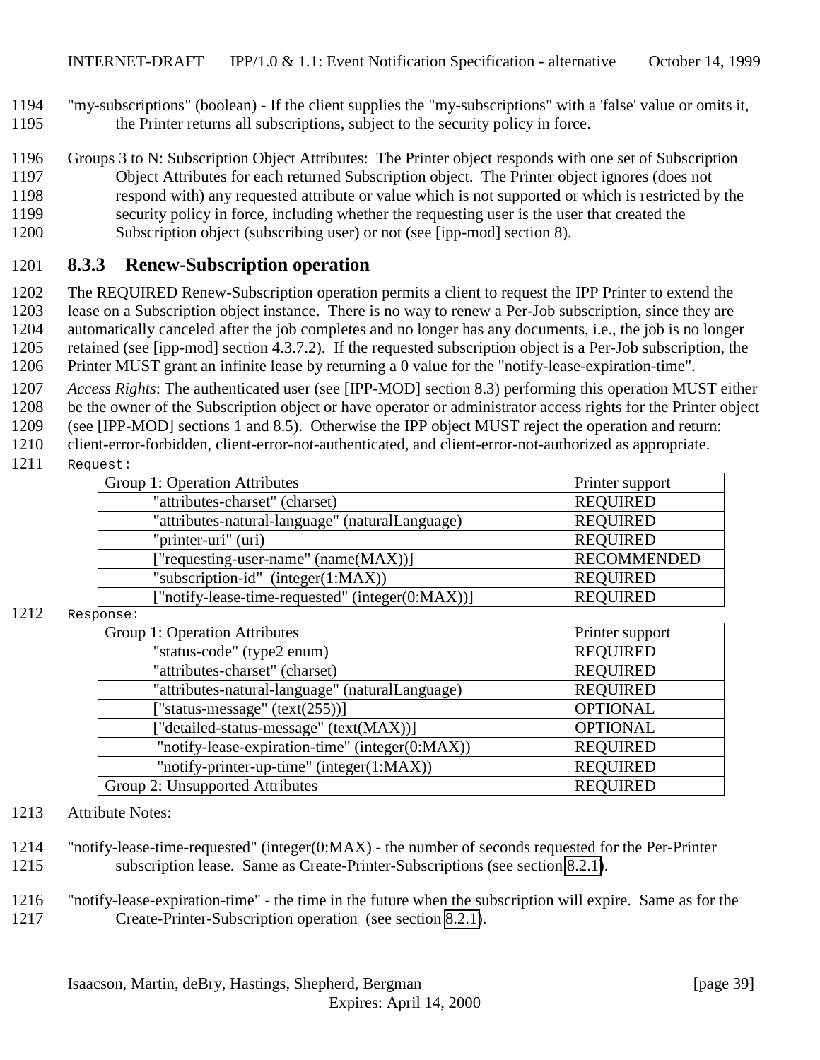"my-subscriptions" (boolean) - If the client supplies the "my-subscriptions" with a 'false' value or omits it, the Printer returns all subscriptions, subject to the security policy in force.

Groups 3 to N: Subscription Object Attributes: The Printer object responds with one set of Subscription Object Attributes for each returned Subscription object. The Printer object ignores (does not respond with) any requested attribute or value which is not supported or which is restricted by the security policy in force, including whether the requesting user is the user that created the Subscription object (subscribing user) or not (see [ipp-mod] section 8).

### 8.3.3 Renew-Subscription operation

The REQUIRED Renew-Subscription operation permits a client to request the IPP Printer to extend the lease on a Subscription object instance. There is no way to renew a Per-Job subscription, since they are automatically canceled after the job completes and no longer has any documents, i.e., the job is no longer retained (see [ipp-mod] section 4.3.7.2). If the requested subscription object is a Per-Job subscription, the Printer MUST grant an infinite lease by returning a 0 value for the "notify-lease-expiration-time".

*Access Rights*: The authenticated user (see [IPP-MOD] section 8.3) performing this operation MUST either be the owner of the Subscription object or have operator or administrator access rights for the Printer object (see [IPP-MOD] sections 1 and 8.5). Otherwise the IPP object MUST reject the operation and return: client-error-forbidden, client-error-not-authenticated, and client-error-not-authorized as appropriate.

Request:

| Group 1: Operation Attributes | | Printer support |
|---|---|---|
| | "attributes-charset" (charset) | REQUIRED |
| | "attributes-natural-language" (naturalLanguage) | REQUIRED |
| | "printer-uri" (uri) | REQUIRED |
| | ["requesting-user-name" (name(MAX))] | RECOMMENDED |
| | "subscription-id" (integer(1:MAX)) | REQUIRED |
| | ["notify-lease-time-requested" (integer(0:MAX))] | REQUIRED |

Response:

| Group 1: Operation Attributes | | Printer support |
|---|---|---|
| | "status-code" (type2 enum) | REQUIRED |
| | "attributes-charset" (charset) | REQUIRED |
| | "attributes-natural-language" (naturalLanguage) | REQUIRED |
| | ["status-message" (text(255))] | OPTIONAL |
| | ["detailed-status-message" (text(MAX))] | OPTIONAL |
| | "notify-lease-expiration-time" (integer(0:MAX)) | REQUIRED |
| | "notify-printer-up-time" (integer(1:MAX)) | REQUIRED |
| Group 2: Unsupported Attributes | | REQUIRED |

Attribute Notes:

"notify-lease-time-requested" (integer(0:MAX) - the number of seconds requested for the Per-Printer subscription lease. Same as Create-Printer-Subscriptions (see section 8.2.1).

"notify-lease-expiration-time" - the time in the future when the subscription will expire. Same as for the Create-Printer-Subscription operation (see section 8.2.1).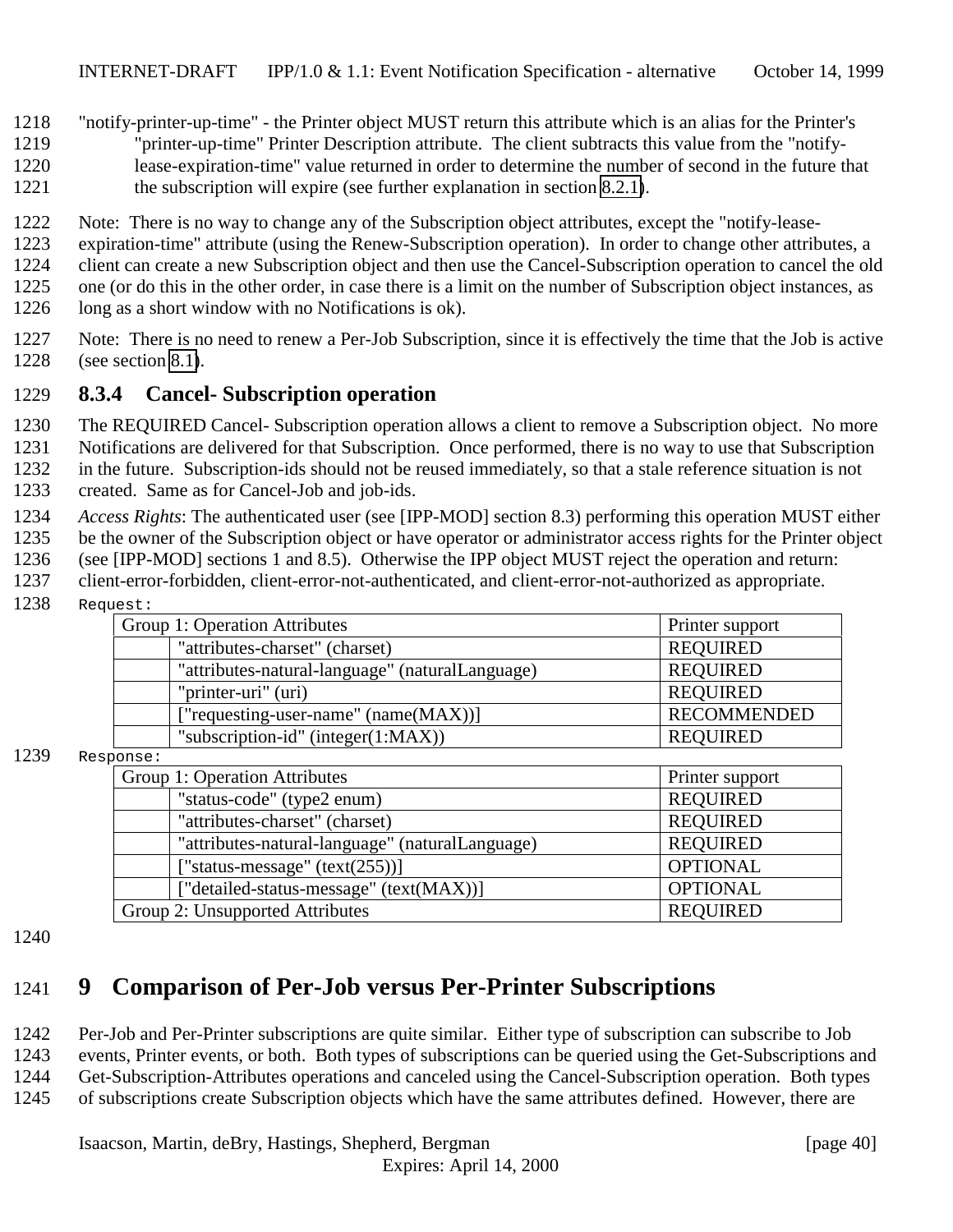"notify-printer-up-time" - the Printer object MUST return this attribute which is an alias for the Printer's "printer-up-time" Printer Description attribute. The client subtracts this value from the "notify-lease-expiration-time" value returned in order to determine the number of second in the future that the subscription will expire (see further explanation in section 8.2.1).

Note: There is no way to change any of the Subscription object attributes, except the "notify-lease-expiration-time" attribute (using the Renew-Subscription operation). In order to change other attributes, a client can create a new Subscription object and then use the Cancel-Subscription operation to cancel the old one (or do this in the other order, in case there is a limit on the number of Subscription object instances, as long as a short window with no Notifications is ok).

Note: There is no need to renew a Per-Job Subscription, since it is effectively the time that the Job is active (see section 8.1).

### 8.3.4 Cancel- Subscription operation

The REQUIRED Cancel- Subscription operation allows a client to remove a Subscription object. No more Notifications are delivered for that Subscription. Once performed, there is no way to use that Subscription in the future. Subscription-ids should not be reused immediately, so that a stale reference situation is not created. Same as for Cancel-Job and job-ids.

*Access Rights*: The authenticated user (see [IPP-MOD] section 8.3) performing this operation MUST either be the owner of the Subscription object or have operator or administrator access rights for the Printer object (see [IPP-MOD] sections 1 and 8.5). Otherwise the IPP object MUST reject the operation and return: client-error-forbidden, client-error-not-authenticated, and client-error-not-authorized as appropriate.

Request:

| Group 1: Operation Attributes | | Printer support |
|---|---|---|
| | "attributes-charset" (charset) | REQUIRED |
| | "attributes-natural-language" (naturalLanguage) | REQUIRED |
| | "printer-uri" (uri) | REQUIRED |
| | ["requesting-user-name" (name(MAX))] | RECOMMENDED |
| | "subscription-id" (integer(1:MAX)) | REQUIRED |

Response:

| Group 1: Operation Attributes | | Printer support |
|---|---|---|
| | "status-code" (type2 enum) | REQUIRED |
| | "attributes-charset" (charset) | REQUIRED |
| | "attributes-natural-language" (naturalLanguage) | REQUIRED |
| | ["status-message" (text(255))] | OPTIONAL |
| | ["detailed-status-message" (text(MAX))] | OPTIONAL |
| Group 2: Unsupported Attributes | | REQUIRED |

# 9 Comparison of Per-Job versus Per-Printer Subscriptions

Per-Job and Per-Printer subscriptions are quite similar. Either type of subscription can subscribe to Job events, Printer events, or both. Both types of subscriptions can be queried using the Get-Subscriptions and Get-Subscription-Attributes operations and canceled using the Cancel-Subscription operation. Both types of subscriptions create Subscription objects which have the same attributes defined. However, there are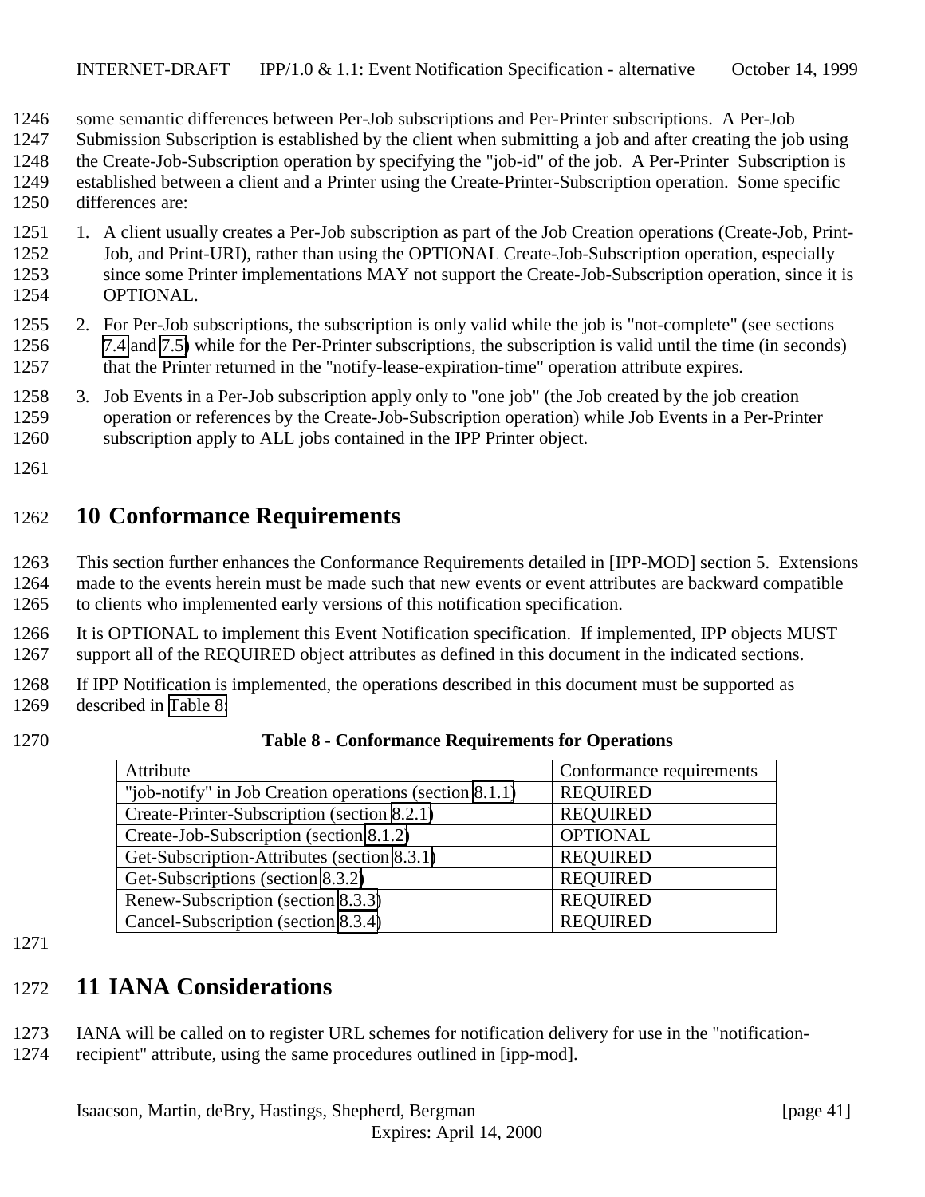some semantic differences between Per-Job subscriptions and Per-Printer subscriptions. A Per-Job Submission Subscription is established by the client when submitting a job and after creating the job using the Create-Job-Subscription operation by specifying the "job-id" of the job. A Per-Printer Subscription is established between a client and a Printer using the Create-Printer-Subscription operation. Some specific differences are:

1. A client usually creates a Per-Job subscription as part of the Job Creation operations (Create-Job, Print-Job, and Print-URI), rather than using the OPTIONAL Create-Job-Subscription operation, especially since some Printer implementations MAY not support the Create-Job-Subscription operation, since it is OPTIONAL.
2. For Per-Job subscriptions, the subscription is only valid while the job is "not-complete" (see sections 7.4 and 7.5) while for the Per-Printer subscriptions, the subscription is valid until the time (in seconds) that the Printer returned in the "notify-lease-expiration-time" operation attribute expires.
3. Job Events in a Per-Job subscription apply only to "one job" (the Job created by the job creation operation or references by the Create-Job-Subscription operation) while Job Events in a Per-Printer subscription apply to ALL jobs contained in the IPP Printer object.

# 10 Conformance Requirements

This section further enhances the Conformance Requirements detailed in [IPP-MOD] section 5. Extensions made to the events herein must be made such that new events or event attributes are backward compatible to clients who implemented early versions of this notification specification.

It is OPTIONAL to implement this Event Notification specification. If implemented, IPP objects MUST support all of the REQUIRED object attributes as defined in this document in the indicated sections.

If IPP Notification is implemented, the operations described in this document must be supported as described in Table 8:

**Table 8 - Conformance Requirements for Operations**

| Attribute | Conformance requirements |
|---|---|
| "job-notify" in Job Creation operations (section 8.1.1) | REQUIRED |
| Create-Printer-Subscription (section 8.2.1) | REQUIRED |
| Create-Job-Subscription (section 8.1.2) | OPTIONAL |
| Get-Subscription-Attributes (section 8.3.1) | REQUIRED |
| Get-Subscriptions (section 8.3.2) | REQUIRED |
| Renew-Subscription (section 8.3.3) | REQUIRED |
| Cancel-Subscription (section 8.3.4) | REQUIRED |

# 11 IANA Considerations

IANA will be called on to register URL schemes for notification delivery for use in the "notification-recipient" attribute, using the same procedures outlined in [ipp-mod].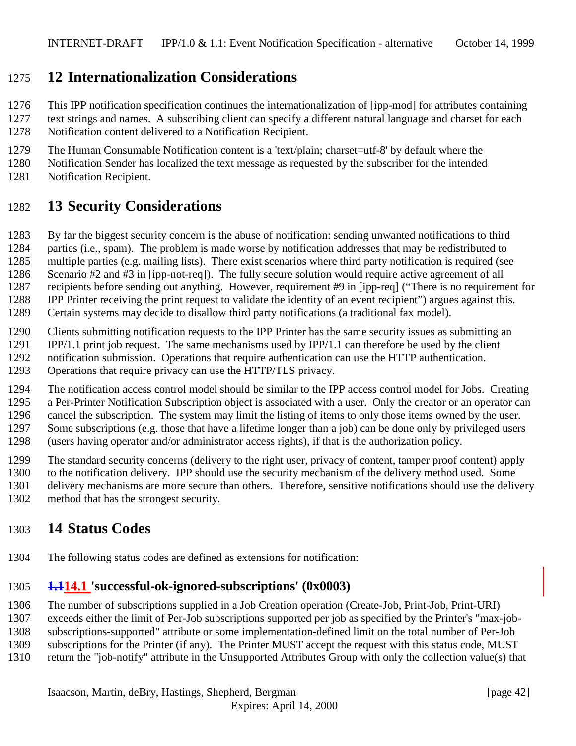# 12 Internationalization Considerations

This IPP notification specification continues the internationalization of [ipp-mod] for attributes containing text strings and names. A subscribing client can specify a different natural language and charset for each Notification content delivered to a Notification Recipient.

The Human Consumable Notification content is a 'text/plain; charset=utf-8' by default where the Notification Sender has localized the text message as requested by the subscriber for the intended Notification Recipient.

# 13 Security Considerations

By far the biggest security concern is the abuse of notification: sending unwanted notifications to third parties (i.e., spam). The problem is made worse by notification addresses that may be redistributed to multiple parties (e.g. mailing lists). There exist scenarios where third party notification is required (see Scenario #2 and #3 in [ipp-not-req]). The fully secure solution would require active agreement of all recipients before sending out anything. However, requirement #9 in [ipp-req] ("There is no requirement for IPP Printer receiving the print request to validate the identity of an event recipient") argues against this. Certain systems may decide to disallow third party notifications (a traditional fax model).

Clients submitting notification requests to the IPP Printer has the same security issues as submitting an IPP/1.1 print job request. The same mechanisms used by IPP/1.1 can therefore be used by the client notification submission. Operations that require authentication can use the HTTP authentication. Operations that require privacy can use the HTTP/TLS privacy.

The notification access control model should be similar to the IPP access control model for Jobs. Creating a Per-Printer Notification Subscription object is associated with a user. Only the creator or an operator can cancel the subscription. The system may limit the listing of items to only those items owned by the user. Some subscriptions (e.g. those that have a lifetime longer than a job) can be done only by privileged users (users having operator and/or administrator access rights), if that is the authorization policy.

The standard security concerns (delivery to the right user, privacy of content, tamper proof content) apply to the notification delivery. IPP should use the security mechanism of the delivery method used. Some delivery mechanisms are more secure than others. Therefore, sensitive notifications should use the delivery method that has the strongest security.

# 14 Status Codes

The following status codes are defined as extensions for notification:

## ~~1.1~~14.1 'successful-ok-ignored-subscriptions' (0x0003)

The number of subscriptions supplied in a Job Creation operation (Create-Job, Print-Job, Print-URI) exceeds either the limit of Per-Job subscriptions supported per job as specified by the Printer's "max-job-subscriptions-supported" attribute or some implementation-defined limit on the total number of Per-Job subscriptions for the Printer (if any). The Printer MUST accept the request with this status code, MUST return the "job-notify" attribute in the Unsupported Attributes Group with only the collection value(s) that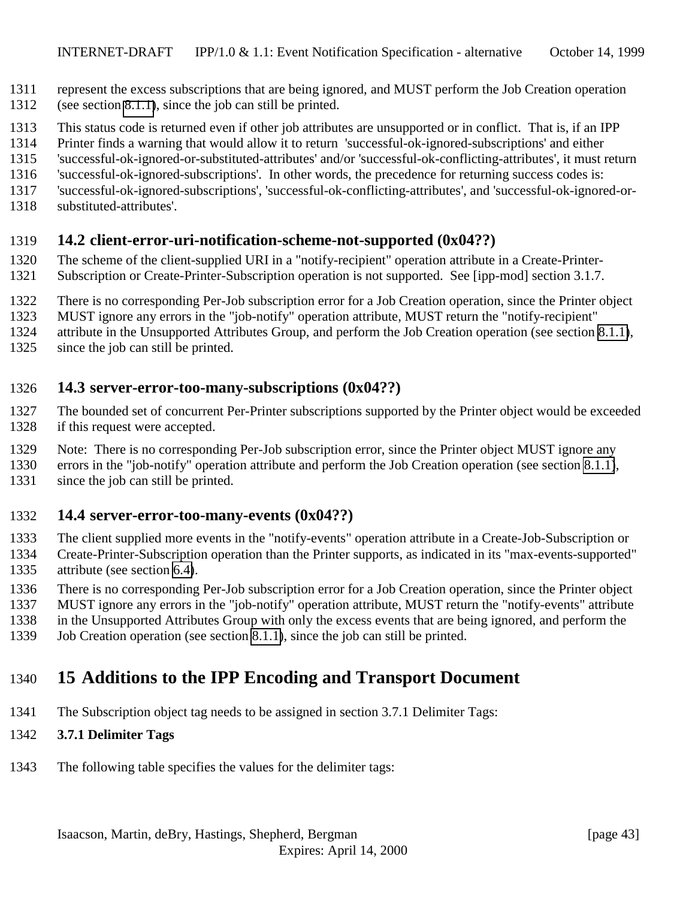represent the excess subscriptions that are being ignored, and MUST perform the Job Creation operation (see section 8.1.1), since the job can still be printed.

This status code is returned even if other job attributes are unsupported or in conflict. That is, if an IPP Printer finds a warning that would allow it to return 'successful-ok-ignored-subscriptions' and either 'successful-ok-ignored-or-substituted-attributes' and/or 'successful-ok-conflicting-attributes', it must return 'successful-ok-ignored-subscriptions'. In other words, the precedence for returning success codes is: 'successful-ok-ignored-subscriptions', 'successful-ok-conflicting-attributes', and 'successful-ok-ignored-or-substituted-attributes'.

### 14.2 client-error-uri-notification-scheme-not-supported (0x04??)

The scheme of the client-supplied URI in a "notify-recipient" operation attribute in a Create-Printer-Subscription or Create-Printer-Subscription operation is not supported. See [ipp-mod] section 3.1.7.

There is no corresponding Per-Job subscription error for a Job Creation operation, since the Printer object MUST ignore any errors in the "job-notify" operation attribute, MUST return the "notify-recipient" attribute in the Unsupported Attributes Group, and perform the Job Creation operation (see section 8.1.1), since the job can still be printed.

### 14.3 server-error-too-many-subscriptions (0x04??)

The bounded set of concurrent Per-Printer subscriptions supported by the Printer object would be exceeded if this request were accepted.

Note: There is no corresponding Per-Job subscription error, since the Printer object MUST ignore any errors in the "job-notify" operation attribute and perform the Job Creation operation (see section 8.1.1), since the job can still be printed.

### 14.4 server-error-too-many-events (0x04??)

The client supplied more events in the "notify-events" operation attribute in a Create-Job-Subscription or Create-Printer-Subscription operation than the Printer supports, as indicated in its "max-events-supported" attribute (see section 6.4).

There is no corresponding Per-Job subscription error for a Job Creation operation, since the Printer object MUST ignore any errors in the "job-notify" operation attribute, MUST return the "notify-events" attribute in the Unsupported Attributes Group with only the excess events that are being ignored, and perform the Job Creation operation (see section 8.1.1), since the job can still be printed.

## 15 Additions to the IPP Encoding and Transport Document

The Subscription object tag needs to be assigned in section 3.7.1 Delimiter Tags:

**3.7.1 Delimiter Tags**

The following table specifies the values for the delimiter tags: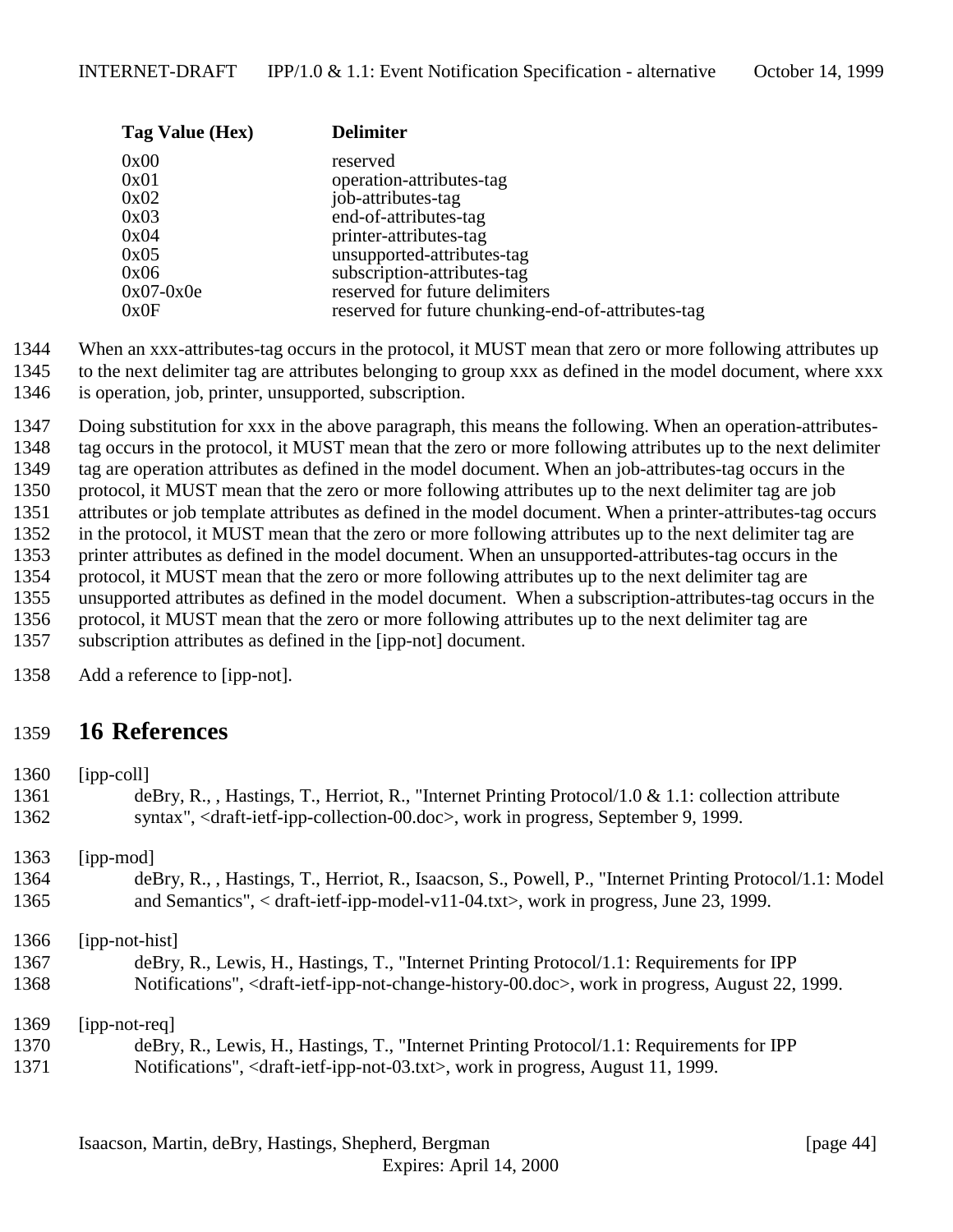| Tag Value (Hex) | Delimiter |
|---|---|
| 0x00 | reserved |
| 0x01 | operation-attributes-tag |
| 0x02 | job-attributes-tag |
| 0x03 | end-of-attributes-tag |
| 0x04 | printer-attributes-tag |
| 0x05 | unsupported-attributes-tag |
| 0x06 | subscription-attributes-tag |
| 0x07-0x0e | reserved for future delimiters |
| 0x0F | reserved for future chunking-end-of-attributes-tag |

When an xxx-attributes-tag occurs in the protocol, it MUST mean that zero or more following attributes up to the next delimiter tag are attributes belonging to group xxx as defined in the model document, where xxx is operation, job, printer, unsupported, subscription.

Doing substitution for xxx in the above paragraph, this means the following. When an operation-attributes-tag occurs in the protocol, it MUST mean that the zero or more following attributes up to the next delimiter tag are operation attributes as defined in the model document. When an job-attributes-tag occurs in the protocol, it MUST mean that the zero or more following attributes up to the next delimiter tag are job attributes or job template attributes as defined in the model document. When a printer-attributes-tag occurs in the protocol, it MUST mean that the zero or more following attributes up to the next delimiter tag are printer attributes as defined in the model document. When an unsupported-attributes-tag occurs in the protocol, it MUST mean that the zero or more following attributes up to the next delimiter tag are unsupported attributes as defined in the model document. When a subscription-attributes-tag occurs in the protocol, it MUST mean that the zero or more following attributes up to the next delimiter tag are subscription attributes as defined in the [ipp-not] document.

Add a reference to [ipp-not].

# 16 References

[ipp-coll]
deBry, R., , Hastings, T., Herriot, R., "Internet Printing Protocol/1.0 & 1.1: collection attribute syntax", <draft-ietf-ipp-collection-00.doc>, work in progress, September 9, 1999.

[ipp-mod]
deBry, R., , Hastings, T., Herriot, R., Isaacson, S., Powell, P., "Internet Printing Protocol/1.1: Model and Semantics", < draft-ietf-ipp-model-v11-04.txt>, work in progress, June 23, 1999.

[ipp-not-hist]
deBry, R., Lewis, H., Hastings, T., "Internet Printing Protocol/1.1: Requirements for IPP Notifications", <draft-ietf-ipp-not-change-history-00.doc>, work in progress, August 22, 1999.

[ipp-not-req]
deBry, R., Lewis, H., Hastings, T., "Internet Printing Protocol/1.1: Requirements for IPP Notifications", <draft-ietf-ipp-not-03.txt>, work in progress, August 11, 1999.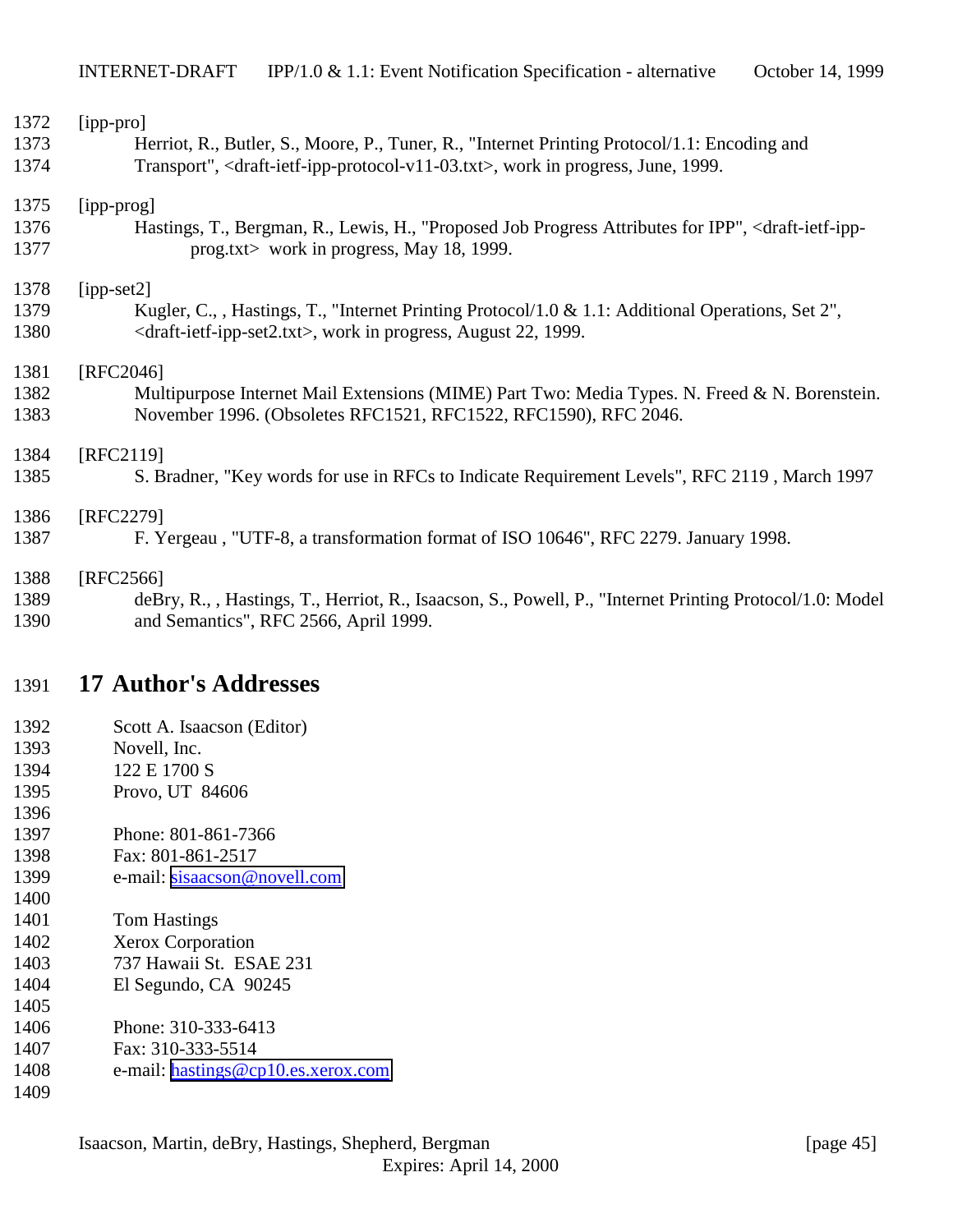[ipp-pro]
Herriot, R., Butler, S., Moore, P., Tuner, R., "Internet Printing Protocol/1.1: Encoding and Transport", <draft-ietf-ipp-protocol-v11-03.txt>, work in progress, June, 1999.

[ipp-prog]
Hastings, T., Bergman, R., Lewis, H., "Proposed Job Progress Attributes for IPP", <draft-ietf-ipp-prog.txt> work in progress, May 18, 1999.

[ipp-set2]
Kugler, C., , Hastings, T., "Internet Printing Protocol/1.0 & 1.1: Additional Operations, Set 2", <draft-ietf-ipp-set2.txt>, work in progress, August 22, 1999.

[RFC2046]
Multipurpose Internet Mail Extensions (MIME) Part Two: Media Types. N. Freed & N. Borenstein. November 1996. (Obsoletes RFC1521, RFC1522, RFC1590), RFC 2046.

[RFC2119]
S. Bradner, "Key words for use in RFCs to Indicate Requirement Levels", RFC 2119 , March 1997

[RFC2279]
F. Yergeau , "UTF-8, a transformation format of ISO 10646", RFC 2279. January 1998.

[RFC2566]
deBry, R., , Hastings, T., Herriot, R., Isaacson, S., Powell, P., "Internet Printing Protocol/1.0: Model and Semantics", RFC 2566, April 1999.

# 17 Author's Addresses

Scott A. Isaacson (Editor)
Novell, Inc.
122 E 1700 S
Provo, UT 84606

Phone: 801-861-7366
Fax: 801-861-2517
e-mail: sisaacson@novell.com

Tom Hastings
Xerox Corporation
737 Hawaii St. ESAE 231
El Segundo, CA 90245

Phone: 310-333-6413
Fax: 310-333-5514
e-mail: hastings@cp10.es.xerox.com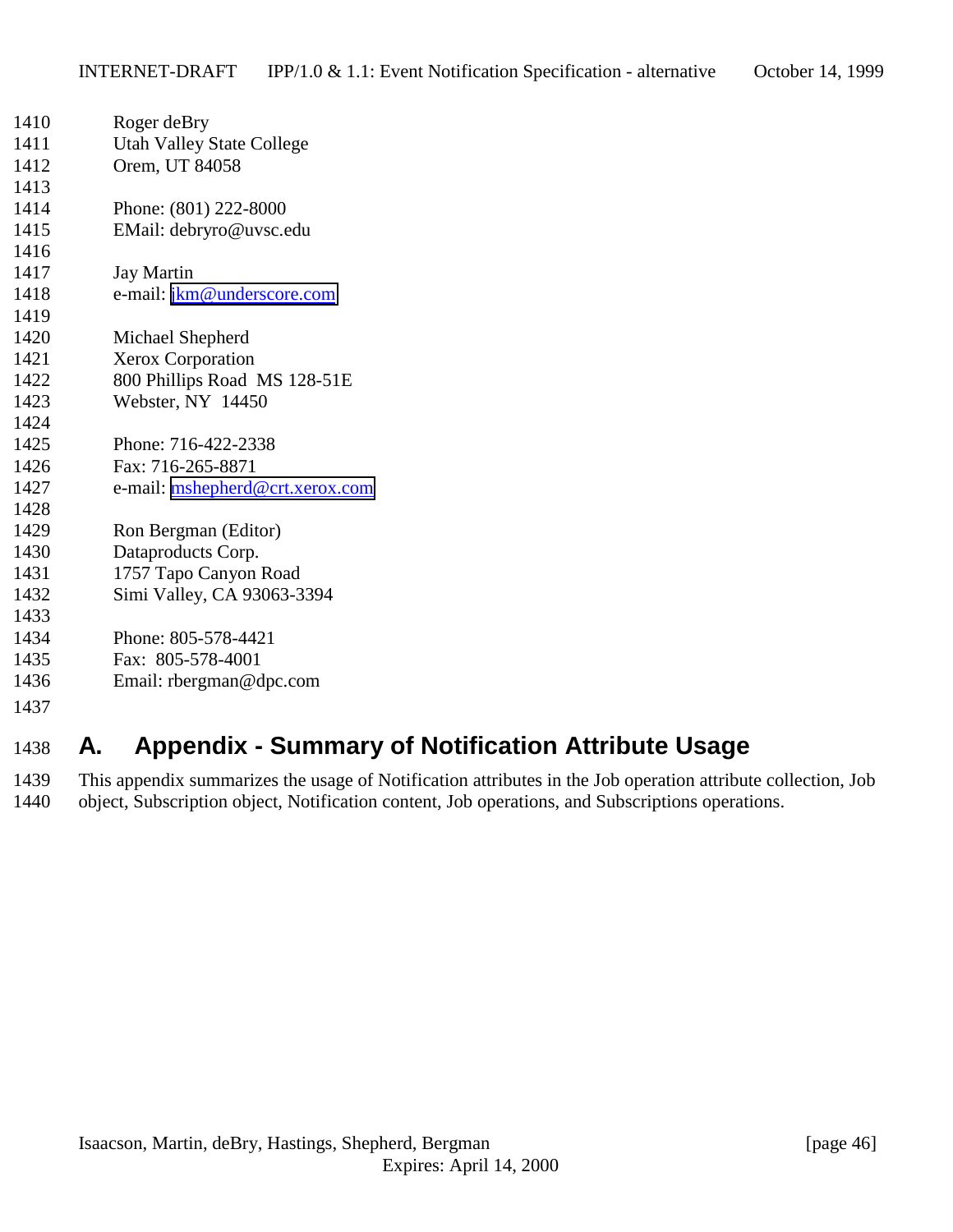Roger deBry
Utah Valley State College
Orem, UT 84058

Phone: (801) 222-8000
EMail: debryro@uvsc.edu

Jay Martin
e-mail: jkm@underscore.com

Michael Shepherd
Xerox Corporation
800 Phillips Road  MS 128-51E
Webster, NY  14450

Phone: 716-422-2338
Fax: 716-265-8871
e-mail: mshepherd@crt.xerox.com

Ron Bergman (Editor)
Dataproducts Corp.
1757 Tapo Canyon Road
Simi Valley, CA 93063-3394

Phone: 805-578-4421
Fax:  805-578-4001
Email: rbergman@dpc.com

# A. Appendix - Summary of Notification Attribute Usage

This appendix summarizes the usage of Notification attributes in the Job operation attribute collection, Job object, Subscription object, Notification content, Job operations, and Subscriptions operations.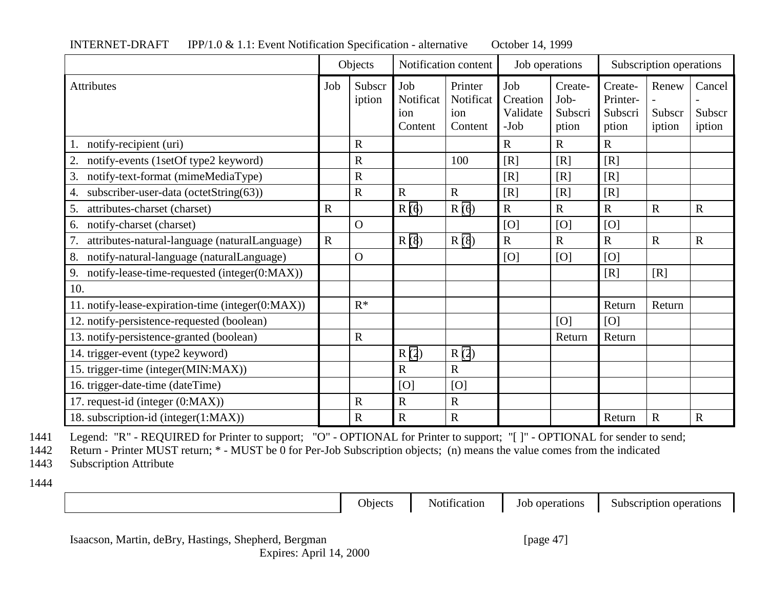| | Objects | | Notification content | | Job operations | | Subscription operations | | |
|---|---|---|---|---|---|---|---|---|---|
| Attributes | Job | Subscription | Job Notification Content | Printer Notification Content | Job Creation Validate-Job | Create-Job-Subscription | Create-Printer-Subscription | Renew-Subscription | Cancel-Subscription |
| 1. notify-recipient (uri) | | R | | | R | R | R | | |
| 2. notify-events (1setOf type2 keyword) | | R | | 100 | [R] | [R] | [R] | | |
| 3. notify-text-format (mimeMediaType) | | R | | | [R] | [R] | [R] | | |
| 4. subscriber-user-data (octetString(63)) | | R | R | R | [R] | [R] | [R] | | |
| 5. attributes-charset (charset) | R | | R (6) | R (6) | R | R | R | R | R |
| 6. notify-charset (charset) | | O | | | [O] | [O] | [O] | | |
| 7. attributes-natural-language (naturalLanguage) | R | | R (8) | R (8) | R | R | R | R | R |
| 8. notify-natural-language (naturalLanguage) | | O | | | [O] | [O] | [O] | | |
| 9. notify-lease-time-requested (integer(0:MAX)) | | | | | | | [R] | [R] | |
| 10. | | | | | | | | | |
| 11. notify-lease-expiration-time (integer(0:MAX)) | | R* | | | | | Return | Return | |
| 12. notify-persistence-requested (boolean) | | | | | | [O] | [O] | | |
| 13. notify-persistence-granted (boolean) | | R | | | | Return | Return | | |
| 14. trigger-event (type2 keyword) | | | R (2) | R (2) | | | | | |
| 15. trigger-time (integer(MIN:MAX)) | | | R | R | | | | | |
| 16. trigger-date-time (dateTime) | | | [O] | [O] | | | | | |
| 17. request-id (integer (0:MAX)) | | R | R | R | | | | | |
| 18. subscription-id (integer(1:MAX)) | | R | R | R | | | Return | R | R |

Legend: "R" - REQUIRED for Printer to support; "O" - OPTIONAL for Printer to support; "[ ]" - OPTIONAL for sender to send; Return - Printer MUST return; * - MUST be 0 for Per-Job Subscription objects; (n) means the value comes from the indicated Subscription Attribute

| | Objects | Notification | Job operations | Subscription operations |
|---|---|---|---|---|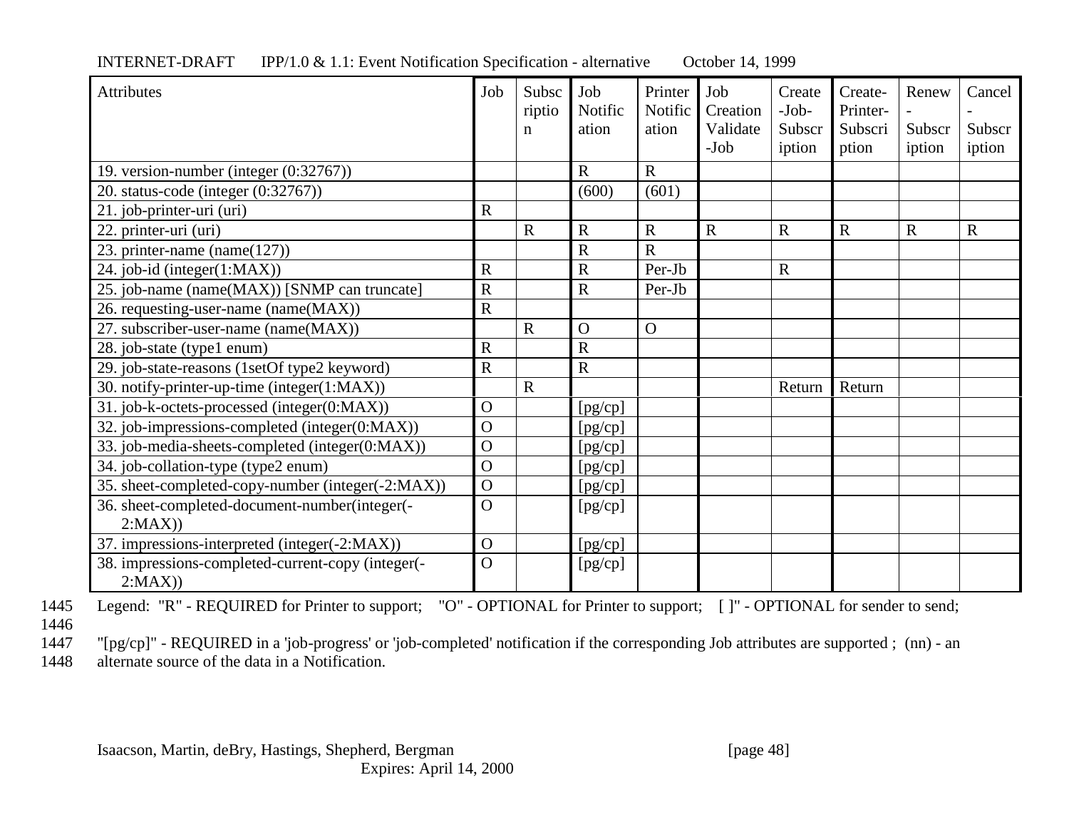| Attributes | Job | Subscription | Job Notification | Printer Notification | Job Creation Validate-Job | Create-Job-Subscription | Create-Printer-Subscription | Renew-Subscription | Cancel-Subscription |
|---|---|---|---|---|---|---|---|---|---|
| 19. version-number (integer (0:32767)) | | | R | R | | | | | |
| 20. status-code (integer (0:32767)) | | | (600) | (601) | | | | | |
| 21. job-printer-uri (uri) | R | | | | | | | | |
| 22. printer-uri (uri) | | R | R | R | R | R | R | R | R |
| 23. printer-name (name(127)) | | | R | R | | | | | |
| 24. job-id (integer(1:MAX)) | R | | R | Per-Jb | | R | | | |
| 25. job-name (name(MAX)) [SNMP can truncate] | R | | R | Per-Jb | | | | | |
| 26. requesting-user-name (name(MAX)) | R | | | | | | | | |
| 27. subscriber-user-name (name(MAX)) | | R | O | O | | | | | |
| 28. job-state (type1 enum) | R | | R | | | | | | |
| 29. job-state-reasons (1setOf type2 keyword) | R | | R | | | | | | |
| 30. notify-printer-up-time (integer(1:MAX)) | | R | | | | Return | Return | | |
| 31. job-k-octets-processed (integer(0:MAX)) | O | | [pg/cp] | | | | | | |
| 32. job-impressions-completed (integer(0:MAX)) | O | | [pg/cp] | | | | | | |
| 33. job-media-sheets-completed (integer(0:MAX)) | O | | [pg/cp] | | | | | | |
| 34. job-collation-type (type2 enum) | O | | [pg/cp] | | | | | | |
| 35. sheet-completed-copy-number (integer(-2:MAX)) | O | | [pg/cp] | | | | | | |
| 36. sheet-completed-document-number(integer(-2:MAX)) | O | | [pg/cp] | | | | | | |
| 37. impressions-interpreted (integer(-2:MAX)) | O | | [pg/cp] | | | | | | |
| 38. impressions-completed-current-copy (integer(-2:MAX)) | O | | [pg/cp] | | | | | | |

1445 Legend: "R" - REQUIRED for Printer to support; "O" - OPTIONAL for Printer to support; [ ]" - OPTIONAL for sender to send;

1446

1447 "[pg/cp]" - REQUIRED in a 'job-progress' or 'job-completed' notification if the corresponding Job attributes are supported ; (nn) - an
1448 alternate source of the data in a Notification.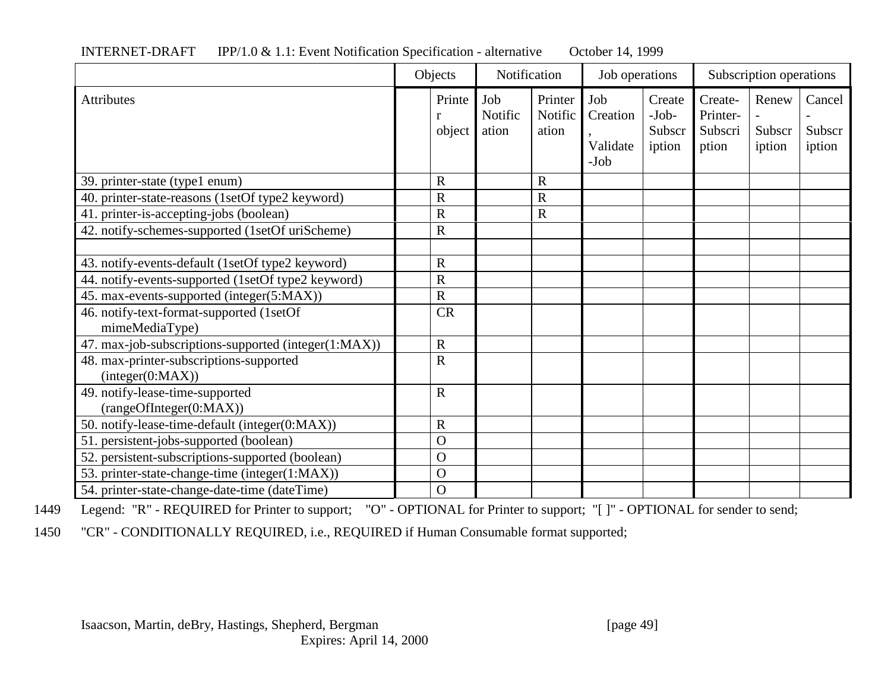| | Objects | | Notification | | Job operations | | Subscription operations | | |
|---|---|---|---|---|---|---|---|---|---|
| Attributes | | Printer object | Job Notification | Printer Notification | Job Creation, Validate-Job | Create-Job-Subscription | Create-Printer-Subscription | Renew-Subscription | Cancel-Subscription |
| 39. printer-state (type1 enum) | | R | | R | | | | | |
| 40. printer-state-reasons (1setOf type2 keyword) | | R | | R | | | | | |
| 41. printer-is-accepting-jobs (boolean) | | R | | R | | | | | |
| 42. notify-schemes-supported (1setOf uriScheme) | | R | | | | | | | |
| | | | | | | | | | |
| 43. notify-events-default (1setOf type2 keyword) | | R | | | | | | | |
| 44. notify-events-supported (1setOf type2 keyword) | | R | | | | | | | |
| 45. max-events-supported (integer(5:MAX)) | | R | | | | | | | |
| 46. notify-text-format-supported (1setOf mimeMediaType) | | CR | | | | | | | |
| 47. max-job-subscriptions-supported (integer(1:MAX)) | | R | | | | | | | |
| 48. max-printer-subscriptions-supported (integer(0:MAX)) | | R | | | | | | | |
| 49. notify-lease-time-supported (rangeOfInteger(0:MAX)) | | R | | | | | | | |
| 50. notify-lease-time-default (integer(0:MAX)) | | R | | | | | | | |
| 51. persistent-jobs-supported (boolean) | | O | | | | | | | |
| 52. persistent-subscriptions-supported (boolean) | | O | | | | | | | |
| 53. printer-state-change-time (integer(1:MAX)) | | O | | | | | | | |
| 54. printer-state-change-date-time (dateTime) | | O | | | | | | | |

Legend: "R" - REQUIRED for Printer to support; "O" - OPTIONAL for Printer to support; "[ ]" - OPTIONAL for sender to send;

"CR" - CONDITIONALLY REQUIRED, i.e., REQUIRED if Human Consumable format supported;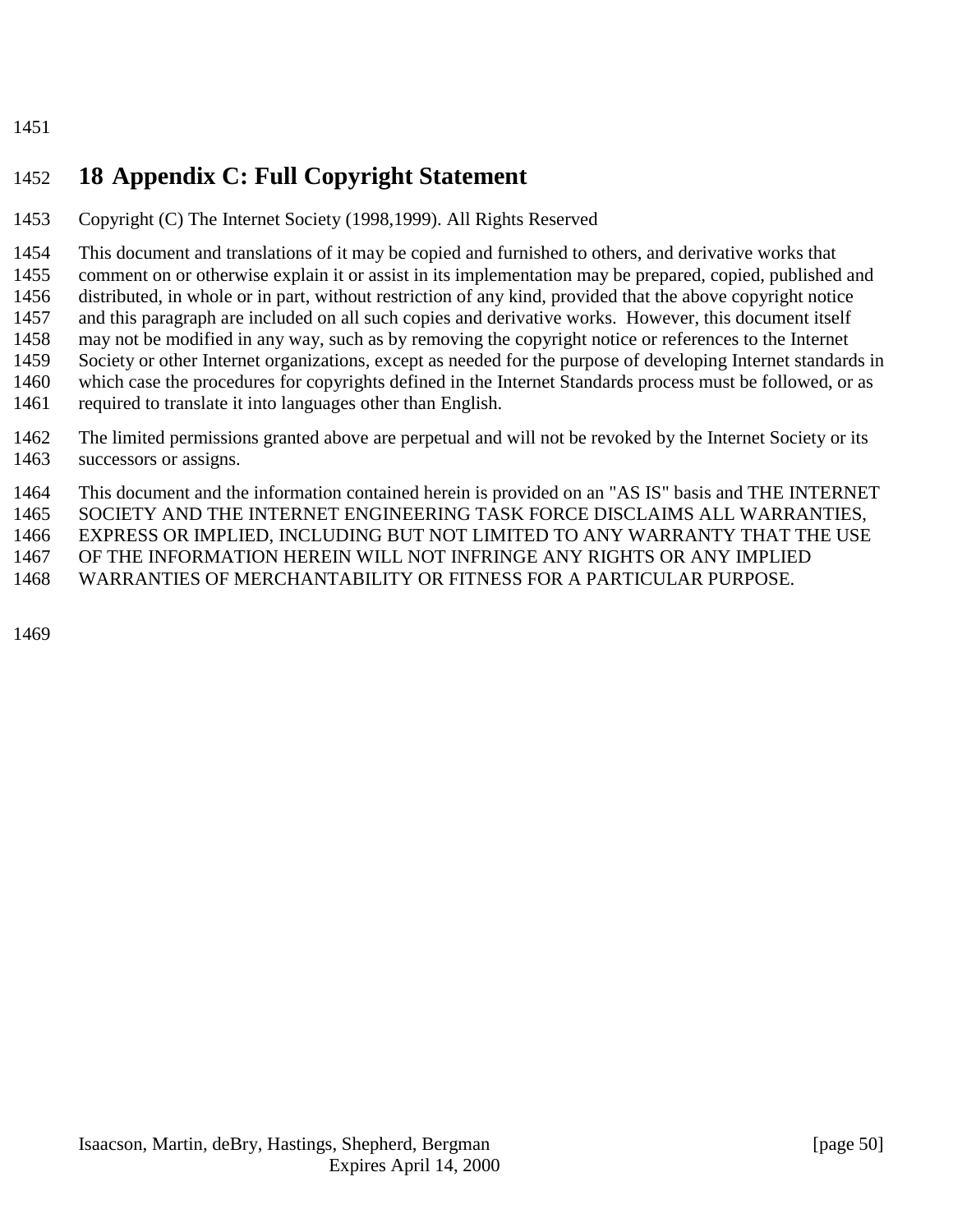# 18 Appendix C: Full Copyright Statement

Copyright (C) The Internet Society (1998,1999). All Rights Reserved

This document and translations of it may be copied and furnished to others, and derivative works that comment on or otherwise explain it or assist in its implementation may be prepared, copied, published and distributed, in whole or in part, without restriction of any kind, provided that the above copyright notice and this paragraph are included on all such copies and derivative works. However, this document itself may not be modified in any way, such as by removing the copyright notice or references to the Internet Society or other Internet organizations, except as needed for the purpose of developing Internet standards in which case the procedures for copyrights defined in the Internet Standards process must be followed, or as required to translate it into languages other than English.

The limited permissions granted above are perpetual and will not be revoked by the Internet Society or its successors or assigns.

This document and the information contained herein is provided on an "AS IS" basis and THE INTERNET SOCIETY AND THE INTERNET ENGINEERING TASK FORCE DISCLAIMS ALL WARRANTIES, EXPRESS OR IMPLIED, INCLUDING BUT NOT LIMITED TO ANY WARRANTY THAT THE USE OF THE INFORMATION HEREIN WILL NOT INFRINGE ANY RIGHTS OR ANY IMPLIED WARRANTIES OF MERCHANTABILITY OR FITNESS FOR A PARTICULAR PURPOSE.